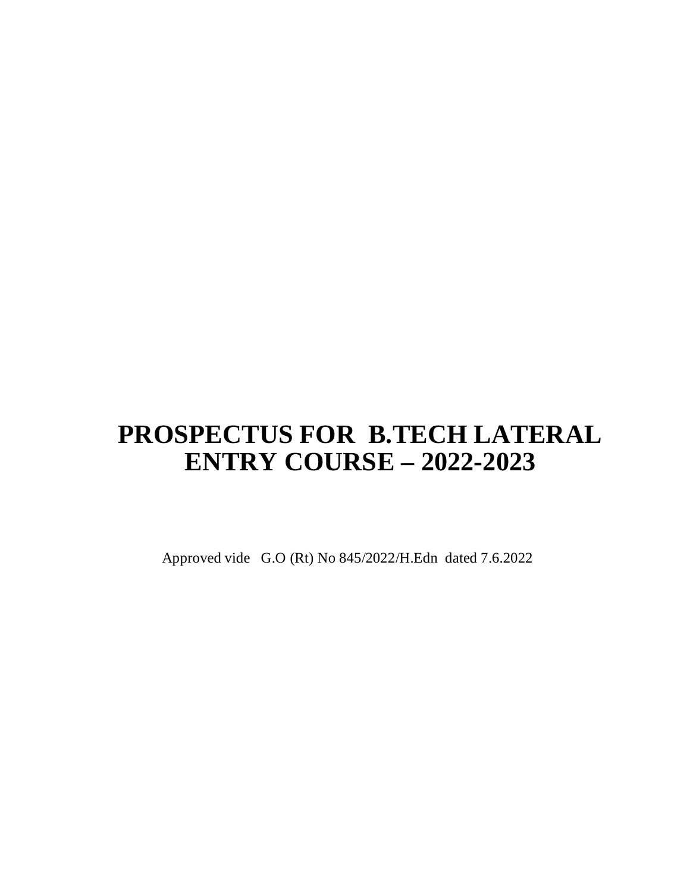# PROSPECTUS FOR B.TECH LATERAL ENTRY COURSE – 2022-2023

Approved vide G.O (Rt) No 845/2022/H.Edn dated 7.6.2022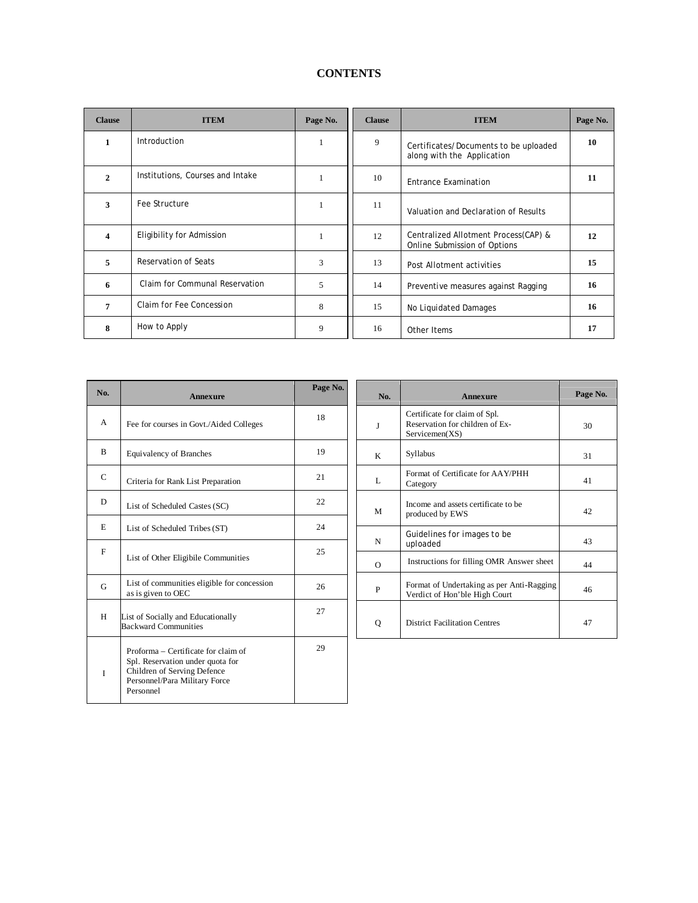# CONTENTS

| Clause | ITEM | Page No. | Clause | ITEM | Page No. |
|---|---|---|---|---|---|
| 1 | Introduction | 1 | 9 | Certificates/Documents to be uploaded along with the Application | 10 |
| 2 | Institutions, Courses and Intake | 1 | 10 | Entrance Examination | 11 |
| 3 | Fee Structure | 1 | 11 | Valuation and Declaration of Results | |
| 4 | Eligibility for Admission | 1 | 12 | Centralized Allotment Process(CAP) & Online Submission of Options | 12 |
| 5 | Reservation of Seats | 3 | 13 | Post Allotment activities | 15 |
| 6 | Claim for Communal Reservation | 5 | 14 | Preventive measures against Ragging | 16 |
| 7 | Claim for Fee Concession | 8 | 15 | No Liquidated Damages | 16 |
| 8 | How to Apply | 9 | 16 | Other Items | 17 |

| No. | Annexure | Page No. | No. | Annexure | Page No. |
|---|---|---|---|---|---|
| A | Fee for courses in Govt./Aided Colleges | 18 | J | Certificate for claim of Spl. Reservation for children of Ex-Servicemen(XS) | 30 |
| B | Equivalency of Branches | 19 | K | Syllabus | 31 |
| C | Criteria for Rank List Preparation | 21 | L | Format of Certificate for AAY/PHH Category | 41 |
| D | List of Scheduled Castes (SC) | 22 | M | Income and assets certificate to be produced by EWS | 42 |
| E | List of Scheduled Tribes (ST) | 24 | N | Guidelines for images to be uploaded | 43 |
| F | List of Other Eligibile Communities | 25 | O | Instructions for filling OMR Answer sheet | 44 |
| G | List of communities eligible for concession as is given to OEC | 26 | P | Format of Undertaking as per Anti-Ragging Verdict of Hon'ble High Court | 46 |
| H | List of Socially and Educationally Backward Communities | 27 | Q | District Facilitation Centres | 47 |
| I | Proforma – Certificate for claim of Spl. Reservation under quota for Children of Serving Defence Personnel/Para Military Force Personnel | 29 | | | |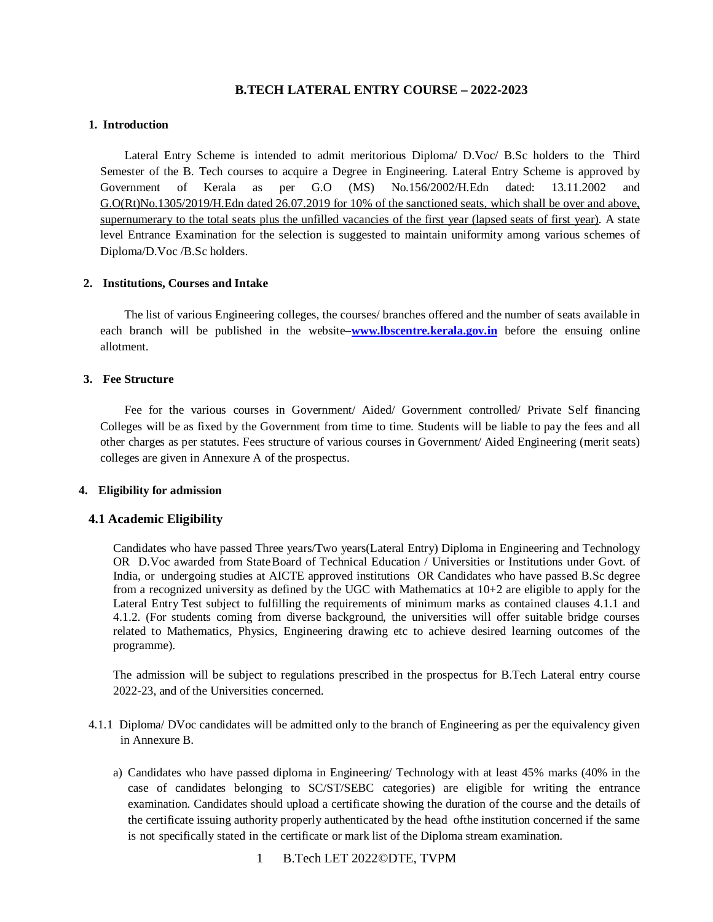# B.TECH LATERAL ENTRY COURSE – 2022-2023

## 1. Introduction

Lateral Entry Scheme is intended to admit meritorious Diploma/ D.Voc/ B.Sc holders to the Third Semester of the B. Tech courses to acquire a Degree in Engineering. Lateral Entry Scheme is approved by Government of Kerala as per G.O (MS) No.156/2002/H.Edn dated: 13.11.2002 and G.O(Rt)No.1305/2019/H.Edn dated 26.07.2019 for 10% of the sanctioned seats, which shall be over and above, supernumerary to the total seats plus the unfilled vacancies of the first year (lapsed seats of first year). A state level Entrance Examination for the selection is suggested to maintain uniformity among various schemes of Diploma/D.Voc /B.Sc holders.

## 2. Institutions, Courses and Intake

The list of various Engineering colleges, the courses/ branches offered and the number of seats available in each branch will be published in the website–**www.lbscentre.kerala.gov.in** before the ensuing online allotment.

## 3. Fee Structure

Fee for the various courses in Government/ Aided/ Government controlled/ Private Self financing Colleges will be as fixed by the Government from time to time. Students will be liable to pay the fees and all other charges as per statutes. Fees structure of various courses in Government/ Aided Engineering (merit seats) colleges are given in Annexure A of the prospectus.

## 4. Eligibility for admission

### 4.1 Academic Eligibility

Candidates who have passed Three years/Two years(Lateral Entry) Diploma in Engineering and Technology OR D.Voc awarded from State Board of Technical Education / Universities or Institutions under Govt. of India, or undergoing studies at AICTE approved institutions OR Candidates who have passed B.Sc degree from a recognized university as defined by the UGC with Mathematics at 10+2 are eligible to apply for the Lateral Entry Test subject to fulfilling the requirements of minimum marks as contained clauses 4.1.1 and 4.1.2. (For students coming from diverse background, the universities will offer suitable bridge courses related to Mathematics, Physics, Engineering drawing etc to achieve desired learning outcomes of the programme).

The admission will be subject to regulations prescribed in the prospectus for B.Tech Lateral entry course 2022-23, and of the Universities concerned.

4.1.1 Diploma/ DVoc candidates will be admitted only to the branch of Engineering as per the equivalency given in Annexure B.

a) Candidates who have passed diploma in Engineering/ Technology with at least 45% marks (40% in the case of candidates belonging to SC/ST/SEBC categories) are eligible for writing the entrance examination. Candidates should upload a certificate showing the duration of the course and the details of the certificate issuing authority properly authenticated by the head ofthe institution concerned if the same is not specifically stated in the certificate or mark list of the Diploma stream examination.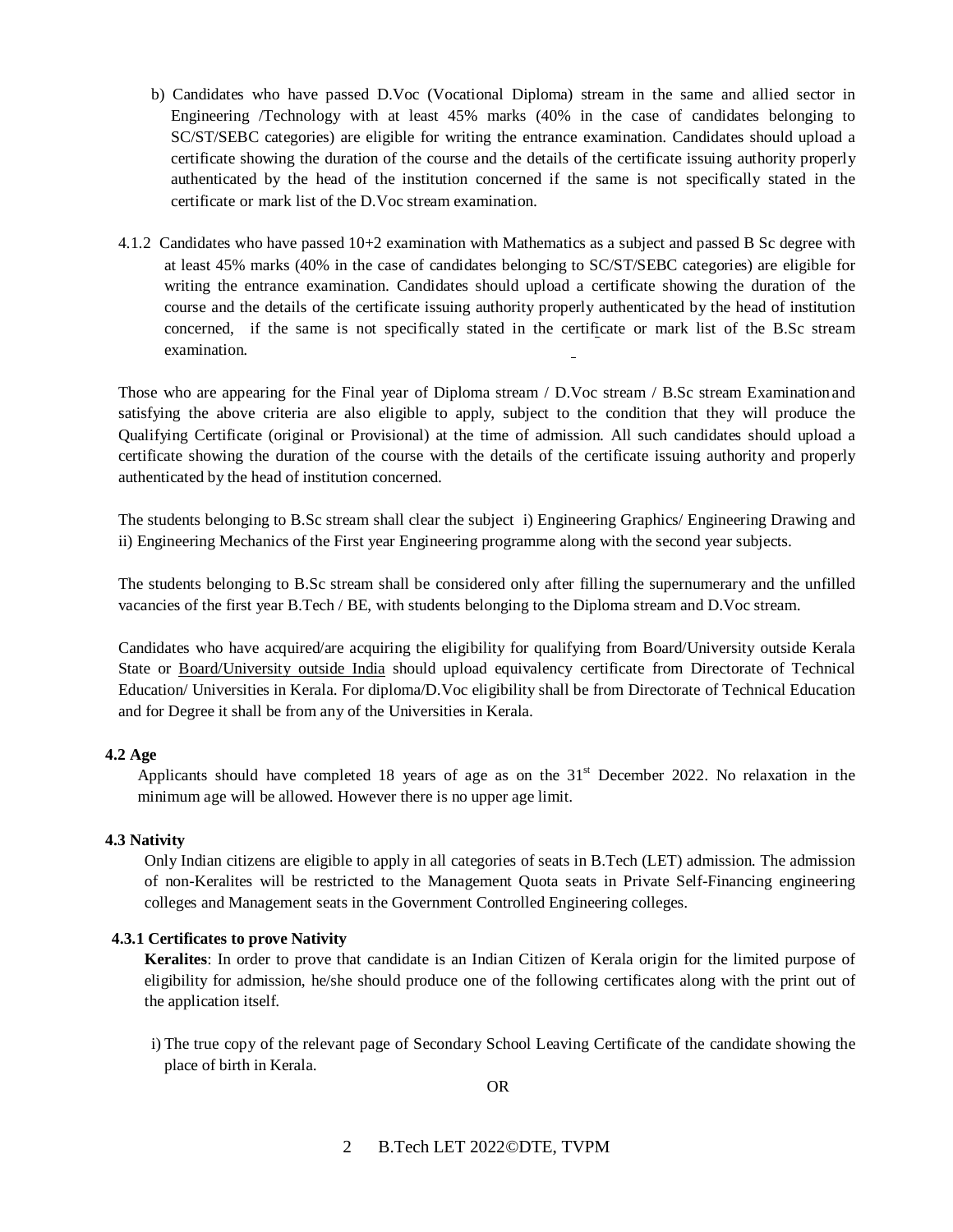b) Candidates who have passed D.Voc (Vocational Diploma) stream in the same and allied sector in Engineering /Technology with at least 45% marks (40% in the case of candidates belonging to SC/ST/SEBC categories) are eligible for writing the entrance examination. Candidates should upload a certificate showing the duration of the course and the details of the certificate issuing authority properly authenticated by the head of the institution concerned if the same is not specifically stated in the certificate or mark list of the D.Voc stream examination.

4.1.2 Candidates who have passed 10+2 examination with Mathematics as a subject and passed B Sc degree with at least 45% marks (40% in the case of candidates belonging to SC/ST/SEBC categories) are eligible for writing the entrance examination. Candidates should upload a certificate showing the duration of the course and the details of the certificate issuing authority properly authenticated by the head of institution concerned, if the same is not specifically stated in the certificate or mark list of the B.Sc stream examination.

Those who are appearing for the Final year of Diploma stream / D.Voc stream / B.Sc stream Examination and satisfying the above criteria are also eligible to apply, subject to the condition that they will produce the Qualifying Certificate (original or Provisional) at the time of admission. All such candidates should upload a certificate showing the duration of the course with the details of the certificate issuing authority and properly authenticated by the head of institution concerned.

The students belonging to B.Sc stream shall clear the subject i) Engineering Graphics/ Engineering Drawing and ii) Engineering Mechanics of the First year Engineering programme along with the second year subjects.

The students belonging to B.Sc stream shall be considered only after filling the supernumerary and the unfilled vacancies of the first year B.Tech / BE, with students belonging to the Diploma stream and D.Voc stream.

Candidates who have acquired/are acquiring the eligibility for qualifying from Board/University outside Kerala State or Board/University outside India should upload equivalency certificate from Directorate of Technical Education/ Universities in Kerala. For diploma/D.Voc eligibility shall be from Directorate of Technical Education and for Degree it shall be from any of the Universities in Kerala.

**4.2 Age**

Applicants should have completed 18 years of age as on the 31st December 2022. No relaxation in the minimum age will be allowed. However there is no upper age limit.

**4.3 Nativity**

Only Indian citizens are eligible to apply in all categories of seats in B.Tech (LET) admission. The admission of non-Keralites will be restricted to the Management Quota seats in Private Self-Financing engineering colleges and Management seats in the Government Controlled Engineering colleges.

**4.3.1 Certificates to prove Nativity**

**Keralites**: In order to prove that candidate is an Indian Citizen of Kerala origin for the limited purpose of eligibility for admission, he/she should produce one of the following certificates along with the print out of the application itself.

i) The true copy of the relevant page of Secondary School Leaving Certificate of the candidate showing the place of birth in Kerala.

OR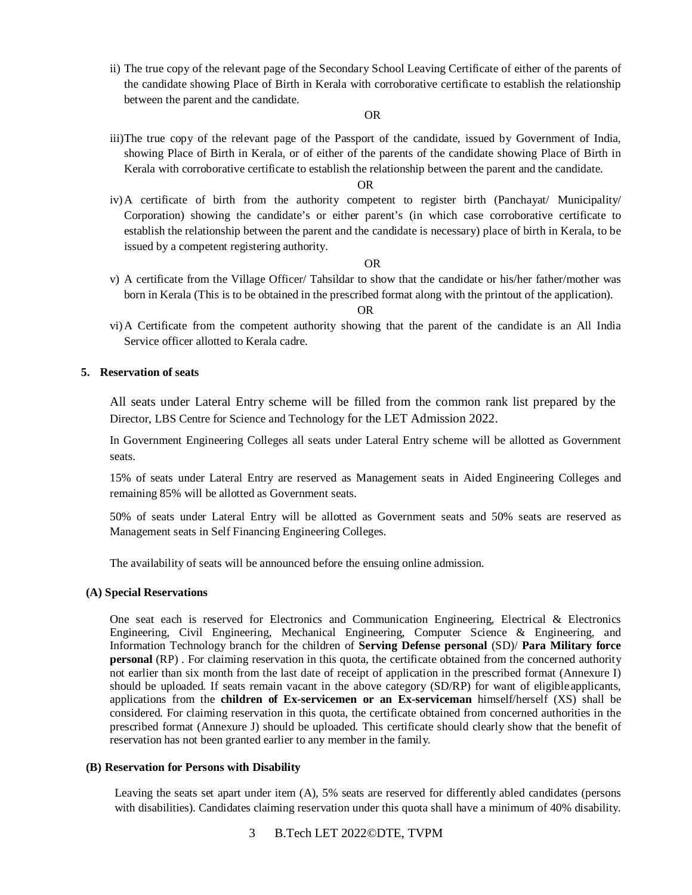ii) The true copy of the relevant page of the Secondary School Leaving Certificate of either of the parents of the candidate showing Place of Birth in Kerala with corroborative certificate to establish the relationship between the parent and the candidate.

OR

iii) The true copy of the relevant page of the Passport of the candidate, issued by Government of India, showing Place of Birth in Kerala, or of either of the parents of the candidate showing Place of Birth in Kerala with corroborative certificate to establish the relationship between the parent and the candidate.

OR

iv) A certificate of birth from the authority competent to register birth (Panchayat/ Municipality/ Corporation) showing the candidate's or either parent's (in which case corroborative certificate to establish the relationship between the parent and the candidate is necessary) place of birth in Kerala, to be issued by a competent registering authority.

OR

v) A certificate from the Village Officer/ Tahsildar to show that the candidate or his/her father/mother was born in Kerala (This is to be obtained in the prescribed format along with the printout of the application).

OR

vi) A Certificate from the competent authority showing that the parent of the candidate is an All India Service officer allotted to Kerala cadre.

## 5. Reservation of seats

All seats under Lateral Entry scheme will be filled from the common rank list prepared by the Director, LBS Centre for Science and Technology for the LET Admission 2022.

In Government Engineering Colleges all seats under Lateral Entry scheme will be allotted as Government seats.

15% of seats under Lateral Entry are reserved as Management seats in Aided Engineering Colleges and remaining 85% will be allotted as Government seats.

50% of seats under Lateral Entry will be allotted as Government seats and 50% seats are reserved as Management seats in Self Financing Engineering Colleges.

The availability of seats will be announced before the ensuing online admission.

### (A) Special Reservations

One seat each is reserved for Electronics and Communication Engineering, Electrical & Electronics Engineering, Civil Engineering, Mechanical Engineering, Computer Science & Engineering, and Information Technology branch for the children of **Serving Defense personal** (SD)/ **Para Military force personal** (RP) . For claiming reservation in this quota, the certificate obtained from the concerned authority not earlier than six month from the last date of receipt of application in the prescribed format (Annexure I) should be uploaded. If seats remain vacant in the above category (SD/RP) for want of eligible applicants, applications from the **children of Ex-servicemen or an Ex-serviceman** himself/herself (XS) shall be considered. For claiming reservation in this quota, the certificate obtained from concerned authorities in the prescribed format (Annexure J) should be uploaded. This certificate should clearly show that the benefit of reservation has not been granted earlier to any member in the family.

### (B) Reservation for Persons with Disability

Leaving the seats set apart under item (A), 5% seats are reserved for differently abled candidates (persons with disabilities). Candidates claiming reservation under this quota shall have a minimum of 40% disability.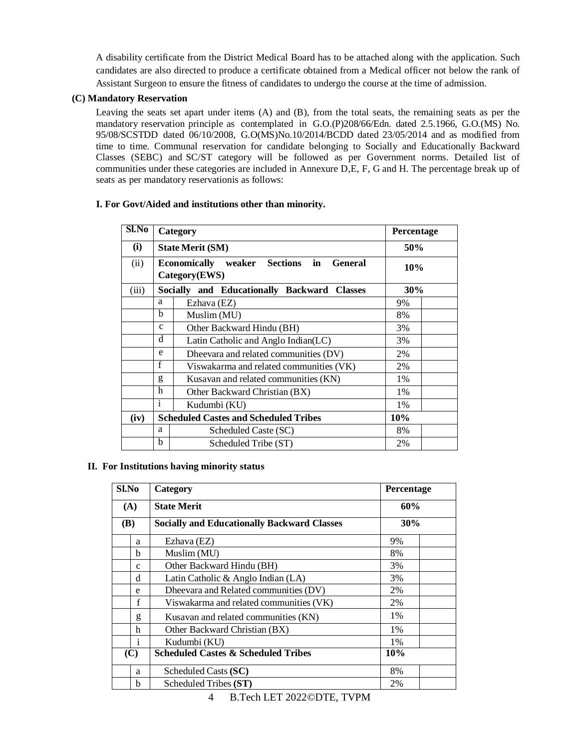A disability certificate from the District Medical Board has to be attached along with the application. Such candidates are also directed to produce a certificate obtained from a Medical officer not below the rank of Assistant Surgeon to ensure the fitness of candidates to undergo the course at the time of admission.

**(C) Mandatory Reservation**

Leaving the seats set apart under items (A) and (B), from the total seats, the remaining seats as per the mandatory reservation principle as contemplated in G.O.(P)208/66/Edn. dated 2.5.1966, G.O.(MS) No. 95/08/SCSTDD dated 06/10/2008, G.O(MS)No.10/2014/BCDD dated 23/05/2014 and as modified from time to time. Communal reservation for candidate belonging to Socially and Educationally Backward Classes (SEBC) and SC/ST category will be followed as per Government norms. Detailed list of communities under these categories are included in Annexure D,E, F, G and H. The percentage break up of seats as per mandatory reservationis as follows:

**I. For Govt/Aided and institutions other than minority.**

| Sl.No | | Category | Percentage |
|---|---|---|---|
| **(i)** | **State Merit (SM)** | | **50%** |
| (ii) | **Economically weaker Sections in General Category(EWS)** | | **10%** |
| (iii) | **Socially and Educationally Backward Classes** | | **30%** |
| | a | Ezhava (EZ) | 9% |
| | b | Muslim (MU) | 8% |
| | c | Other Backward Hindu (BH) | 3% |
| | d | Latin Catholic and Anglo Indian(LC) | 3% |
| | e | Dheevara and related communities (DV) | 2% |
| | f | Viswakarma and related communities (VK) | 2% |
| | g | Kusavan and related communities (KN) | 1% |
| | h | Other Backward Christian (BX) | 1% |
| | i | Kudumbi (KU) | 1% |
| **(iv)** | **Scheduled Castes and Scheduled Tribes** | | **10%** |
| | a | Scheduled Caste (SC) | 8% |
| | b | Scheduled Tribe (ST) | 2% |

**II. For Institutions having minority status**

| Sl.No | | Category | Percentage |
|---|---|---|---|
| **(A)** | | **State Merit** | **60%** |
| **(B)** | | **Socially and Educationally Backward Classes** | **30%** |
| | a | Ezhava (EZ) | 9% |
| | b | Muslim (MU) | 8% |
| | c | Other Backward Hindu (BH) | 3% |
| | d | Latin Catholic & Anglo Indian (LA) | 3% |
| | e | Dheevara and Related communities (DV) | 2% |
| | f | Viswakarma and related communities (VK) | 2% |
| | g | Kusavan and related communities (KN) | 1% |
| | h | Other Backward Christian (BX) | 1% |
| | i | Kudumbi (KU) | 1% |
| **(C)** | | **Scheduled Castes & Scheduled Tribes** | **10%** |
| | a | Scheduled Casts **(SC)** | 8% |
| | b | Scheduled Tribes **(ST)** | 2% |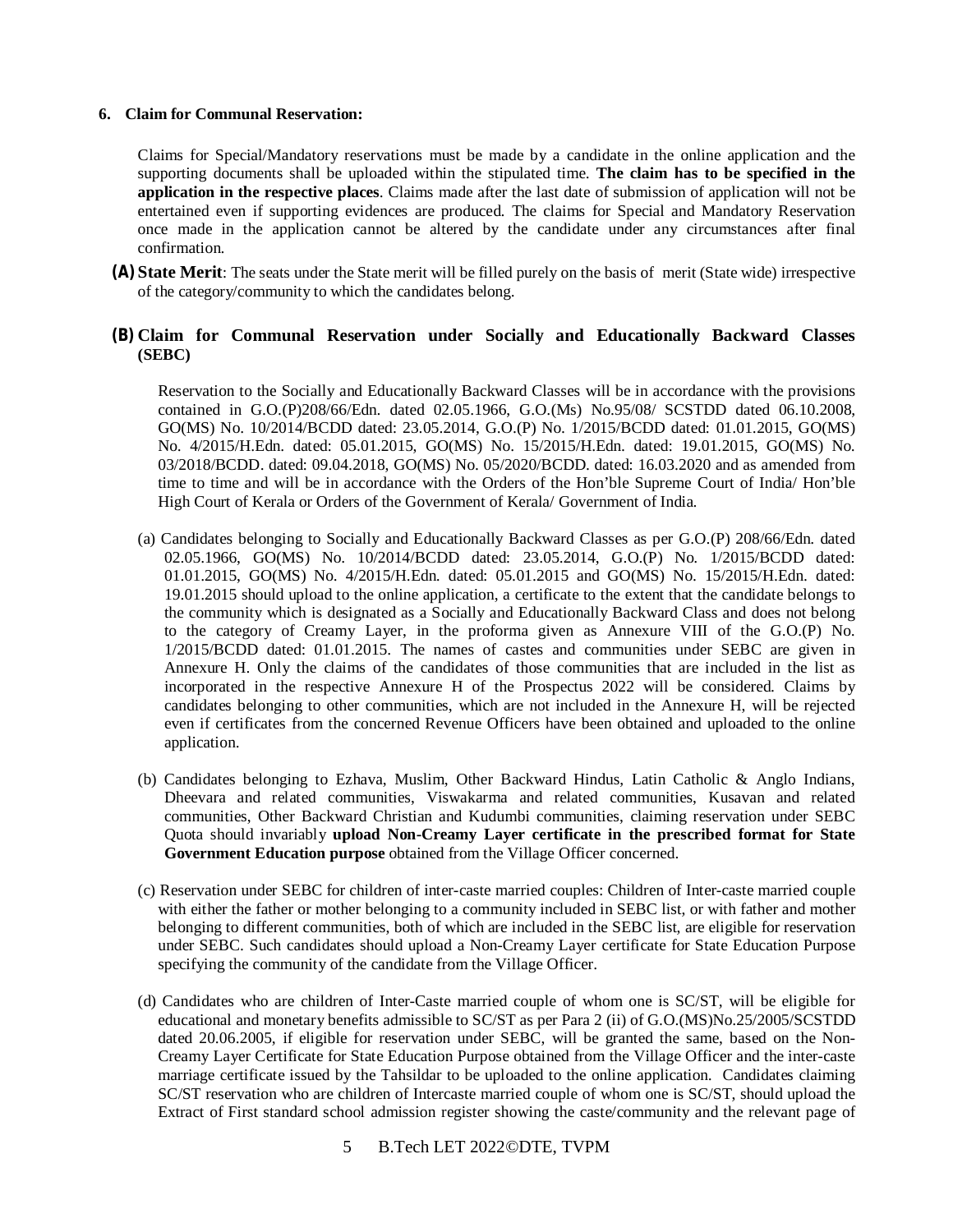## 6. Claim for Communal Reservation:

Claims for Special/Mandatory reservations must be made by a candidate in the online application and the supporting documents shall be uploaded within the stipulated time. **The claim has to be specified in the application in the respective places**. Claims made after the last date of submission of application will not be entertained even if supporting evidences are produced. The claims for Special and Mandatory Reservation once made in the application cannot be altered by the candidate under any circumstances after final confirmation.

**(A) State Merit**: The seats under the State merit will be filled purely on the basis of merit (State wide) irrespective of the category/community to which the candidates belong.

### (B) Claim for Communal Reservation under Socially and Educationally Backward Classes (SEBC)

Reservation to the Socially and Educationally Backward Classes will be in accordance with the provisions contained in G.O.(P)208/66/Edn. dated 02.05.1966, G.O.(Ms) No.95/08/ SCSTDD dated 06.10.2008, GO(MS) No. 10/2014/BCDD dated: 23.05.2014, G.O.(P) No. 1/2015/BCDD dated: 01.01.2015, GO(MS) No. 4/2015/H.Edn. dated: 05.01.2015, GO(MS) No. 15/2015/H.Edn. dated: 19.01.2015, GO(MS) No. 03/2018/BCDD. dated: 09.04.2018, GO(MS) No. 05/2020/BCDD. dated: 16.03.2020 and as amended from time to time and will be in accordance with the Orders of the Hon'ble Supreme Court of India/ Hon'ble High Court of Kerala or Orders of the Government of Kerala/ Government of India.

(a) Candidates belonging to Socially and Educationally Backward Classes as per G.O.(P) 208/66/Edn. dated 02.05.1966, GO(MS) No. 10/2014/BCDD dated: 23.05.2014, G.O.(P) No. 1/2015/BCDD dated: 01.01.2015, GO(MS) No. 4/2015/H.Edn. dated: 05.01.2015 and GO(MS) No. 15/2015/H.Edn. dated: 19.01.2015 should upload to the online application, a certificate to the extent that the candidate belongs to the community which is designated as a Socially and Educationally Backward Class and does not belong to the category of Creamy Layer, in the proforma given as Annexure VIII of the G.O.(P) No. 1/2015/BCDD dated: 01.01.2015. The names of castes and communities under SEBC are given in Annexure H. Only the claims of the candidates of those communities that are included in the list as incorporated in the respective Annexure H of the Prospectus 2022 will be considered. Claims by candidates belonging to other communities, which are not included in the Annexure H, will be rejected even if certificates from the concerned Revenue Officers have been obtained and uploaded to the online application.

(b) Candidates belonging to Ezhava, Muslim, Other Backward Hindus, Latin Catholic & Anglo Indians, Dheevara and related communities, Viswakarma and related communities, Kusavan and related communities, Other Backward Christian and Kudumbi communities, claiming reservation under SEBC Quota should invariably **upload Non-Creamy Layer certificate in the prescribed format for State Government Education purpose** obtained from the Village Officer concerned.

(c) Reservation under SEBC for children of inter-caste married couples: Children of Inter-caste married couple with either the father or mother belonging to a community included in SEBC list, or with father and mother belonging to different communities, both of which are included in the SEBC list, are eligible for reservation under SEBC. Such candidates should upload a Non-Creamy Layer certificate for State Education Purpose specifying the community of the candidate from the Village Officer.

(d) Candidates who are children of Inter-Caste married couple of whom one is SC/ST, will be eligible for educational and monetary benefits admissible to SC/ST as per Para 2 (ii) of G.O.(MS)No.25/2005/SCSTDD dated 20.06.2005, if eligible for reservation under SEBC, will be granted the same, based on the Non-Creamy Layer Certificate for State Education Purpose obtained from the Village Officer and the inter-caste marriage certificate issued by the Tahsildar to be uploaded to the online application. Candidates claiming SC/ST reservation who are children of Intercaste married couple of whom one is SC/ST, should upload the Extract of First standard school admission register showing the caste/community and the relevant page of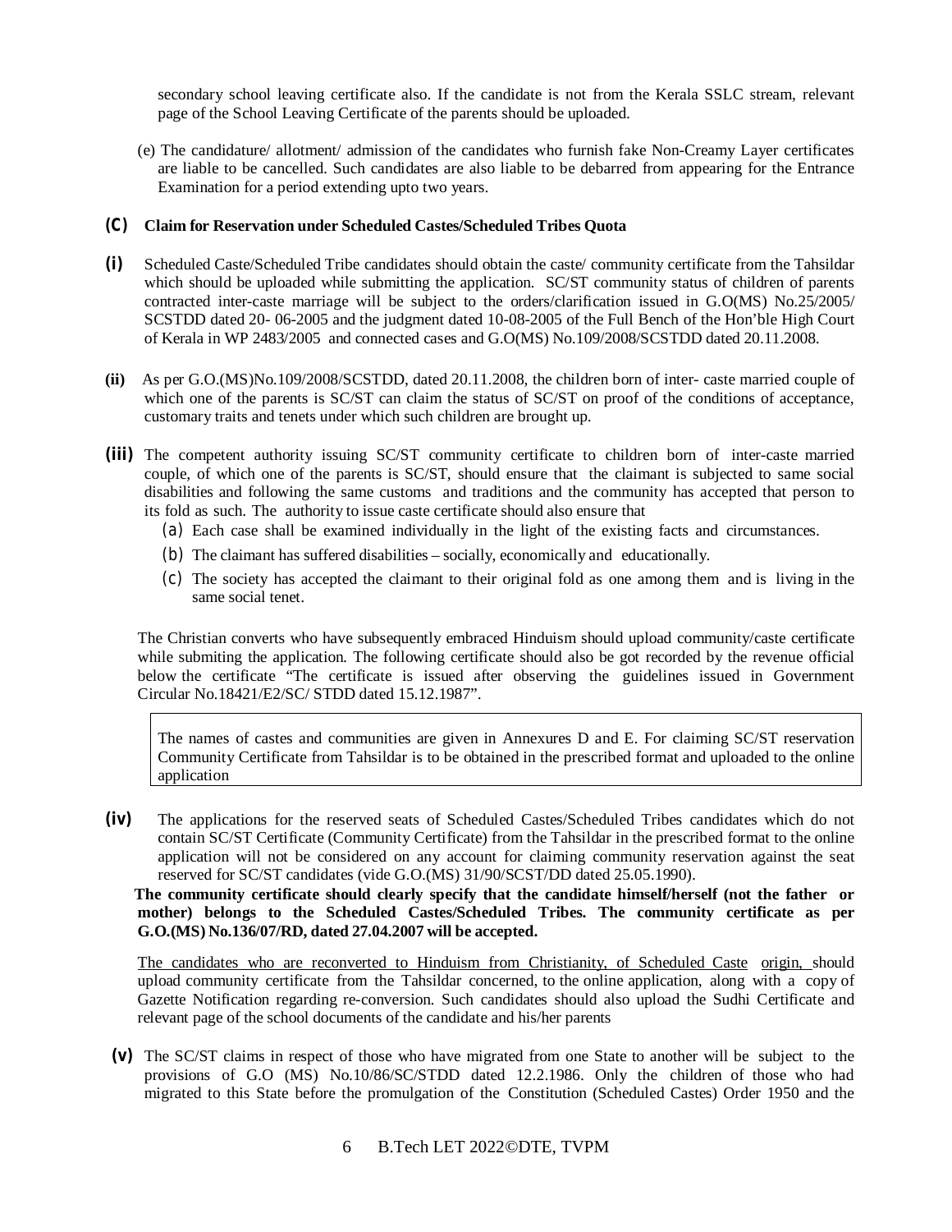secondary school leaving certificate also. If the candidate is not from the Kerala SSLC stream, relevant page of the School Leaving Certificate of the parents should be uploaded.

(e) The candidature/ allotment/ admission of the candidates who furnish fake Non-Creamy Layer certificates are liable to be cancelled. Such candidates are also liable to be debarred from appearing for the Entrance Examination for a period extending upto two years.

### (C) Claim for Reservation under Scheduled Castes/Scheduled Tribes Quota

**(i)** Scheduled Caste/Scheduled Tribe candidates should obtain the caste/ community certificate from the Tahsildar which should be uploaded while submitting the application. SC/ST community status of children of parents contracted inter-caste marriage will be subject to the orders/clarification issued in G.O(MS) No.25/2005/ SCSTDD dated 20- 06-2005 and the judgment dated 10-08-2005 of the Full Bench of the Hon'ble High Court of Kerala in WP 2483/2005 and connected cases and G.O(MS) No.109/2008/SCSTDD dated 20.11.2008.

**(ii)** As per G.O.(MS)No.109/2008/SCSTDD, dated 20.11.2008, the children born of inter- caste married couple of which one of the parents is SC/ST can claim the status of SC/ST on proof of the conditions of acceptance, customary traits and tenets under which such children are brought up.

**(iii)** The competent authority issuing SC/ST community certificate to children born of inter-caste married couple, of which one of the parents is SC/ST, should ensure that the claimant is subjected to same social disabilities and following the same customs and traditions and the community has accepted that person to its fold as such. The authority to issue caste certificate should also ensure that

(a) Each case shall be examined individually in the light of the existing facts and circumstances.

(b) The claimant has suffered disabilities – socially, economically and educationally.

(c) The society has accepted the claimant to their original fold as one among them and is living in the same social tenet.

The Christian converts who have subsequently embraced Hinduism should upload community/caste certificate while submiting the application. The following certificate should also be got recorded by the revenue official below the certificate "The certificate is issued after observing the guidelines issued in Government Circular No.18421/E2/SC/ STDD dated 15.12.1987".

> The names of castes and communities are given in Annexures D and E. For claiming SC/ST reservation Community Certificate from Tahsildar is to be obtained in the prescribed format and uploaded to the online application

**(iv)** The applications for the reserved seats of Scheduled Castes/Scheduled Tribes candidates which do not contain SC/ST Certificate (Community Certificate) from the Tahsildar in the prescribed format to the online application will not be considered on any account for claiming community reservation against the seat reserved for SC/ST candidates (vide G.O.(MS) 31/90/SCST/DD dated 25.05.1990).

**The community certificate should clearly specify that the candidate himself/herself (not the father or mother) belongs to the Scheduled Castes/Scheduled Tribes. The community certificate as per G.O.(MS) No.136/07/RD, dated 27.04.2007 will be accepted.**

The candidates who are reconverted to Hinduism from Christianity, of Scheduled Caste origin, should upload community certificate from the Tahsildar concerned, to the online application, along with a copy of Gazette Notification regarding re-conversion. Such candidates should also upload the Sudhi Certificate and relevant page of the school documents of the candidate and his/her parents

**(v)** The SC/ST claims in respect of those who have migrated from one State to another will be subject to the provisions of G.O (MS) No.10/86/SC/STDD dated 12.2.1986. Only the children of those who had migrated to this State before the promulgation of the Constitution (Scheduled Castes) Order 1950 and the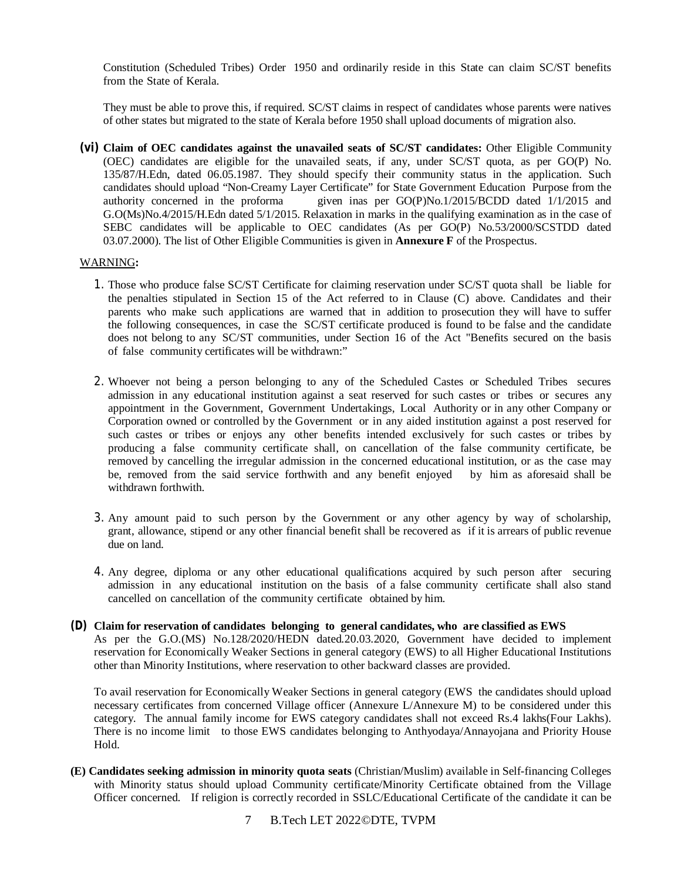Constitution (Scheduled Tribes) Order 1950 and ordinarily reside in this State can claim SC/ST benefits from the State of Kerala.

They must be able to prove this, if required. SC/ST claims in respect of candidates whose parents were natives of other states but migrated to the state of Kerala before 1950 shall upload documents of migration also.

**(vi) Claim of OEC candidates against the unavailed seats of SC/ST candidates:** Other Eligible Community (OEC) candidates are eligible for the unavailed seats, if any, under SC/ST quota, as per GO(P) No. 135/87/H.Edn, dated 06.05.1987. They should specify their community status in the application. Such candidates should upload "Non-Creamy Layer Certificate" for State Government Education Purpose from the authority concerned in the proforma given inas per GO(P)No.1/2015/BCDD dated 1/1/2015 and G.O(Ms)No.4/2015/H.Edn dated 5/1/2015. Relaxation in marks in the qualifying examination as in the case of SEBC candidates will be applicable to OEC candidates (As per GO(P) No.53/2000/SCSTDD dated 03.07.2000). The list of Other Eligible Communities is given in **Annexure F** of the Prospectus.

WARNING**:**

1. Those who produce false SC/ST Certificate for claiming reservation under SC/ST quota shall be liable for the penalties stipulated in Section 15 of the Act referred to in Clause (C) above. Candidates and their parents who make such applications are warned that in addition to prosecution they will have to suffer the following consequences, in case the SC/ST certificate produced is found to be false and the candidate does not belong to any SC/ST communities, under Section 16 of the Act "Benefits secured on the basis of false community certificates will be withdrawn:"

2. Whoever not being a person belonging to any of the Scheduled Castes or Scheduled Tribes secures admission in any educational institution against a seat reserved for such castes or tribes or secures any appointment in the Government, Government Undertakings, Local Authority or in any other Company or Corporation owned or controlled by the Government or in any aided institution against a post reserved for such castes or tribes or enjoys any other benefits intended exclusively for such castes or tribes by producing a false community certificate shall, on cancellation of the false community certificate, be removed by cancelling the irregular admission in the concerned educational institution, or as the case may be, removed from the said service forthwith and any benefit enjoyed by him as aforesaid shall be withdrawn forthwith.

3. Any amount paid to such person by the Government or any other agency by way of scholarship, grant, allowance, stipend or any other financial benefit shall be recovered as if it is arrears of public revenue due on land.

4. Any degree, diploma or any other educational qualifications acquired by such person after securing admission in any educational institution on the basis of a false community certificate shall also stand cancelled on cancellation of the community certificate obtained by him.

**(D) Claim for reservation of candidates belonging to general candidates, who are classified as EWS**

As per the G.O.(MS) No.128/2020/HEDN dated.20.03.2020, Government have decided to implement reservation for Economically Weaker Sections in general category (EWS) to all Higher Educational Institutions other than Minority Institutions, where reservation to other backward classes are provided.

To avail reservation for Economically Weaker Sections in general category (EWS the candidates should upload necessary certificates from concerned Village officer (Annexure L/Annexure M) to be considered under this category. The annual family income for EWS category candidates shall not exceed Rs.4 lakhs(Four Lakhs). There is no income limit to those EWS candidates belonging to Anthyodaya/Annayojana and Priority House Hold.

**(E) Candidates seeking admission in minority quota seats** (Christian/Muslim) available in Self-financing Colleges with Minority status should upload Community certificate/Minority Certificate obtained from the Village Officer concerned. If religion is correctly recorded in SSLC/Educational Certificate of the candidate it can be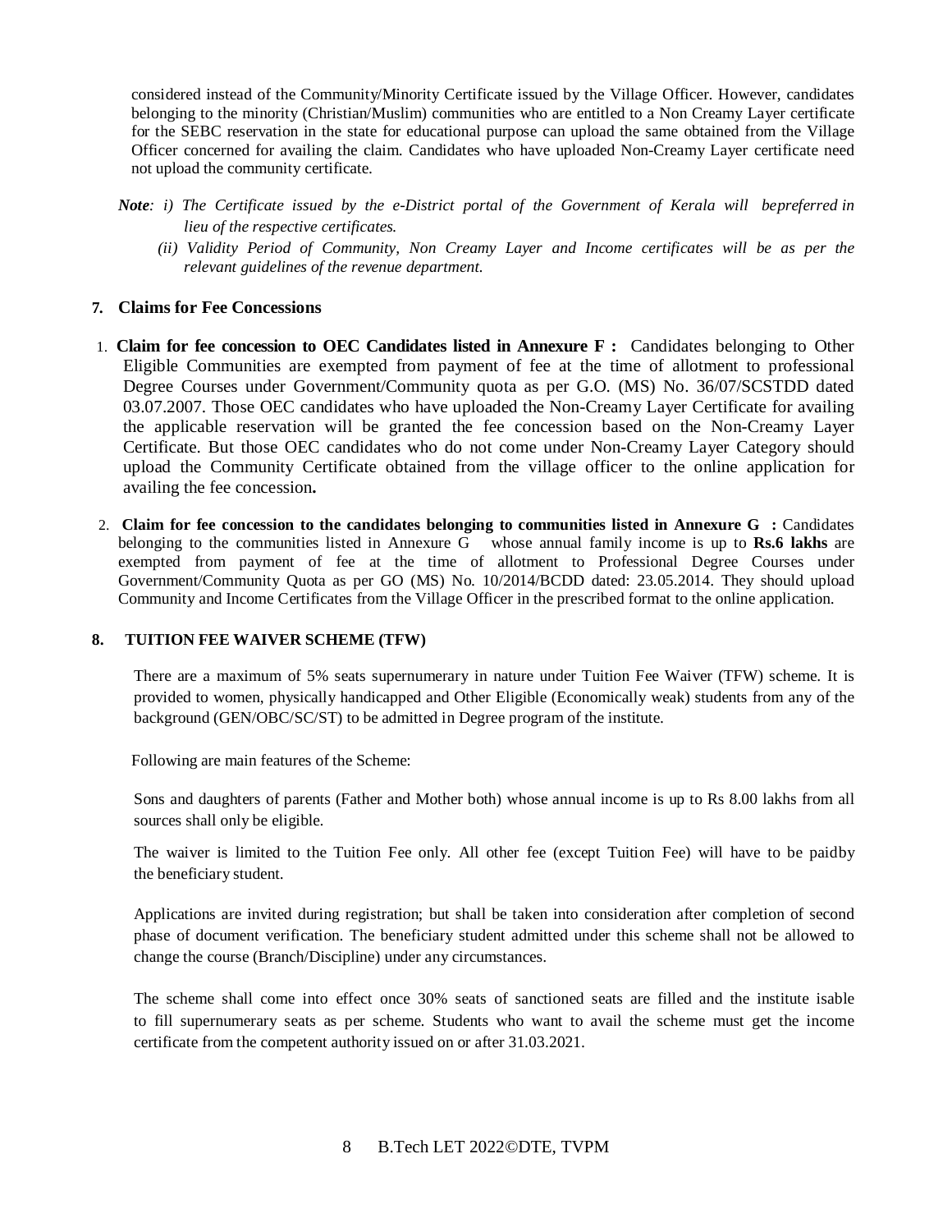considered instead of the Community/Minority Certificate issued by the Village Officer. However, candidates belonging to the minority (Christian/Muslim) communities who are entitled to a Non Creamy Layer certificate for the SEBC reservation in the state for educational purpose can upload the same obtained from the Village Officer concerned for availing the claim. Candidates who have uploaded Non-Creamy Layer certificate need not upload the community certificate.

***Note**: i) The Certificate issued by the e-District portal of the Government of Kerala will bepreferred in lieu of the respective certificates.*

*(ii) Validity Period of Community, Non Creamy Layer and Income certificates will be as per the relevant guidelines of the revenue department.*

## 7. Claims for Fee Concessions

1. **Claim for fee concession to OEC Candidates listed in Annexure F :** Candidates belonging to Other Eligible Communities are exempted from payment of fee at the time of allotment to professional Degree Courses under Government/Community quota as per G.O. (MS) No. 36/07/SCSTDD dated 03.07.2007. Those OEC candidates who have uploaded the Non-Creamy Layer Certificate for availing the applicable reservation will be granted the fee concession based on the Non-Creamy Layer Certificate. But those OEC candidates who do not come under Non-Creamy Layer Category should upload the Community Certificate obtained from the village officer to the online application for availing the fee concession**.**

2. **Claim for fee concession to the candidates belonging to communities listed in Annexure G :** Candidates belonging to the communities listed in Annexure G whose annual family income is up to **Rs.6 lakhs** are exempted from payment of fee at the time of allotment to Professional Degree Courses under Government/Community Quota as per GO (MS) No. 10/2014/BCDD dated: 23.05.2014. They should upload Community and Income Certificates from the Village Officer in the prescribed format to the online application.

## 8. TUITION FEE WAIVER SCHEME (TFW)

There are a maximum of 5% seats supernumerary in nature under Tuition Fee Waiver (TFW) scheme. It is provided to women, physically handicapped and Other Eligible (Economically weak) students from any of the background (GEN/OBC/SC/ST) to be admitted in Degree program of the institute.

Following are main features of the Scheme:

Sons and daughters of parents (Father and Mother both) whose annual income is up to Rs 8.00 lakhs from all sources shall only be eligible.

The waiver is limited to the Tuition Fee only. All other fee (except Tuition Fee) will have to be paidby the beneficiary student.

Applications are invited during registration; but shall be taken into consideration after completion of second phase of document verification. The beneficiary student admitted under this scheme shall not be allowed to change the course (Branch/Discipline) under any circumstances.

The scheme shall come into effect once 30% seats of sanctioned seats are filled and the institute isable to fill supernumerary seats as per scheme. Students who want to avail the scheme must get the income certificate from the competent authority issued on or after 31.03.2021.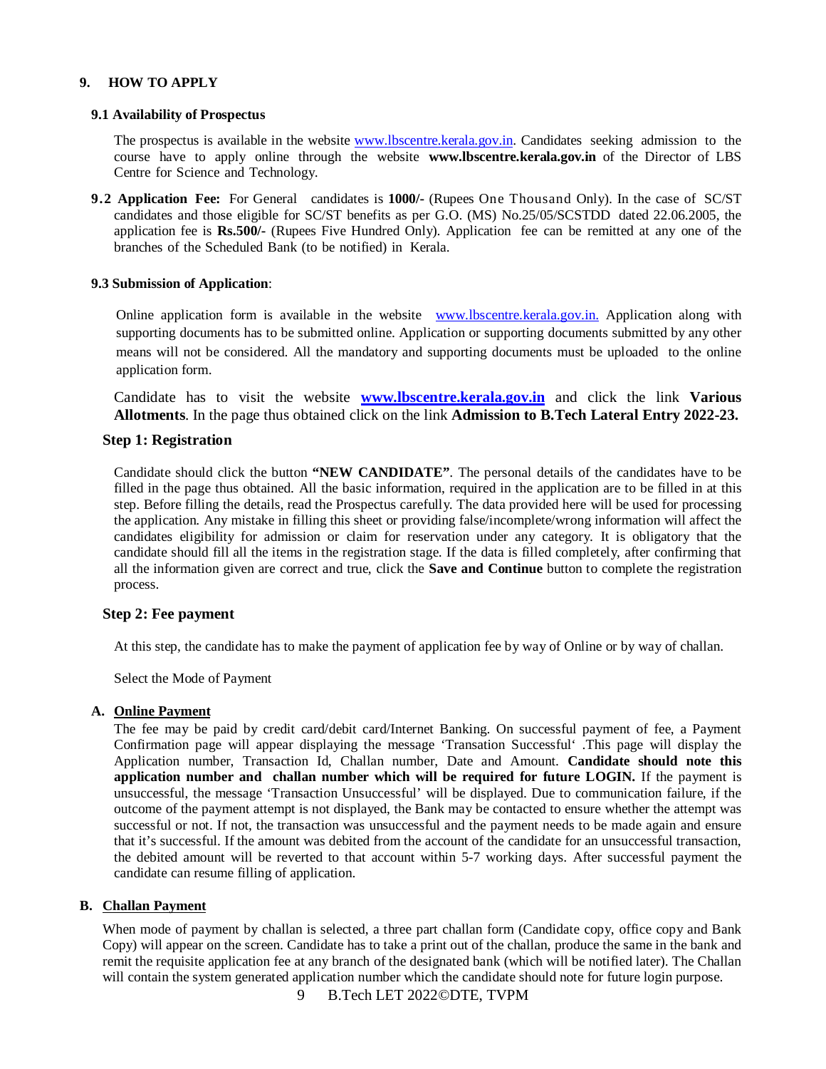## 9. HOW TO APPLY

### 9.1 Availability of Prospectus

The prospectus is available in the website www.lbscentre.kerala.gov.in. Candidates seeking admission to the course have to apply online through the website **www.lbscentre.kerala.gov.in** of the Director of LBS Centre for Science and Technology.

**9.2 Application Fee:** For General candidates is **1000/-** (Rupees One Thousand Only). In the case of SC/ST candidates and those eligible for SC/ST benefits as per G.O. (MS) No.25/05/SCSTDD dated 22.06.2005, the application fee is **Rs.500/-** (Rupees Five Hundred Only). Application fee can be remitted at any one of the branches of the Scheduled Bank (to be notified) in Kerala.

### 9.3 Submission of Application:

Online application form is available in the website www.lbscentre.kerala.gov.in. Application along with supporting documents has to be submitted online. Application or supporting documents submitted by any other means will not be considered. All the mandatory and supporting documents must be uploaded to the online application form.

Candidate has to visit the website **www.lbscentre.kerala.gov.in** and click the link **Various Allotments**. In the page thus obtained click on the link **Admission to B.Tech Lateral Entry 2022-23.**

#### Step 1: Registration

Candidate should click the button **"NEW CANDIDATE"**. The personal details of the candidates have to be filled in the page thus obtained. All the basic information, required in the application are to be filled in at this step. Before filling the details, read the Prospectus carefully. The data provided here will be used for processing the application. Any mistake in filling this sheet or providing false/incomplete/wrong information will affect the candidates eligibility for admission or claim for reservation under any category. It is obligatory that the candidate should fill all the items in the registration stage. If the data is filled completely, after confirming that all the information given are correct and true, click the **Save and Continue** button to complete the registration process.

#### Step 2: Fee payment

At this step, the candidate has to make the payment of application fee by way of Online or by way of challan.

Select the Mode of Payment

**A. Online Payment**

The fee may be paid by credit card/debit card/Internet Banking. On successful payment of fee, a Payment Confirmation page will appear displaying the message 'Transation Successful' .This page will display the Application number, Transaction Id, Challan number, Date and Amount. **Candidate should note this application number and challan number which will be required for future LOGIN.** If the payment is unsuccessful, the message 'Transaction Unsuccessful' will be displayed. Due to communication failure, if the outcome of the payment attempt is not displayed, the Bank may be contacted to ensure whether the attempt was successful or not. If not, the transaction was unsuccessful and the payment needs to be made again and ensure that it's successful. If the amount was debited from the account of the candidate for an unsuccessful transaction, the debited amount will be reverted to that account within 5-7 working days. After successful payment the candidate can resume filling of application.

**B. Challan Payment**

When mode of payment by challan is selected, a three part challan form (Candidate copy, office copy and Bank Copy) will appear on the screen. Candidate has to take a print out of the challan, produce the same in the bank and remit the requisite application fee at any branch of the designated bank (which will be notified later). The Challan will contain the system generated application number which the candidate should note for future login purpose.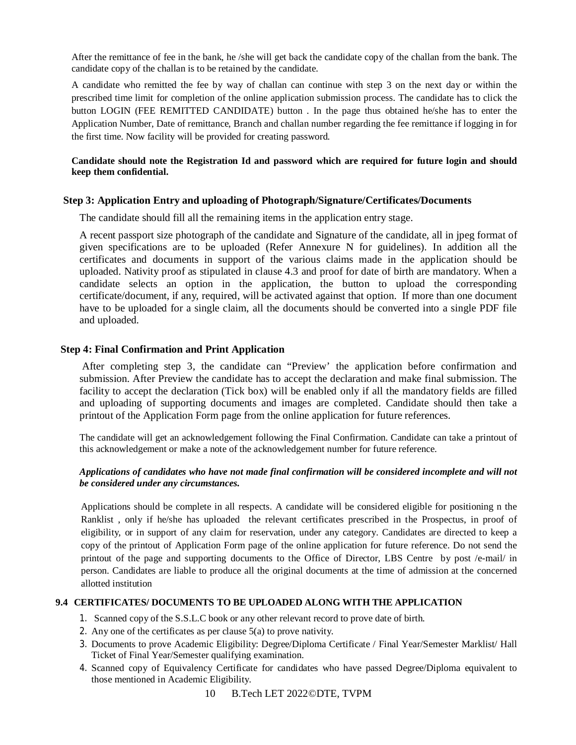After the remittance of fee in the bank, he /she will get back the candidate copy of the challan from the bank. The candidate copy of the challan is to be retained by the candidate.

A candidate who remitted the fee by way of challan can continue with step 3 on the next day or within the prescribed time limit for completion of the online application submission process. The candidate has to click the button LOGIN (FEE REMITTED CANDIDATE) button . In the page thus obtained he/she has to enter the Application Number, Date of remittance, Branch and challan number regarding the fee remittance if logging in for the first time. Now facility will be provided for creating password.

**Candidate should note the Registration Id and password which are required for future login and should keep them confidential.**

### Step 3: Application Entry and uploading of Photograph/Signature/Certificates/Documents

The candidate should fill all the remaining items in the application entry stage.

A recent passport size photograph of the candidate and Signature of the candidate, all in jpeg format of given specifications are to be uploaded (Refer Annexure N for guidelines). In addition all the certificates and documents in support of the various claims made in the application should be uploaded. Nativity proof as stipulated in clause 4.3 and proof for date of birth are mandatory. When a candidate selects an option in the application, the button to upload the corresponding certificate/document, if any, required, will be activated against that option. If more than one document have to be uploaded for a single claim, all the documents should be converted into a single PDF file and uploaded.

### Step 4: Final Confirmation and Print Application

After completing step 3, the candidate can "Preview' the application before confirmation and submission. After Preview the candidate has to accept the declaration and make final submission. The facility to accept the declaration (Tick box) will be enabled only if all the mandatory fields are filled and uploading of supporting documents and images are completed. Candidate should then take a printout of the Application Form page from the online application for future references.

The candidate will get an acknowledgement following the Final Confirmation. Candidate can take a printout of this acknowledgement or make a note of the acknowledgement number for future reference.

***Applications of candidates who have not made final confirmation will be considered incomplete and will not be considered under any circumstances.***

Applications should be complete in all respects. A candidate will be considered eligible for positioning n the Ranklist , only if he/she has uploaded the relevant certificates prescribed in the Prospectus, in proof of eligibility, or in support of any claim for reservation, under any category. Candidates are directed to keep a copy of the printout of Application Form page of the online application for future reference. Do not send the printout of the page and supporting documents to the Office of Director, LBS Centre by post /e-mail/ in person. Candidates are liable to produce all the original documents at the time of admission at the concerned allotted institution

## 9.4 CERTIFICATES/ DOCUMENTS TO BE UPLOADED ALONG WITH THE APPLICATION

1. Scanned copy of the S.S.L.C book or any other relevant record to prove date of birth.
2. Any one of the certificates as per clause 5(a) to prove nativity.
3. Documents to prove Academic Eligibility: Degree/Diploma Certificate / Final Year/Semester Marklist/ Hall Ticket of Final Year/Semester qualifying examination.
4. Scanned copy of Equivalency Certificate for candidates who have passed Degree/Diploma equivalent to those mentioned in Academic Eligibility.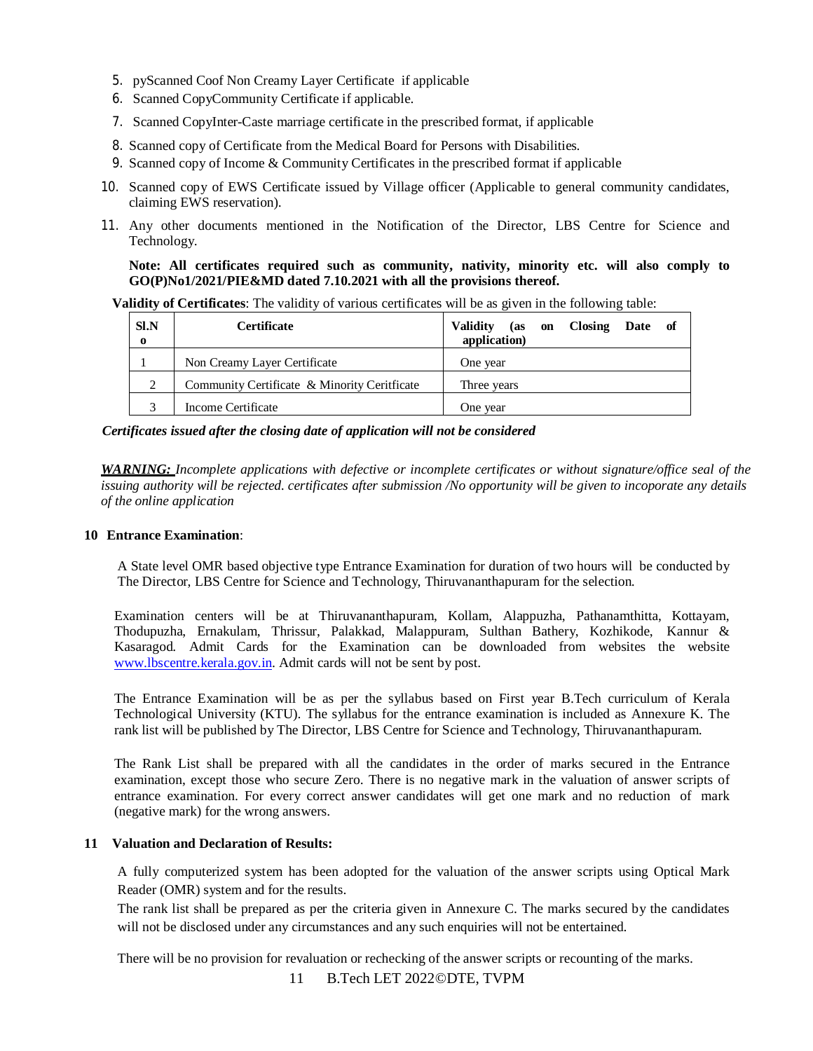5. pyScanned Coof Non Creamy Layer Certificate if applicable
6. Scanned CopyCommunity Certificate if applicable.
7. Scanned CopyInter-Caste marriage certificate in the prescribed format, if applicable
8. Scanned copy of Certificate from the Medical Board for Persons with Disabilities.
9. Scanned copy of Income & Community Certificates in the prescribed format if applicable
10. Scanned copy of EWS Certificate issued by Village officer (Applicable to general community candidates, claiming EWS reservation).
11. Any other documents mentioned in the Notification of the Director, LBS Centre for Science and Technology.

**Note: All certificates required such as community, nativity, minority etc. will also comply to GO(P)No1/2021/PIE&MD dated 7.10.2021 with all the provisions thereof.**

**Validity of Certificates**: The validity of various certificates will be as given in the following table:

| Sl.No | Certificate | Validity (as on Closing Date of application) |
|---|---|---|
| 1 | Non Creamy Layer Certificate | One year |
| 2 | Community Certificate & Minority Ceritficate | Three years |
| 3 | Income Certificate | One year |

***Certificates issued after the closing date of application will not be considered***

***WARNING:** Incomplete applications with defective or incomplete certificates or without signature/office seal of the issuing authority will be rejected. certificates after submission /No opportunity will be given to incoporate any details of the online application*

## 10 Entrance Examination:

A State level OMR based objective type Entrance Examination for duration of two hours will be conducted by The Director, LBS Centre for Science and Technology, Thiruvananthapuram for the selection.

Examination centers will be at Thiruvananthapuram, Kollam, Alappuzha, Pathanamthitta, Kottayam, Thodupuzha, Ernakulam, Thrissur, Palakkad, Malappuram, Sulthan Bathery, Kozhikode, Kannur & Kasaragod. Admit Cards for the Examination can be downloaded from websites the website www.lbscentre.kerala.gov.in. Admit cards will not be sent by post.

The Entrance Examination will be as per the syllabus based on First year B.Tech curriculum of Kerala Technological University (KTU). The syllabus for the entrance examination is included as Annexure K. The rank list will be published by The Director, LBS Centre for Science and Technology, Thiruvananthapuram.

The Rank List shall be prepared with all the candidates in the order of marks secured in the Entrance examination, except those who secure Zero. There is no negative mark in the valuation of answer scripts of entrance examination. For every correct answer candidates will get one mark and no reduction of mark (negative mark) for the wrong answers.

## 11 Valuation and Declaration of Results:

A fully computerized system has been adopted for the valuation of the answer scripts using Optical Mark Reader (OMR) system and for the results.

The rank list shall be prepared as per the criteria given in Annexure C. The marks secured by the candidates will not be disclosed under any circumstances and any such enquiries will not be entertained.

There will be no provision for revaluation or rechecking of the answer scripts or recounting of the marks.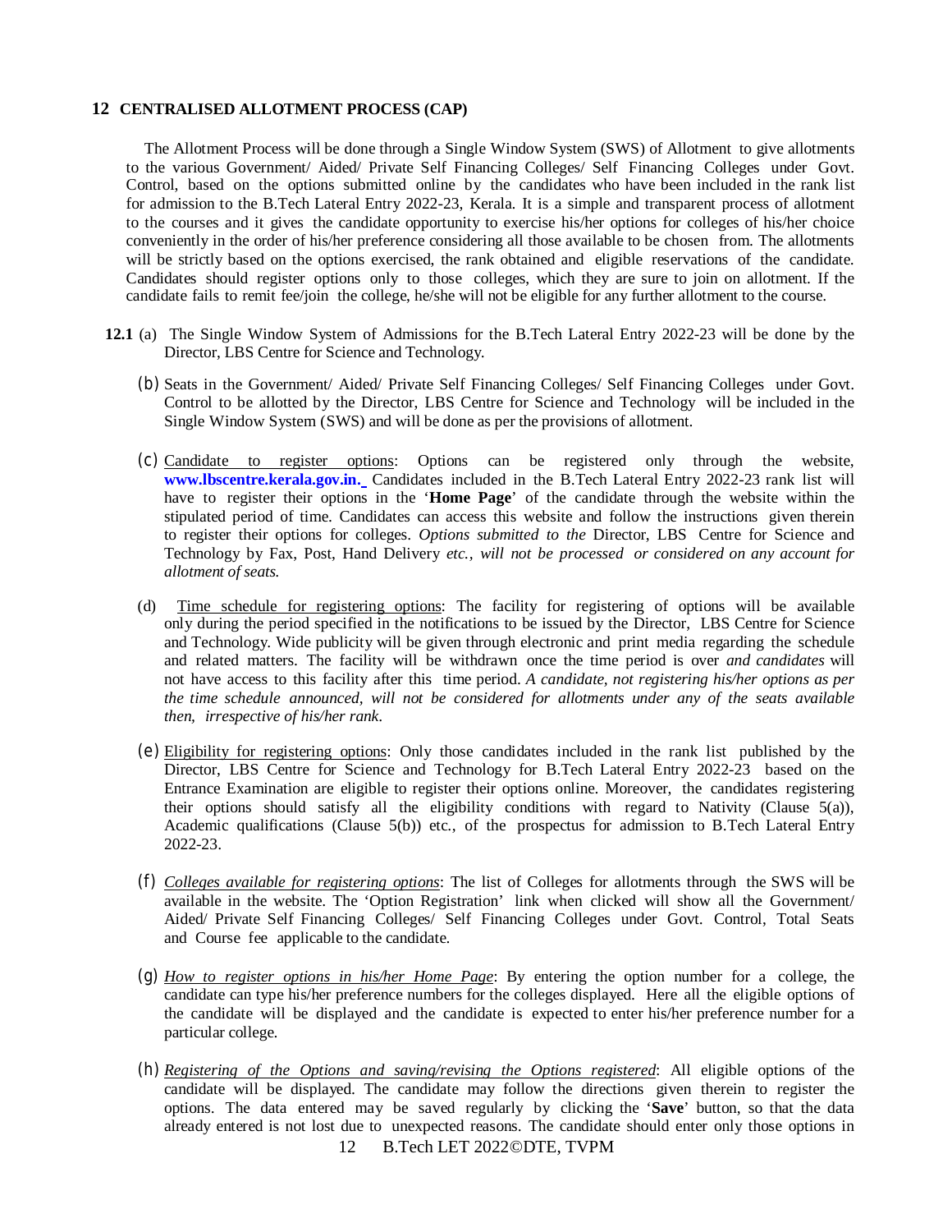## 12 CENTRALISED ALLOTMENT PROCESS (CAP)

The Allotment Process will be done through a Single Window System (SWS) of Allotment to give allotments to the various Government/ Aided/ Private Self Financing Colleges/ Self Financing Colleges under Govt. Control, based on the options submitted online by the candidates who have been included in the rank list for admission to the B.Tech Lateral Entry 2022-23, Kerala. It is a simple and transparent process of allotment to the courses and it gives the candidate opportunity to exercise his/her options for colleges of his/her choice conveniently in the order of his/her preference considering all those available to be chosen from. The allotments will be strictly based on the options exercised, the rank obtained and eligible reservations of the candidate. Candidates should register options only to those colleges, which they are sure to join on allotment. If the candidate fails to remit fee/join the college, he/she will not be eligible for any further allotment to the course.

**12.1** (a) The Single Window System of Admissions for the B.Tech Lateral Entry 2022-23 will be done by the Director, LBS Centre for Science and Technology.

(b) Seats in the Government/ Aided/ Private Self Financing Colleges/ Self Financing Colleges under Govt. Control to be allotted by the Director, LBS Centre for Science and Technology will be included in the Single Window System (SWS) and will be done as per the provisions of allotment.

(c) <u>Candidate to register options</u>: Options can be registered only through the website, **www.lbscentre.kerala.gov.in.** Candidates included in the B.Tech Lateral Entry 2022-23 rank list will have to register their options in the '**Home Page**' of the candidate through the website within the stipulated period of time. Candidates can access this website and follow the instructions given therein to register their options for colleges. *Options submitted to the* Director, LBS Centre for Science and Technology by Fax, Post, Hand Delivery *etc., will not be processed or considered on any account for allotment of seats.*

(d) <u>Time schedule for registering options</u>: The facility for registering of options will be available only during the period specified in the notifications to be issued by the Director, LBS Centre for Science and Technology. Wide publicity will be given through electronic and print media regarding the schedule and related matters. The facility will be withdrawn once the time period is over *and candidates* will not have access to this facility after this time period. *A candidate, not registering his/her options as per the time schedule announced, will not be considered for allotments under any of the seats available then, irrespective of his/her rank.*

(e) <u>Eligibility for registering options</u>: Only those candidates included in the rank list published by the Director, LBS Centre for Science and Technology for B.Tech Lateral Entry 2022-23 based on the Entrance Examination are eligible to register their options online. Moreover, the candidates registering their options should satisfy all the eligibility conditions with regard to Nativity (Clause 5(a)), Academic qualifications (Clause 5(b)) etc., of the prospectus for admission to B.Tech Lateral Entry 2022-23.

(f) <u>*Colleges available for registering options*</u>: The list of Colleges for allotments through the SWS will be available in the website. The 'Option Registration' link when clicked will show all the Government/ Aided/ Private Self Financing Colleges/ Self Financing Colleges under Govt. Control, Total Seats and Course fee applicable to the candidate.

(g) <u>*How to register options in his/her Home Page*</u>: By entering the option number for a college, the candidate can type his/her preference numbers for the colleges displayed. Here all the eligible options of the candidate will be displayed and the candidate is expected to enter his/her preference number for a particular college.

(h) <u>*Registering of the Options and saving/revising the Options registered*</u>: All eligible options of the candidate will be displayed. The candidate may follow the directions given therein to register the options. The data entered may be saved regularly by clicking the '**Save**' button, so that the data already entered is not lost due to unexpected reasons. The candidate should enter only those options in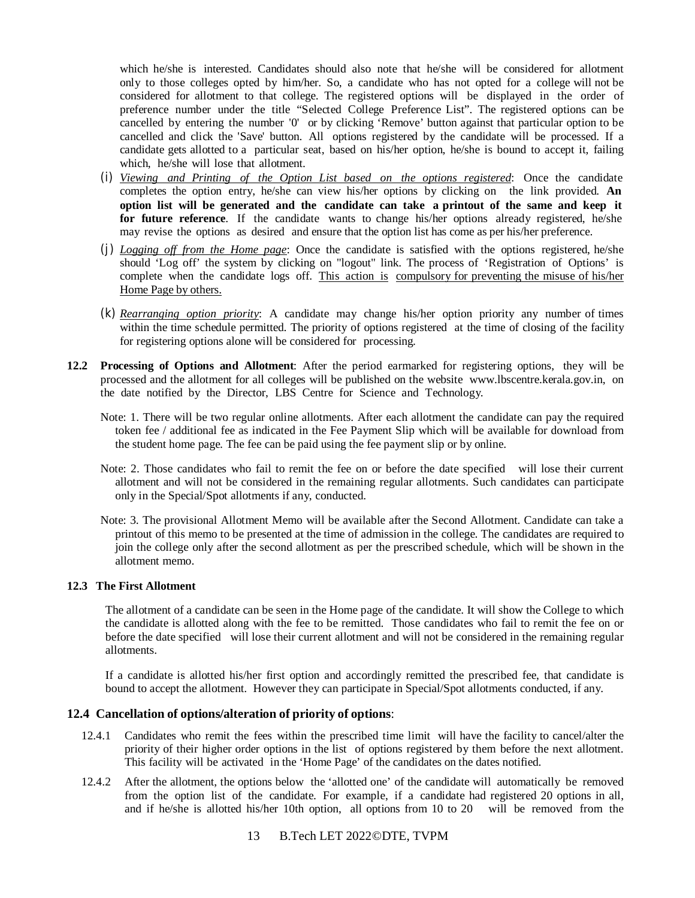which he/she is interested. Candidates should also note that he/she will be considered for allotment only to those colleges opted by him/her. So, a candidate who has not opted for a college will not be considered for allotment to that college. The registered options will be displayed in the order of preference number under the title “Selected College Preference List”. The registered options can be cancelled by entering the number '0' or by clicking ‘Remove’ button against that particular option to be cancelled and click the 'Save' button. All options registered by the candidate will be processed. If a candidate gets allotted to a particular seat, based on his/her option, he/she is bound to accept it, failing which, he/she will lose that allotment.

(i) *Viewing and Printing of the Option List based on the options registered*: Once the candidate completes the option entry, he/she can view his/her options by clicking on the link provided. **An option list will be generated and the candidate can take a printout of the same and keep it for future reference**. If the candidate wants to change his/her options already registered, he/she may revise the options as desired and ensure that the option list has come as per his/her preference.

(j) *Logging off from the Home page*: Once the candidate is satisfied with the options registered, he/she should ‘Log off’ the system by clicking on "logout" link. The process of ‘Registration of Options’ is complete when the candidate logs off. This action is compulsory for preventing the misuse of his/her Home Page by others.

(k) *Rearranging option priority*: A candidate may change his/her option priority any number of times within the time schedule permitted. The priority of options registered at the time of closing of the facility for registering options alone will be considered for processing.

**12.2 Processing of Options and Allotment**: After the period earmarked for registering options, they will be processed and the allotment for all colleges will be published on the website www.lbscentre.kerala.gov.in, on the date notified by the Director, LBS Centre for Science and Technology.

Note: 1. There will be two regular online allotments. After each allotment the candidate can pay the required token fee / additional fee as indicated in the Fee Payment Slip which will be available for download from the student home page. The fee can be paid using the fee payment slip or by online.

Note: 2. Those candidates who fail to remit the fee on or before the date specified will lose their current allotment and will not be considered in the remaining regular allotments. Such candidates can participate only in the Special/Spot allotments if any, conducted.

Note: 3. The provisional Allotment Memo will be available after the Second Allotment. Candidate can take a printout of this memo to be presented at the time of admission in the college. The candidates are required to join the college only after the second allotment as per the prescribed schedule, which will be shown in the allotment memo.

### 12.3 The First Allotment

The allotment of a candidate can be seen in the Home page of the candidate. It will show the College to which the candidate is allotted along with the fee to be remitted. Those candidates who fail to remit the fee on or before the date specified will lose their current allotment and will not be considered in the remaining regular allotments.

If a candidate is allotted his/her first option and accordingly remitted the prescribed fee, that candidate is bound to accept the allotment. However they can participate in Special/Spot allotments conducted, if any.

### 12.4 Cancellation of options/alteration of priority of options:

12.4.1 Candidates who remit the fees within the prescribed time limit will have the facility to cancel/alter the priority of their higher order options in the list of options registered by them before the next allotment. This facility will be activated in the ‘Home Page’ of the candidates on the dates notified.

12.4.2 After the allotment, the options below the ‘allotted one’ of the candidate will automatically be removed from the option list of the candidate. For example, if a candidate had registered 20 options in all, and if he/she is allotted his/her 10th option, all options from 10 to 20 will be removed from the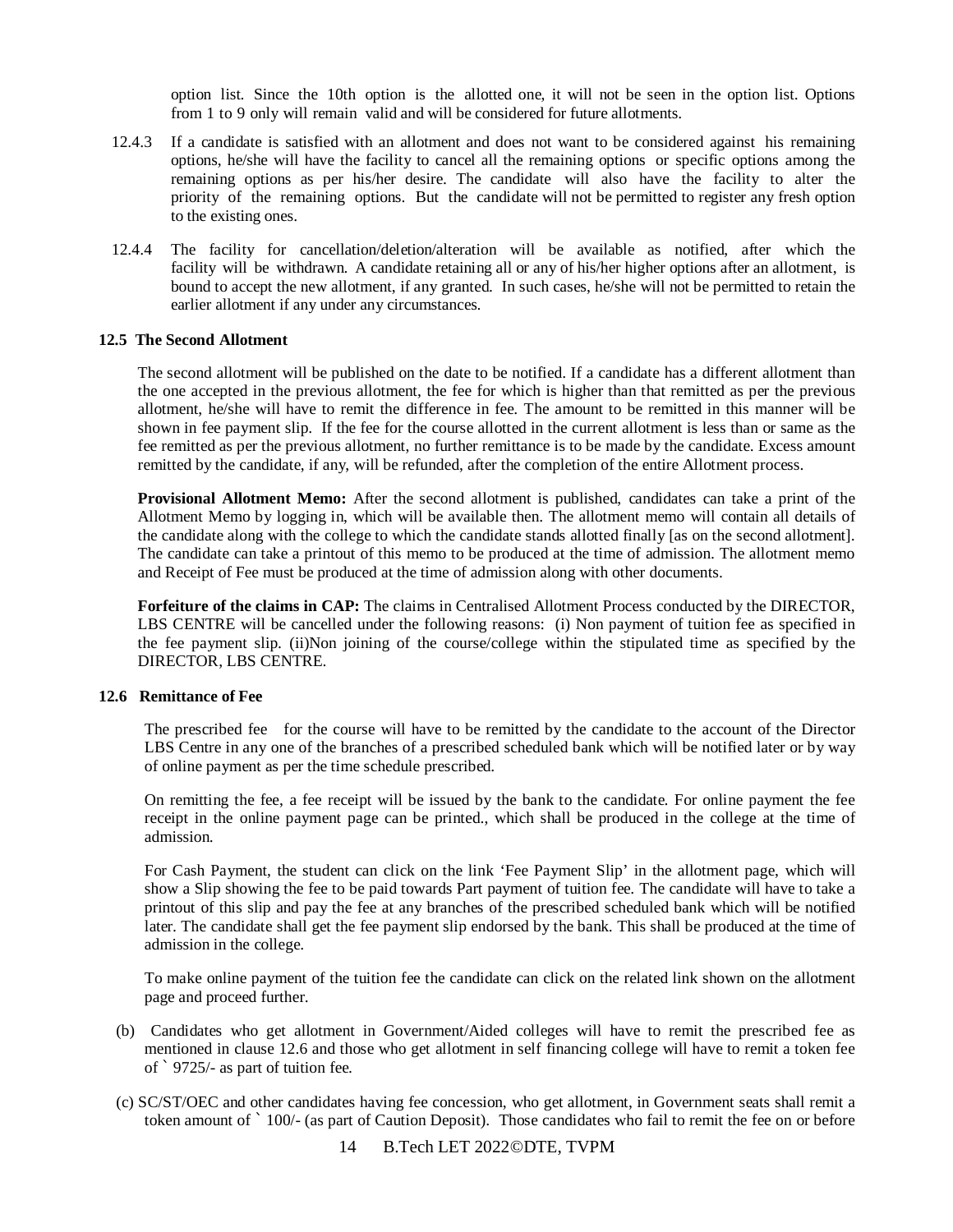option list. Since the 10th option is the allotted one, it will not be seen in the option list. Options from 1 to 9 only will remain valid and will be considered for future allotments.

12.4.3 If a candidate is satisfied with an allotment and does not want to be considered against his remaining options, he/she will have the facility to cancel all the remaining options or specific options among the remaining options as per his/her desire. The candidate will also have the facility to alter the priority of the remaining options. But the candidate will not be permitted to register any fresh option to the existing ones.

12.4.4 The facility for cancellation/deletion/alteration will be available as notified, after which the facility will be withdrawn. A candidate retaining all or any of his/her higher options after an allotment, is bound to accept the new allotment, if any granted. In such cases, he/she will not be permitted to retain the earlier allotment if any under any circumstances.

### 12.5 The Second Allotment

The second allotment will be published on the date to be notified. If a candidate has a different allotment than the one accepted in the previous allotment, the fee for which is higher than that remitted as per the previous allotment, he/she will have to remit the difference in fee. The amount to be remitted in this manner will be shown in fee payment slip. If the fee for the course allotted in the current allotment is less than or same as the fee remitted as per the previous allotment, no further remittance is to be made by the candidate. Excess amount remitted by the candidate, if any, will be refunded, after the completion of the entire Allotment process.

**Provisional Allotment Memo:** After the second allotment is published, candidates can take a print of the Allotment Memo by logging in, which will be available then. The allotment memo will contain all details of the candidate along with the college to which the candidate stands allotted finally [as on the second allotment]. The candidate can take a printout of this memo to be produced at the time of admission. The allotment memo and Receipt of Fee must be produced at the time of admission along with other documents.

**Forfeiture of the claims in CAP:** The claims in Centralised Allotment Process conducted by the DIRECTOR, LBS CENTRE will be cancelled under the following reasons: (i) Non payment of tuition fee as specified in the fee payment slip. (ii)Non joining of the course/college within the stipulated time as specified by the DIRECTOR, LBS CENTRE.

### 12.6 Remittance of Fee

The prescribed fee for the course will have to be remitted by the candidate to the account of the Director LBS Centre in any one of the branches of a prescribed scheduled bank which will be notified later or by way of online payment as per the time schedule prescribed.

On remitting the fee, a fee receipt will be issued by the bank to the candidate. For online payment the fee receipt in the online payment page can be printed., which shall be produced in the college at the time of admission.

For Cash Payment, the student can click on the link 'Fee Payment Slip' in the allotment page, which will show a Slip showing the fee to be paid towards Part payment of tuition fee. The candidate will have to take a printout of this slip and pay the fee at any branches of the prescribed scheduled bank which will be notified later. The candidate shall get the fee payment slip endorsed by the bank. This shall be produced at the time of admission in the college.

To make online payment of the tuition fee the candidate can click on the related link shown on the allotment page and proceed further.

(b) Candidates who get allotment in Government/Aided colleges will have to remit the prescribed fee as mentioned in clause 12.6 and those who get allotment in self financing college will have to remit a token fee of ` 9725/- as part of tuition fee.

(c) SC/ST/OEC and other candidates having fee concession, who get allotment, in Government seats shall remit a token amount of ` 100/- (as part of Caution Deposit). Those candidates who fail to remit the fee on or before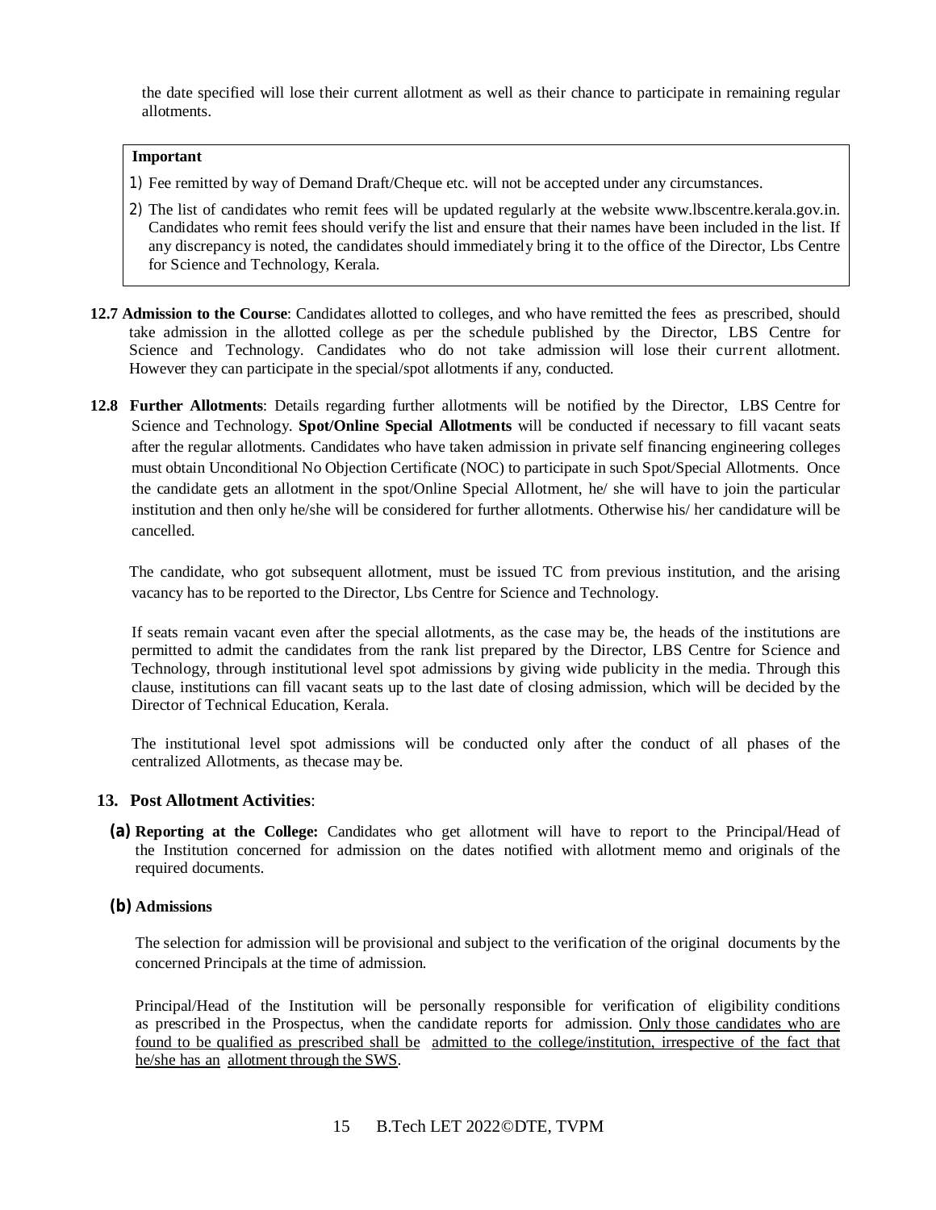the date specified will lose their current allotment as well as their chance to participate in remaining regular allotments.

> **Important**
>
> 1) Fee remitted by way of Demand Draft/Cheque etc. will not be accepted under any circumstances.
> 2) The list of candidates who remit fees will be updated regularly at the website www.lbscentre.kerala.gov.in. Candidates who remit fees should verify the list and ensure that their names have been included in the list. If any discrepancy is noted, the candidates should immediately bring it to the office of the Director, Lbs Centre for Science and Technology, Kerala.

**12.7 Admission to the Course**: Candidates allotted to colleges, and who have remitted the fees as prescribed, should take admission in the allotted college as per the schedule published by the Director, LBS Centre for Science and Technology. Candidates who do not take admission will lose their current allotment. However they can participate in the special/spot allotments if any, conducted.

**12.8 Further Allotments**: Details regarding further allotments will be notified by the Director, LBS Centre for Science and Technology. **Spot/Online Special Allotments** will be conducted if necessary to fill vacant seats after the regular allotments. Candidates who have taken admission in private self financing engineering colleges must obtain Unconditional No Objection Certificate (NOC) to participate in such Spot/Special Allotments. Once the candidate gets an allotment in the spot/Online Special Allotment, he/ she will have to join the particular institution and then only he/she will be considered for further allotments. Otherwise his/ her candidature will be cancelled.

The candidate, who got subsequent allotment, must be issued TC from previous institution, and the arising vacancy has to be reported to the Director, Lbs Centre for Science and Technology.

If seats remain vacant even after the special allotments, as the case may be, the heads of the institutions are permitted to admit the candidates from the rank list prepared by the Director, LBS Centre for Science and Technology, through institutional level spot admissions by giving wide publicity in the media. Through this clause, institutions can fill vacant seats up to the last date of closing admission, which will be decided by the Director of Technical Education, Kerala.

The institutional level spot admissions will be conducted only after the conduct of all phases of the centralized Allotments, as thecase may be.

## 13. Post Allotment Activities:

**(a) Reporting at the College:** Candidates who get allotment will have to report to the Principal/Head of the Institution concerned for admission on the dates notified with allotment memo and originals of the required documents.

**(b) Admissions**

The selection for admission will be provisional and subject to the verification of the original documents by the concerned Principals at the time of admission.

Principal/Head of the Institution will be personally responsible for verification of eligibility conditions as prescribed in the Prospectus, when the candidate reports for admission. <u>Only those candidates who are found to be qualified as prescribed shall be admitted to the college/institution, irrespective of the fact that he/she has an allotment through the SWS</u>.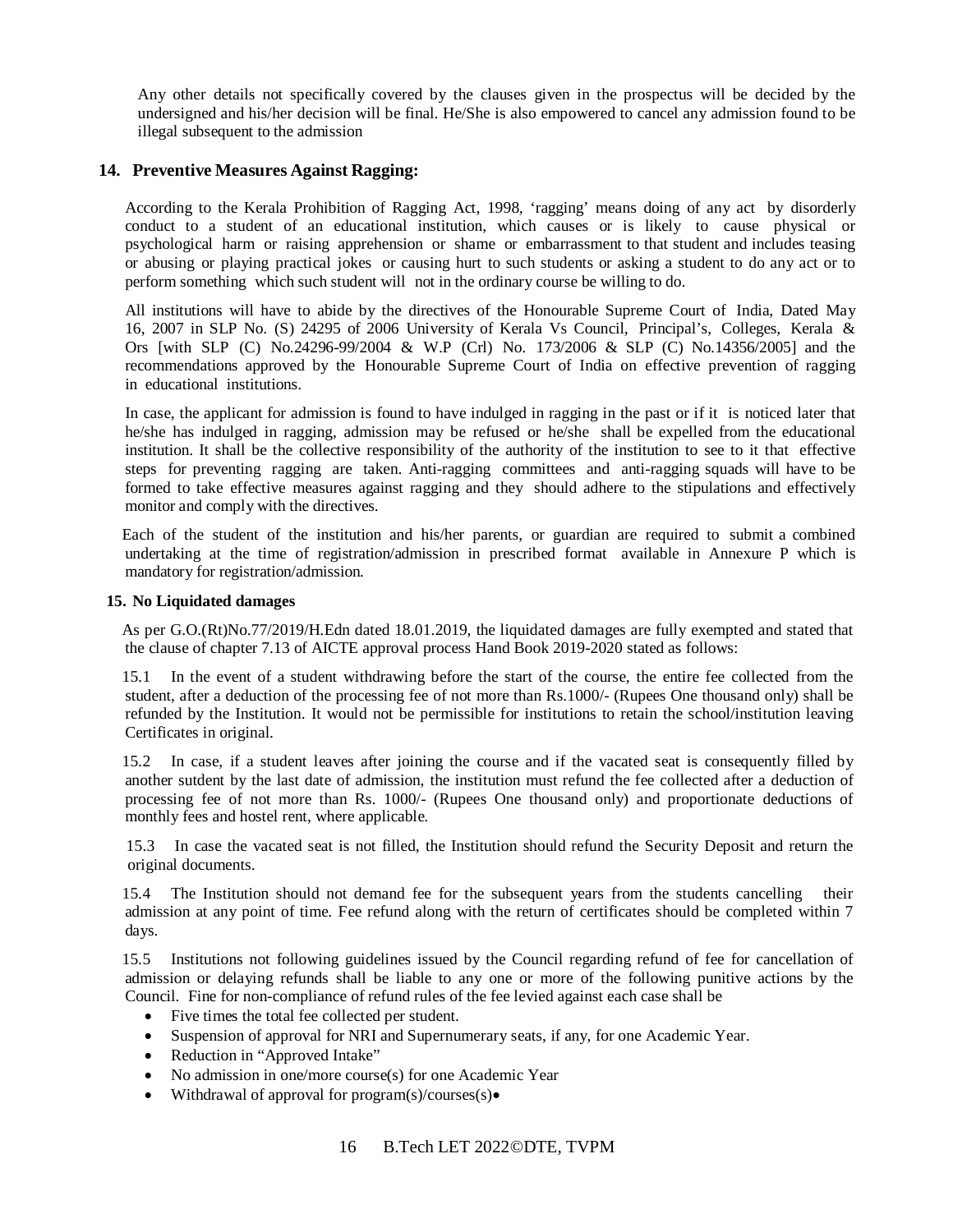Any other details not specifically covered by the clauses given in the prospectus will be decided by the undersigned and his/her decision will be final. He/She is also empowered to cancel any admission found to be illegal subsequent to the admission

## 14. Preventive Measures Against Ragging:

According to the Kerala Prohibition of Ragging Act, 1998, 'ragging' means doing of any act by disorderly conduct to a student of an educational institution, which causes or is likely to cause physical or psychological harm or raising apprehension or shame or embarrassment to that student and includes teasing or abusing or playing practical jokes or causing hurt to such students or asking a student to do any act or to perform something which such student will not in the ordinary course be willing to do.

All institutions will have to abide by the directives of the Honourable Supreme Court of India, Dated May 16, 2007 in SLP No. (S) 24295 of 2006 University of Kerala Vs Council, Principal's, Colleges, Kerala & Ors [with SLP (C) No.24296-99/2004 & W.P (Crl) No. 173/2006 & SLP (C) No.14356/2005] and the recommendations approved by the Honourable Supreme Court of India on effective prevention of ragging in educational institutions.

In case, the applicant for admission is found to have indulged in ragging in the past or if it is noticed later that he/she has indulged in ragging, admission may be refused or he/she shall be expelled from the educational institution. It shall be the collective responsibility of the authority of the institution to see to it that effective steps for preventing ragging are taken. Anti-ragging committees and anti-ragging squads will have to be formed to take effective measures against ragging and they should adhere to the stipulations and effectively monitor and comply with the directives.

Each of the student of the institution and his/her parents, or guardian are required to submit a combined undertaking at the time of registration/admission in prescribed format available in Annexure P which is mandatory for registration/admission.

**15. No Liquidated damages**

As per G.O.(Rt)No.77/2019/H.Edn dated 18.01.2019, the liquidated damages are fully exempted and stated that the clause of chapter 7.13 of AICTE approval process Hand Book 2019-2020 stated as follows:

15.1 In the event of a student withdrawing before the start of the course, the entire fee collected from the student, after a deduction of the processing fee of not more than Rs.1000/- (Rupees One thousand only) shall be refunded by the Institution. It would not be permissible for institutions to retain the school/institution leaving Certificates in original.

15.2 In case, if a student leaves after joining the course and if the vacated seat is consequently filled by another sutdent by the last date of admission, the institution must refund the fee collected after a deduction of processing fee of not more than Rs. 1000/- (Rupees One thousand only) and proportionate deductions of monthly fees and hostel rent, where applicable.

15.3 In case the vacated seat is not filled, the Institution should refund the Security Deposit and return the original documents.

15.4 The Institution should not demand fee for the subsequent years from the students cancelling their admission at any point of time. Fee refund along with the return of certificates should be completed within 7 days.

15.5 Institutions not following guidelines issued by the Council regarding refund of fee for cancellation of admission or delaying refunds shall be liable to any one or more of the following punitive actions by the Council. Fine for non-compliance of refund rules of the fee levied against each case shall be

- Five times the total fee collected per student.
- Suspension of approval for NRI and Supernumerary seats, if any, for one Academic Year.
- Reduction in "Approved Intake"
- No admission in one/more course(s) for one Academic Year
- Withdrawal of approval for program(s)/courses(s)•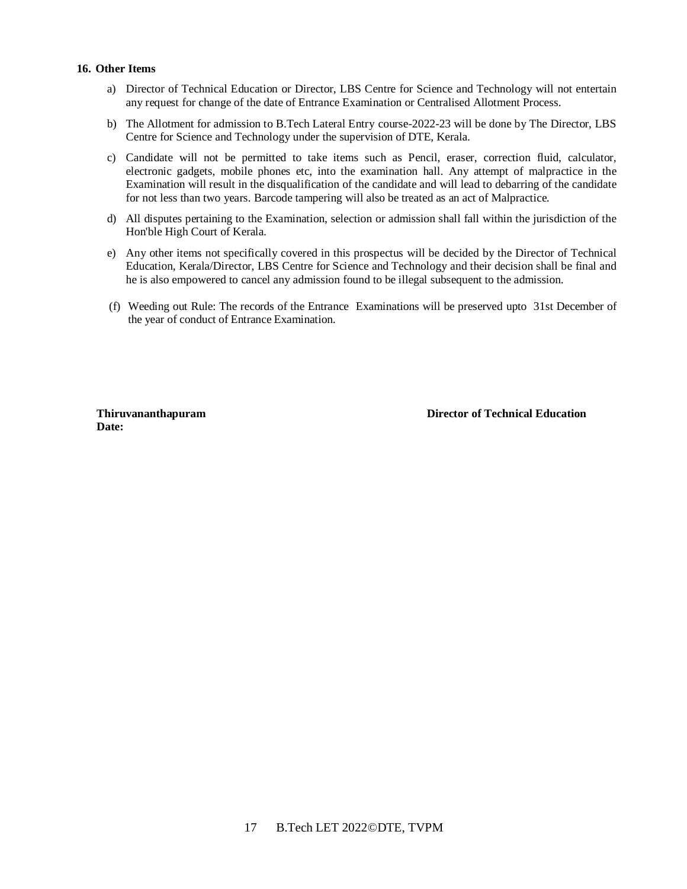## 16. Other Items

a) Director of Technical Education or Director, LBS Centre for Science and Technology will not entertain any request for change of the date of Entrance Examination or Centralised Allotment Process.

b) The Allotment for admission to B.Tech Lateral Entry course-2022-23 will be done by The Director, LBS Centre for Science and Technology under the supervision of DTE, Kerala.

c) Candidate will not be permitted to take items such as Pencil, eraser, correction fluid, calculator, electronic gadgets, mobile phones etc, into the examination hall. Any attempt of malpractice in the Examination will result in the disqualification of the candidate and will lead to debarring of the candidate for not less than two years. Barcode tampering will also be treated as an act of Malpractice.

d) All disputes pertaining to the Examination, selection or admission shall fall within the jurisdiction of the Hon'ble High Court of Kerala.

e) Any other items not specifically covered in this prospectus will be decided by the Director of Technical Education, Kerala/Director, LBS Centre for Science and Technology and their decision shall be final and he is also empowered to cancel any admission found to be illegal subsequent to the admission.

(f) Weeding out Rule: The records of the Entrance Examinations will be preserved upto 31st December of the year of conduct of Entrance Examination.

**Thiruvananthapuram** **Director of Technical Education**
**Date:**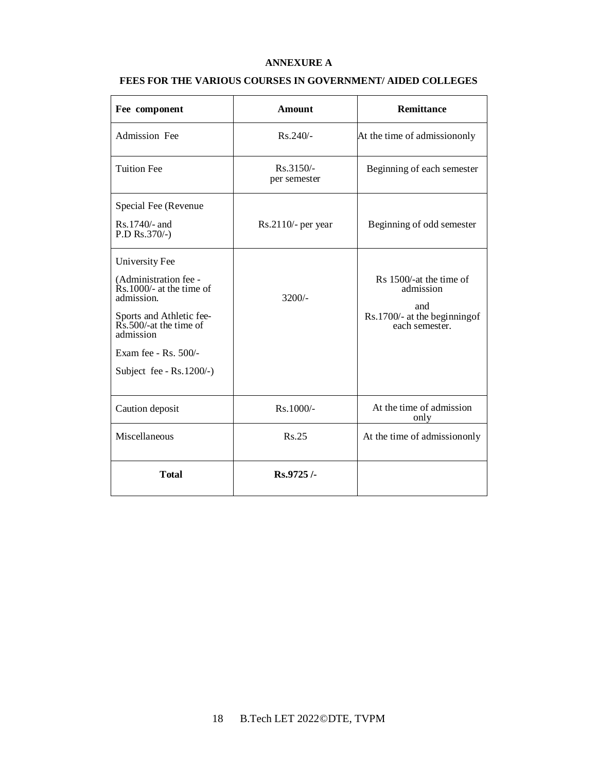**ANNEXURE A**

**FEES FOR THE VARIOUS COURSES IN GOVERNMENT/ AIDED COLLEGES**

| Fee component | Amount | Remittance |
|---|---|---|
| Admission Fee | Rs.240/- | At the time of admissiononly |
| Tuition Fee | Rs.3150/- per semester | Beginning of each semester |
| Special Fee (Revenue Rs.1740/- and P.D Rs.370/-) | Rs.2110/- per year | Beginning of odd semester |
| University Fee (Administration fee - Rs.1000/- at the time of admission. Sports and Athletic fee- Rs.500/-at the time of admission Exam fee - Rs. 500/- Subject fee - Rs.1200/-) | 3200/- | Rs 1500/-at the time of admission and Rs.1700/- at the beginningof each semester. |
| Caution deposit | Rs.1000/- | At the time of admission only |
| Miscellaneous | Rs.25 | At the time of admissiononly |
| **Total** | **Rs.9725 /-** | |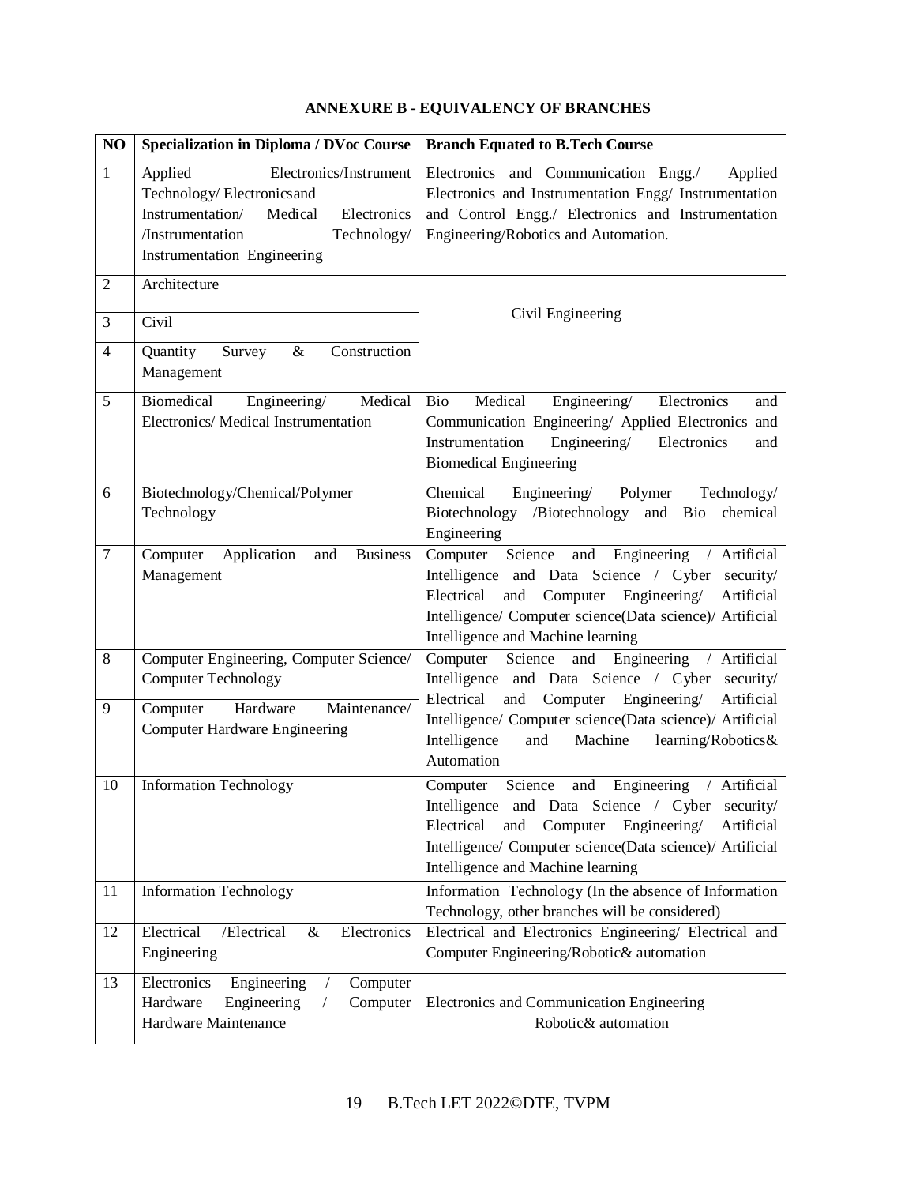**ANNEXURE B - EQUIVALENCY OF BRANCHES**

| NO | Specialization in Diploma / DVoc Course | Branch Equated to B.Tech Course |
|---|---|---|
| 1 | Applied Electronics/Instrument Technology/ Electronicsand Instrumentation/ Medical Electronics /Instrumentation Technology/ Instrumentation Engineering | Electronics and Communication Engg./ Applied Electronics and Instrumentation Engg/ Instrumentation and Control Engg./ Electronics and Instrumentation Engineering/Robotics and Automation. |
| 2 | Architecture | Civil Engineering |
| 3 | Civil | |
| 4 | Quantity Survey & Construction Management | |
| 5 | Biomedical Engineering/ Medical Electronics/ Medical Instrumentation | Bio Medical Engineering/ Electronics and Communication Engineering/ Applied Electronics and Instrumentation Engineering/ Electronics and Biomedical Engineering |
| 6 | Biotechnology/Chemical/Polymer Technology | Chemical Engineering/ Polymer Technology/ Biotechnology /Biotechnology and Bio chemical Engineering |
| 7 | Computer Application and Business Management | Computer Science and Engineering / Artificial Intelligence and Data Science / Cyber security/ Electrical and Computer Engineering/ Artificial Intelligence/ Computer science(Data science)/ Artificial Intelligence and Machine learning |
| 8 | Computer Engineering, Computer Science/ Computer Technology | Computer Science and Engineering / Artificial Intelligence and Data Science / Cyber security/ Electrical and Computer Engineering/ Artificial Intelligence/ Computer science(Data science)/ Artificial Intelligence and Machine learning/Robotics& Automation |
| 9 | Computer Hardware Maintenance/ Computer Hardware Engineering | |
| 10 | Information Technology | Computer Science and Engineering / Artificial Intelligence and Data Science / Cyber security/ Electrical and Computer Engineering/ Artificial Intelligence/ Computer science(Data science)/ Artificial Intelligence and Machine learning |
| 11 | Information Technology | Information Technology (In the absence of Information Technology, other branches will be considered) |
| 12 | Electrical /Electrical & Electronics Engineering | Electrical and Electronics Engineering/ Electrical and Computer Engineering/Robotic& automation |
| 13 | Electronics Engineering / Computer Hardware Engineering / Computer Hardware Maintenance | Electronics and Communication Engineering Robotic& automation |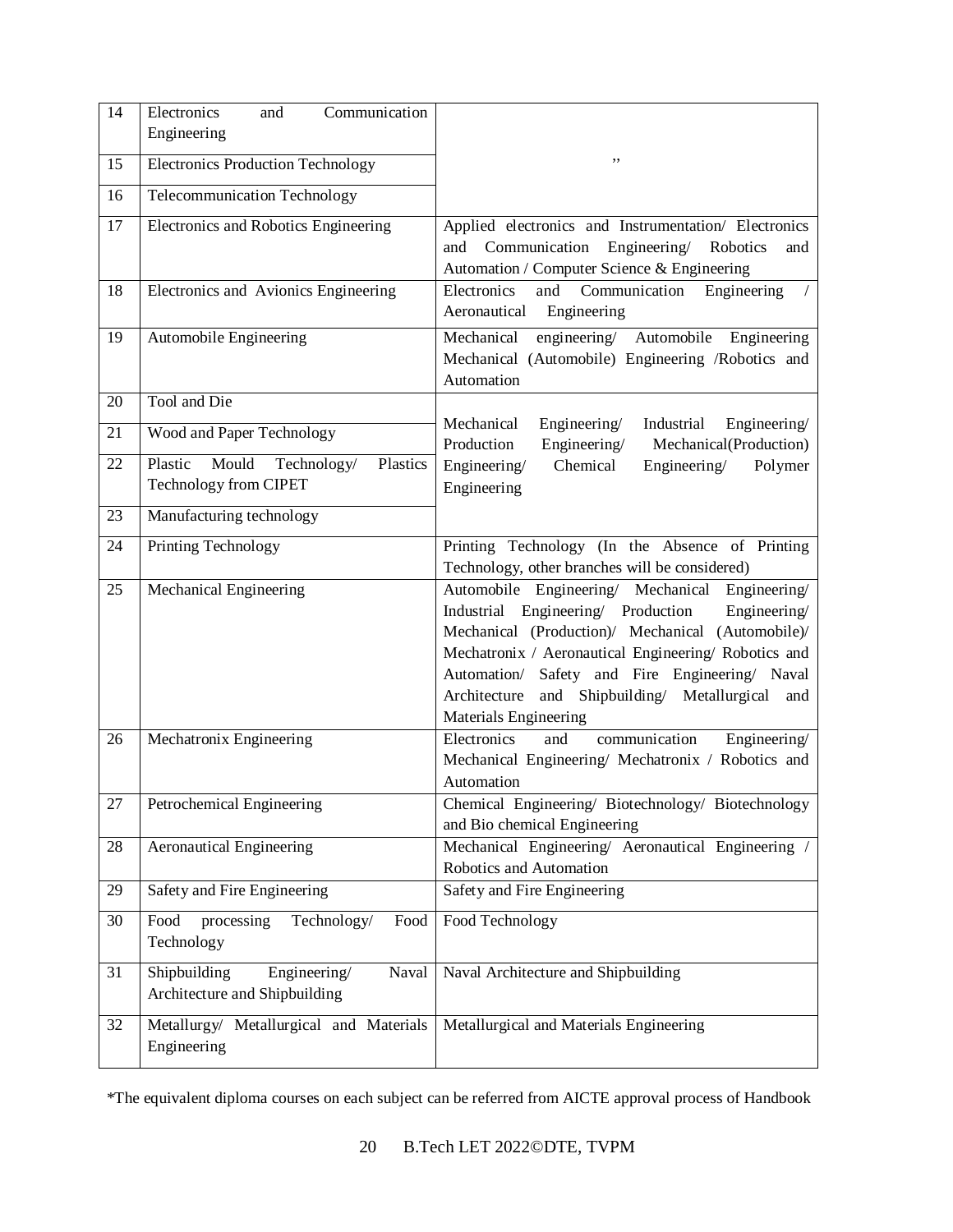| | | |
|---|---|---|
| 14 | Electronics and Communication Engineering | ,, |
| 15 | Electronics Production Technology | |
| 16 | Telecommunication Technology | |
| 17 | Electronics and Robotics Engineering | Applied electronics and Instrumentation/ Electronics and Communication Engineering/ Robotics and Automation / Computer Science & Engineering |
| 18 | Electronics and Avionics Engineering | Electronics and Communication Engineering / Aeronautical Engineering |
| 19 | Automobile Engineering | Mechanical engineering/ Automobile Engineering Mechanical (Automobile) Engineering /Robotics and Automation |
| 20 | Tool and Die | Mechanical Engineering/ Industrial Engineering/ Production Engineering/ Mechanical(Production) Engineering/ Chemical Engineering/ Polymer Engineering |
| 21 | Wood and Paper Technology | |
| 22 | Plastic Mould Technology/ Plastics Technology from CIPET | |
| 23 | Manufacturing technology | |
| 24 | Printing Technology | Printing Technology (In the Absence of Printing Technology, other branches will be considered) |
| 25 | Mechanical Engineering | Automobile Engineering/ Mechanical Engineering/ Industrial Engineering/ Production Engineering/ Mechanical (Production)/ Mechanical (Automobile)/ Mechatronix / Aeronautical Engineering/ Robotics and Automation/ Safety and Fire Engineering/ Naval Architecture and Shipbuilding/ Metallurgical and Materials Engineering |
| 26 | Mechatronix Engineering | Electronics and communication Engineering/ Mechanical Engineering/ Mechatronix / Robotics and Automation |
| 27 | Petrochemical Engineering | Chemical Engineering/ Biotechnology/ Biotechnology and Bio chemical Engineering |
| 28 | Aeronautical Engineering | Mechanical Engineering/ Aeronautical Engineering / Robotics and Automation |
| 29 | Safety and Fire Engineering | Safety and Fire Engineering |
| 30 | Food processing Technology/ Food Technology | Food Technology |
| 31 | Shipbuilding Engineering/ Naval Architecture and Shipbuilding | Naval Architecture and Shipbuilding |
| 32 | Metallurgy/ Metallurgical and Materials Engineering | Metallurgical and Materials Engineering |

*The equivalent diploma courses on each subject can be referred from AICTE approval process of Handbook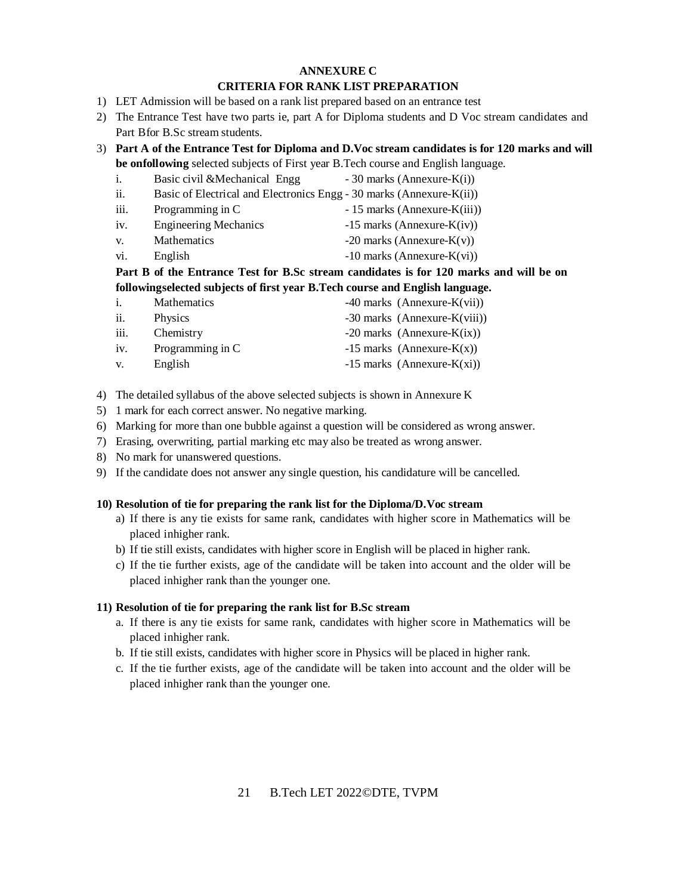# ANNEXURE C

## CRITERIA FOR RANK LIST PREPARATION

1) LET Admission will be based on a rank list prepared based on an entrance test
2) The Entrance Test have two parts ie, part A for Diploma students and D Voc stream candidates and Part Bfor B.Sc stream students.
3) **Part A of the Entrance Test for Diploma and D.Voc stream candidates is for 120 marks and will be onfollowing** selected subjects of First year B.Tech course and English language.

    i. Basic civil &Mechanical Engg - 30 marks (Annexure-K(i))
    ii. Basic of Electrical and Electronics Engg - 30 marks (Annexure-K(ii))
    iii. Programming in C - 15 marks (Annexure-K(iii))
    iv. Engineering Mechanics -15 marks (Annexure-K(iv))
    v. Mathematics -20 marks (Annexure-K(v))
    vi. English -10 marks (Annexure-K(vi))

    **Part B of the Entrance Test for B.Sc stream candidates is for 120 marks and will be on followingselected subjects of first year B.Tech course and English language.**

    i. Mathematics -40 marks (Annexure-K(vii))
    ii. Physics -30 marks (Annexure-K(viii))
    iii. Chemistry -20 marks (Annexure-K(ix))
    iv. Programming in C -15 marks (Annexure-K(x))
    v. English -15 marks (Annexure-K(xi))

4) The detailed syllabus of the above selected subjects is shown in Annexure K
5) 1 mark for each correct answer. No negative marking.
6) Marking for more than one bubble against a question will be considered as wrong answer.
7) Erasing, overwriting, partial marking etc may also be treated as wrong answer.
8) No mark for unanswered questions.
9) If the candidate does not answer any single question, his candidature will be cancelled.

**10) Resolution of tie for preparing the rank list for the Diploma/D.Voc stream**

a) If there is any tie exists for same rank, candidates with higher score in Mathematics will be placed inhigher rank.
b) If tie still exists, candidates with higher score in English will be placed in higher rank.
c) If the tie further exists, age of the candidate will be taken into account and the older will be placed inhigher rank than the younger one.

**11) Resolution of tie for preparing the rank list for B.Sc stream**

a. If there is any tie exists for same rank, candidates with higher score in Mathematics will be placed inhigher rank.
b. If tie still exists, candidates with higher score in Physics will be placed in higher rank.
c. If the tie further exists, age of the candidate will be taken into account and the older will be placed inhigher rank than the younger one.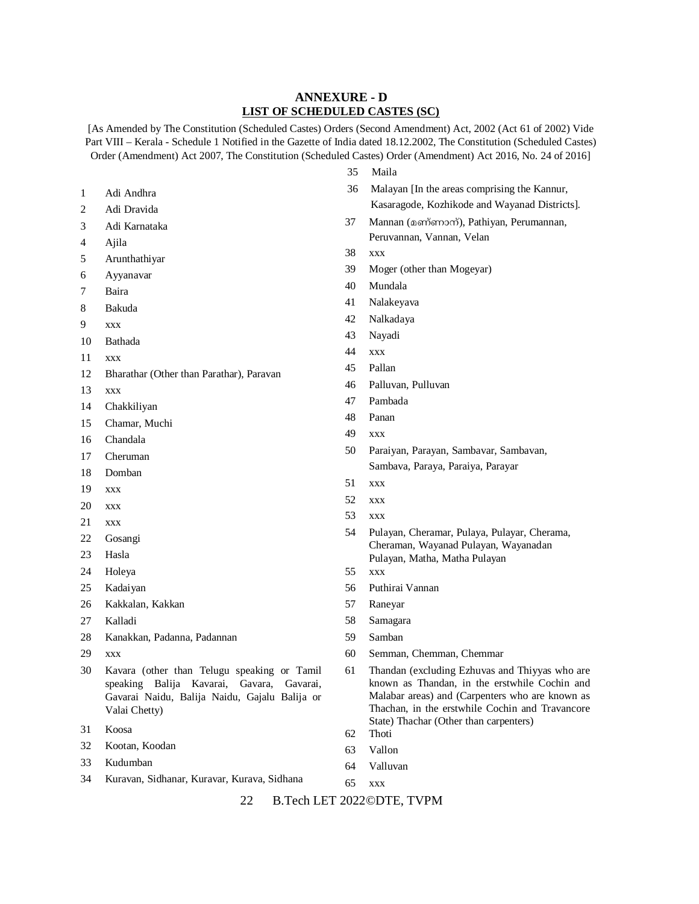# ANNEXURE - D

## LIST OF SCHEDULED CASTES (SC)

[As Amended by The Constitution (Scheduled Castes) Orders (Second Amendment) Act, 2002 (Act 61 of 2002) Vide Part VIII – Kerala - Schedule 1 Notified in the Gazette of India dated 18.12.2002, The Constitution (Scheduled Castes) Order (Amendment) Act 2007, The Constitution (Scheduled Castes) Order (Amendment) Act 2016, No. 24 of 2016]

1 Adi Andhra
2 Adi Dravida
3 Adi Karnataka
4 Ajila
5 Arunthathiyar
6 Ayyanavar
7 Baira
8 Bakuda
9 xxx
10 Bathada
11 xxx
12 Bharathar (Other than Parathar), Paravan
13 xxx
14 Chakkiliyan
15 Chamar, Muchi
16 Chandala
17 Cheruman
18 Domban
19 xxx
20 xxx
21 xxx
22 Gosangi
23 Hasla
24 Holeya
25 Kadaiyan
26 Kakkalan, Kakkan
27 Kalladi
28 Kanakkan, Padanna, Padannan
29 xxx
30 Kavara (other than Telugu speaking or Tamil speaking Balija Kavarai, Gavara, Gavarai, Gavarai Naidu, Balija Naidu, Gajalu Balija or Valai Chetty)
31 Koosa
32 Kootan, Koodan
33 Kudumban
34 Kuravan, Sidhanar, Kuravar, Kurava, Sidhana
35 Maila
36 Malayan [In the areas comprising the Kannur, Kasaragode, Kozhikode and Wayanad Districts].
37 Mannan (മണ്ണാന്), Pathiyan, Perumannan, Peruvannan, Vannan, Velan
38 xxx
39 Moger (other than Mogeyar)
40 Mundala
41 Nalakeyava
42 Nalkadaya
43 Nayadi
44 xxx
45 Pallan
46 Palluvan, Pulluvan
47 Pambada
48 Panan
49 xxx
50 Paraiyan, Parayan, Sambavar, Sambavan, Sambava, Paraya, Paraiya, Parayar
51 xxx
52 xxx
53 xxx
54 Pulayan, Cheramar, Pulaya, Pulayar, Cherama, Cheraman, Wayanad Pulayan, Wayanadan Pulayan, Matha, Matha Pulayan
55 xxx
56 Puthirai Vannan
57 Raneyar
58 Samagara
59 Samban
60 Semman, Chemman, Chemmar
61 Thandan (excluding Ezhuvas and Thiyyas who are known as Thandan, in the erstwhile Cochin and Malabar areas) and (Carpenters who are known as Thachan, in the erstwhile Cochin and Travancore State) Thachar (Other than carpenters)
62 Thoti
63 Vallon
64 Valluvan
65 xxx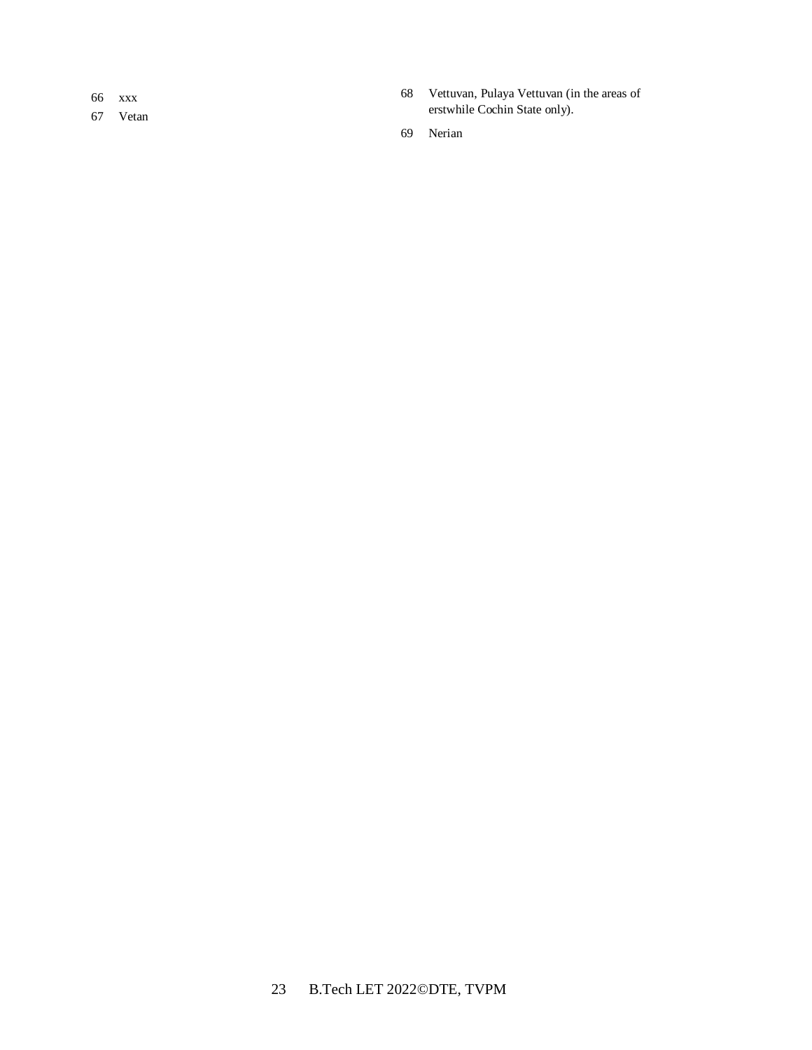66 xxx

67 Vetan

68 Vettuvan, Pulaya Vettuvan (in the areas of erstwhile Cochin State only).

69 Nerian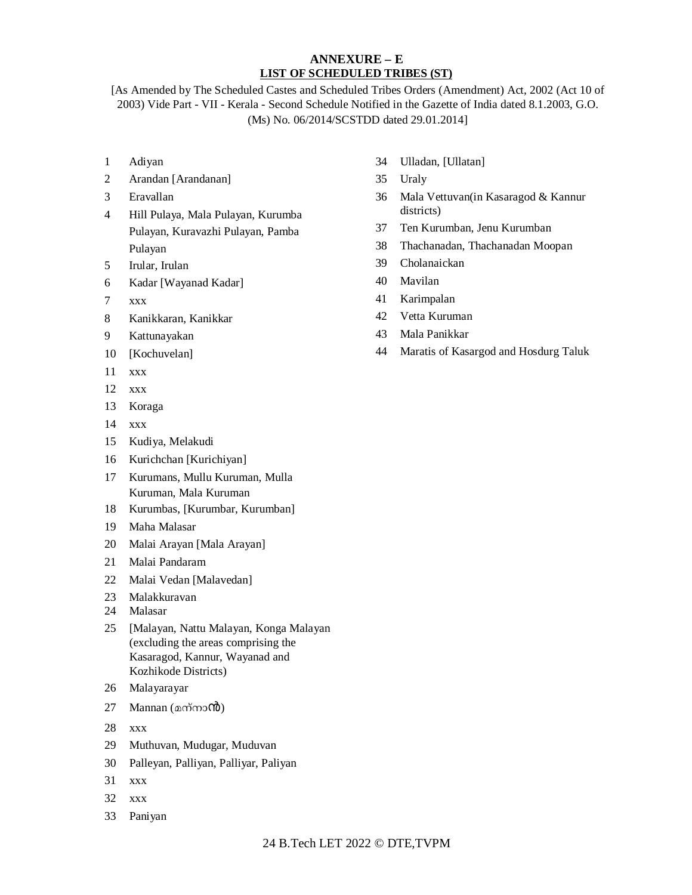# ANNEXURE – E

## LIST OF SCHEDULED TRIBES (ST)

[As Amended by The Scheduled Castes and Scheduled Tribes Orders (Amendment) Act, 2002 (Act 10 of 2003) Vide Part - VII - Kerala - Second Schedule Notified in the Gazette of India dated 8.1.2003, G.O. (Ms) No. 06/2014/SCSTDD dated 29.01.2014]

1. Adiyan
2. Arandan [Arandanan]
3. Eravallan
4. Hill Pulaya, Mala Pulayan, Kurumba Pulayan, Kuravazhi Pulayan, Pamba Pulayan
5. Irular, Irulan
6. Kadar [Wayanad Kadar]
7. xxx
8. Kanikkaran, Kanikkar
9. Kattunayakan
10. [Kochuvelan]
11. xxx
12. xxx
13. Koraga
14. xxx
15. Kudiya, Melakudi
16. Kurichchan [Kurichiyan]
17. Kurumans, Mullu Kuruman, Mulla Kuruman, Mala Kuruman
18. Kurumbas, [Kurumbar, Kurumban]
19. Maha Malasar
20. Malai Arayan [Mala Arayan]
21. Malai Pandaram
22. Malai Vedan [Malavedan]
23. Malakkuravan
24. Malasar
25. [Malayan, Nattu Malayan, Konga Malayan (excluding the areas comprising the Kasaragod, Kannur, Wayanad and Kozhikode Districts)
26. Malayarayar
27. Mannan (മന്നാൻ)
28. xxx
29. Muthuvan, Mudugar, Muduvan
30. Palleyan, Palliyan, Palliyar, Paliyan
31. xxx
32. xxx
33. Paniyan
34. Ulladan, [Ullatan]
35. Uraly
36. Mala Vettuvan(in Kasaragod & Kannur districts)
37. Ten Kurumban, Jenu Kurumban
38. Thachanadan, Thachanadan Moopan
39. Cholanaickan
40. Mavilan
41. Karimpalan
42. Vetta Kuruman
43. Mala Panikkar
44. Maratis of Kasargod and Hosdurg Taluk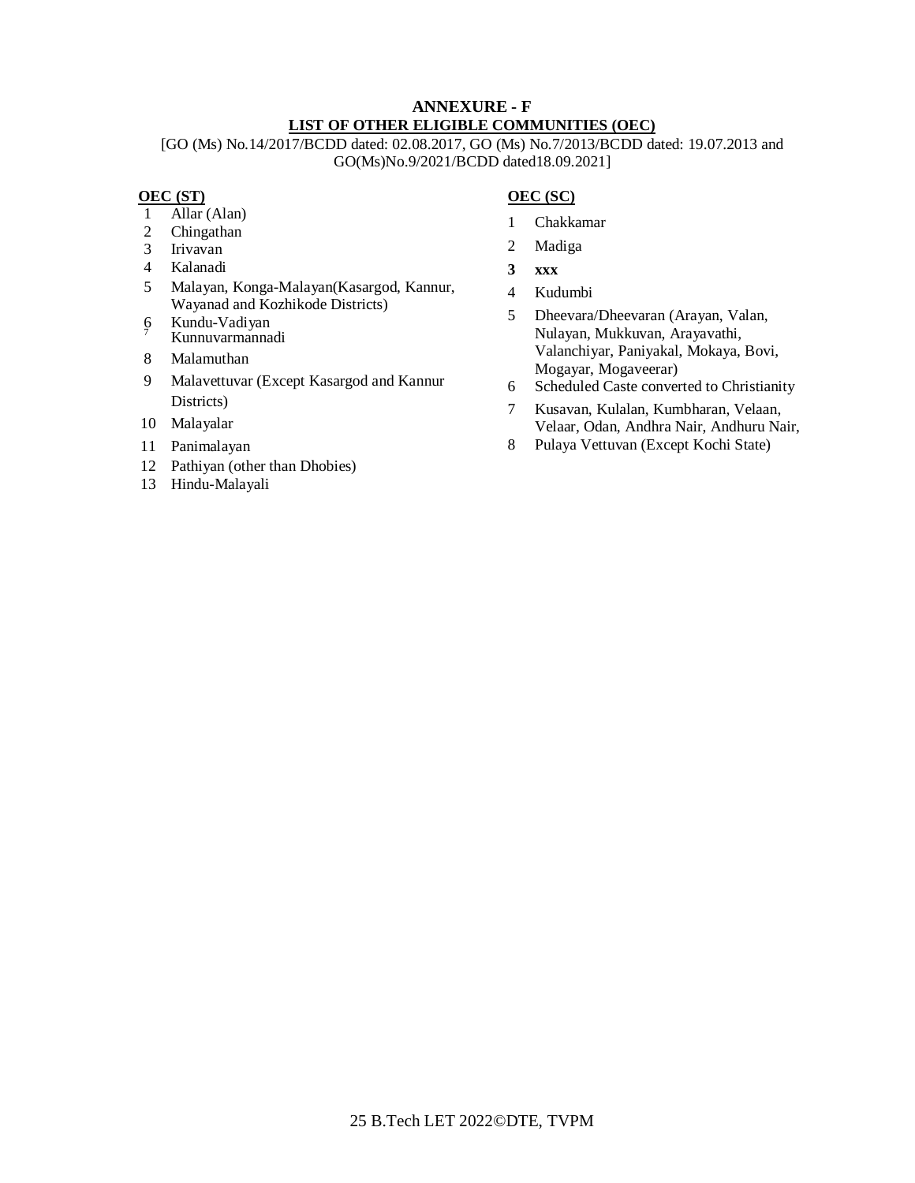# ANNEXURE - F

## LIST OF OTHER ELIGIBLE COMMUNITIES (OEC)

[GO (Ms) No.14/2017/BCDD dated: 02.08.2017, GO (Ms) No.7/2013/BCDD dated: 19.07.2013 and GO(Ms)No.9/2021/BCDD dated18.09.2021]

### OEC (ST)

1. Allar (Alan)
2. Chingathan
3. Irivavan
4. Kalanadi
5. Malayan, Konga-Malayan(Kasargod, Kannur, Wayanad and Kozhikode Districts)
6. Kundu-Vadiyan
7. Kunnuvarmannadi
8. Malamuthan
9. Malavettuvar (Except Kasargod and Kannur Districts)
10. Malayalar
11. Panimalayan
12. Pathiyan (other than Dhobies)
13. Hindu-Malayali

### OEC (SC)

1. Chakkamar
2. Madiga
3. **xxx**
4. Kudumbi
5. Dheevara/Dheevaran (Arayan, Valan, Nulayan, Mukkuvan, Arayavathi, Valanchiyar, Paniyakal, Mokaya, Bovi, Mogayar, Mogaveerar)
6. Scheduled Caste converted to Christianity
7. Kusavan, Kulalan, Kumbharan, Velaan, Velaar, Odan, Andhra Nair, Andhuru Nair,
8. Pulaya Vettuvan (Except Kochi State)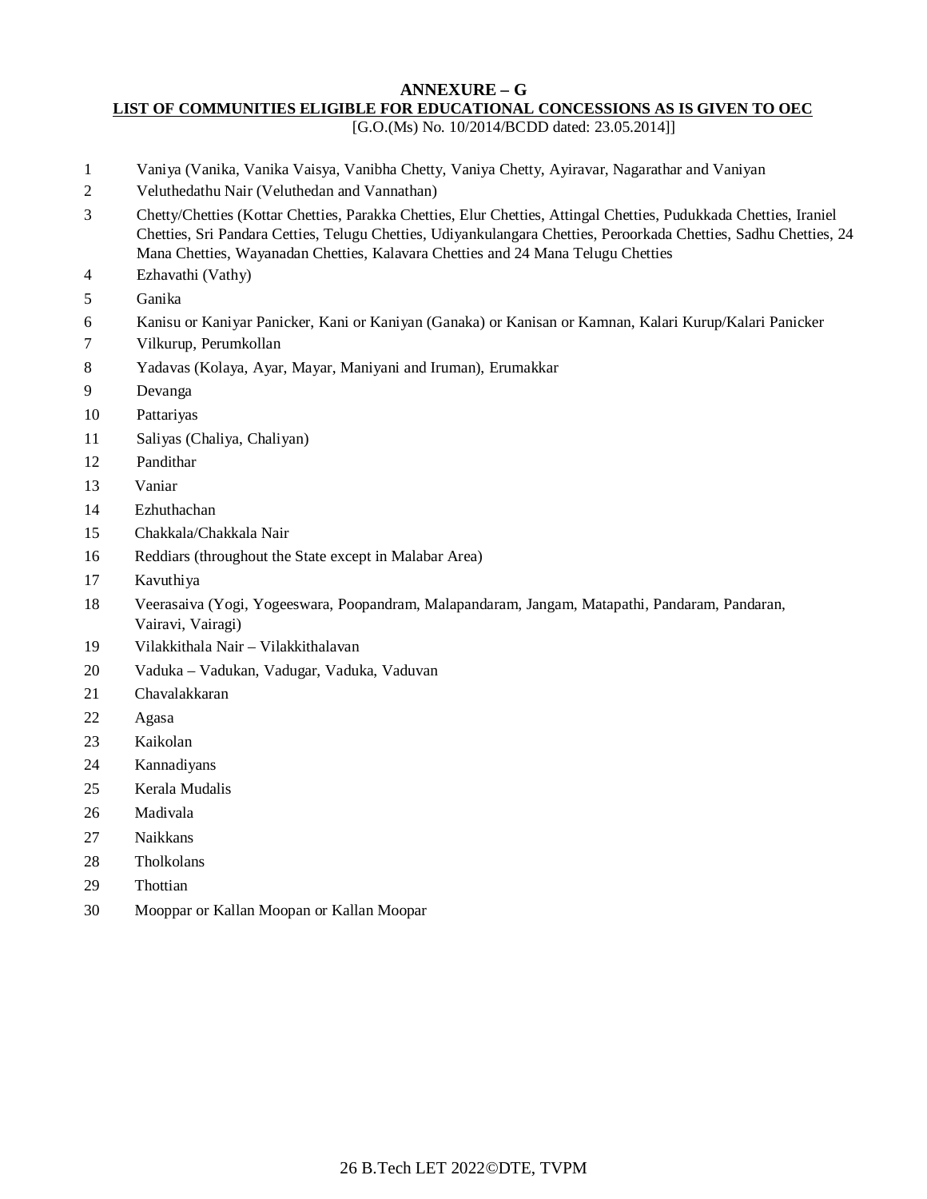## ANNEXURE – G

**LIST OF COMMUNITIES ELIGIBLE FOR EDUCATIONAL CONCESSIONS AS IS GIVEN TO OEC**

[G.O.(Ms) No. 10/2014/BCDD dated: 23.05.2014]]

1. Vaniya (Vanika, Vanika Vaisya, Vanibha Chetty, Vaniya Chetty, Ayiravar, Nagarathar and Vaniyan
2. Veluthedathu Nair (Veluthedan and Vannathan)
3. Chetty/Chetties (Kottar Chetties, Parakka Chetties, Elur Chetties, Attingal Chetties, Pudukkada Chetties, Iraniel Chetties, Sri Pandara Cetties, Telugu Chetties, Udiyankulangara Chetties, Peroorkada Chetties, Sadhu Chetties, 24 Mana Chetties, Wayanadan Chetties, Kalavara Chetties and 24 Mana Telugu Chetties
4. Ezhavathi (Vathy)
5. Ganika
6. Kanisu or Kaniyar Panicker, Kani or Kaniyan (Ganaka) or Kanisan or Kamnan, Kalari Kurup/Kalari Panicker
7. Vilkurup, Perumkollan
8. Yadavas (Kolaya, Ayar, Mayar, Maniyani and Iruman), Erumakkar
9. Devanga
10. Pattariyas
11. Saliyas (Chaliya, Chaliyan)
12. Pandithar
13. Vaniar
14. Ezhuthachan
15. Chakkala/Chakkala Nair
16. Reddiars (throughout the State except in Malabar Area)
17. Kavuthiya
18. Veerasaiva (Yogi, Yogeeswara, Poopandram, Malapandaram, Jangam, Matapathi, Pandaram, Pandaran, Vairavi, Vairagi)
19. Vilakkithala Nair – Vilakkithalavan
20. Vaduka – Vadukan, Vadugar, Vaduka, Vaduvan
21. Chavalakkaran
22. Agasa
23. Kaikolan
24. Kannadiyans
25. Kerala Mudalis
26. Madivala
27. Naikkans
28. Tholkolans
29. Thottian
30. Mooppar or Kallan Moopan or Kallan Moopar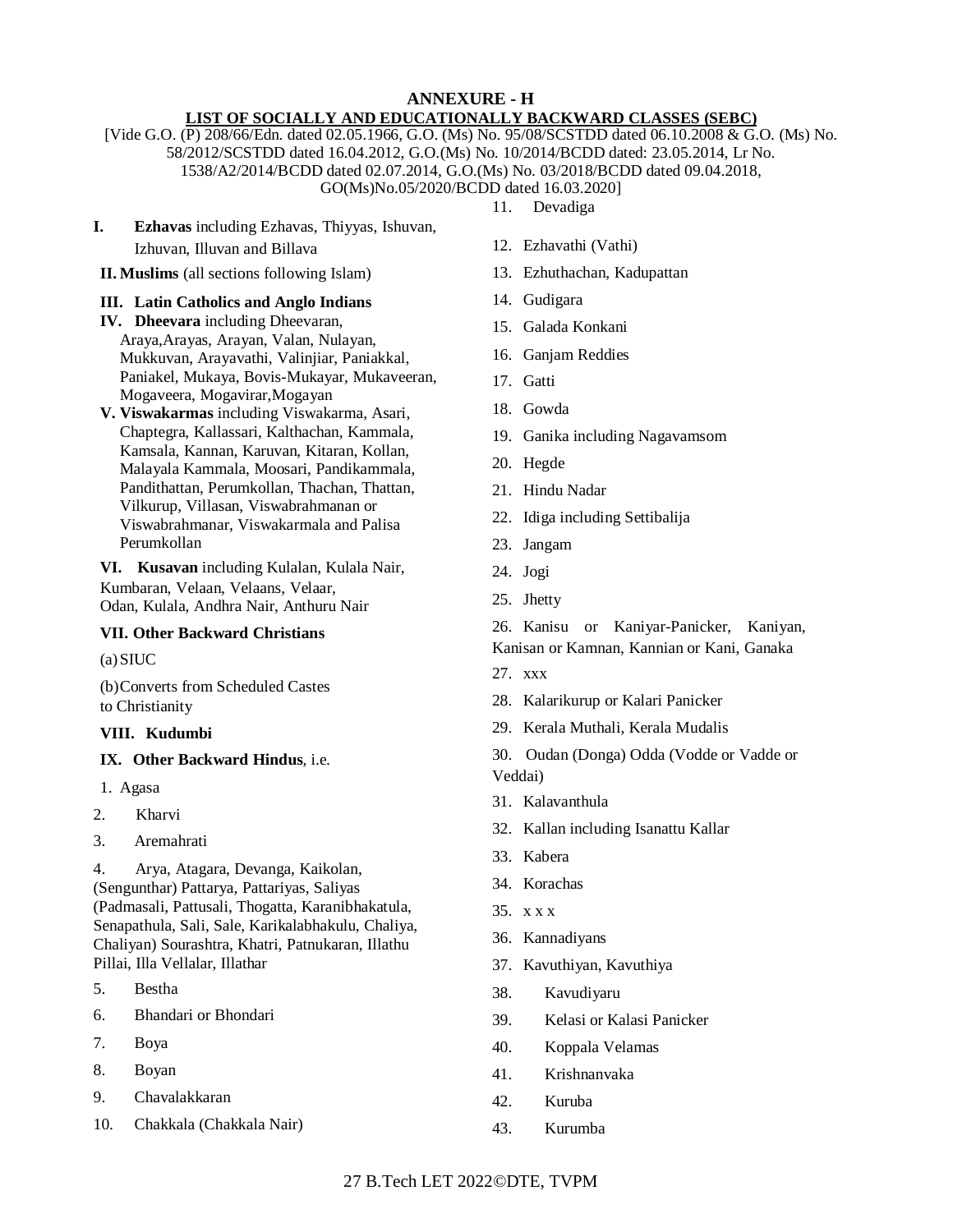# ANNEXURE - H

## LIST OF SOCIALLY AND EDUCATIONALLY BACKWARD CLASSES (SEBC)

[Vide G.O. (P) 208/66/Edn. dated 02.05.1966, G.O. (Ms) No. 95/08/SCSTDD dated 06.10.2008 & G.O. (Ms) No. 58/2012/SCSTDD dated 16.04.2012, G.O.(Ms) No. 10/2014/BCDD dated: 23.05.2014, Lr No. 1538/A2/2014/BCDD dated 02.07.2014, G.O.(Ms) No. 03/2018/BCDD dated 09.04.2018, GO(Ms)No.05/2020/BCDD dated 16.03.2020]

**I. Ezhavas** including Ezhavas, Thiyyas, Ishuvan, Izhuvan, Illuvan and Billava

**II. Muslims** (all sections following Islam)

**III. Latin Catholics and Anglo Indians**

**IV. Dheevara** including Dheevaran, Araya,Arayas, Arayan, Valan, Nulayan, Mukkuvan, Arayavathi, Valinjiar, Paniakkal, Paniakel, Mukaya, Bovis-Mukayar, Mukaveeran, Mogaveera, Mogavirar,Mogayan

**V. Viswakarmas** including Viswakarma, Asari, Chaptegra, Kallassari, Kalthachan, Kammala, Kamsala, Kannan, Karuvan, Kitaran, Kollan, Malayala Kammala, Moosari, Pandikammala, Pandithattan, Perumkollan, Thachan, Thattan, Vilkurup, Villasan, Viswabrahmanan or Viswabrahmanar, Viswakarmala and Palisa Perumkollan

**VI. Kusavan** including Kulalan, Kulala Nair, Kumbaran, Velaan, Velaans, Velaar, Odan, Kulala, Andhra Nair, Anthuru Nair

**VII. Other Backward Christians**

(a) SIUC

(b) Converts from Scheduled Castes to Christianity

**VIII. Kudumbi**

**IX. Other Backward Hindus**, i.e.

1. Agasa
2. Kharvi
3. Aremahrati
4. Arya, Atagara, Devanga, Kaikolan, (Sengunthar) Pattarya, Pattariyas, Saliyas (Padmasali, Pattusali, Thogatta, Karanibhakatula, Senapathula, Sali, Sale, Karikalabhakulu, Chaliya, Chaliyan) Sourashtra, Khatri, Patnukaran, Illathu Pillai, Illa Vellalar, Illathar
5. Bestha
6. Bhandari or Bhondari
7. Boya
8. Boyan
9. Chavalakkaran
10. Chakkala (Chakkala Nair)
11. Devadiga
12. Ezhavathi (Vathi)
13. Ezhuthachan, Kadupattan
14. Gudigara
15. Galada Konkani
16. Ganjam Reddies
17. Gatti
18. Gowda
19. Ganika including Nagavamsom
20. Hegde
21. Hindu Nadar
22. Idiga including Settibalija
23. Jangam
24. Jogi
25. Jhetty
26. Kanisu or Kaniyar-Panicker, Kaniyan, Kanisan or Kamnan, Kannian or Kani, Ganaka
27. xxx
28. Kalarikurup or Kalari Panicker
29. Kerala Muthali, Kerala Mudalis
30. Oudan (Donga) Odda (Vodde or Vadde or Veddai)
31. Kalavanthula
32. Kallan including Isanattu Kallar
33. Kabera
34. Korachas
35. x x x
36. Kannadiyans
37. Kavuthiyan, Kavuthiya
38. Kavudiyaru
39. Kelasi or Kalasi Panicker
40. Koppala Velamas
41. Krishnanvaka
42. Kuruba
43. Kurumba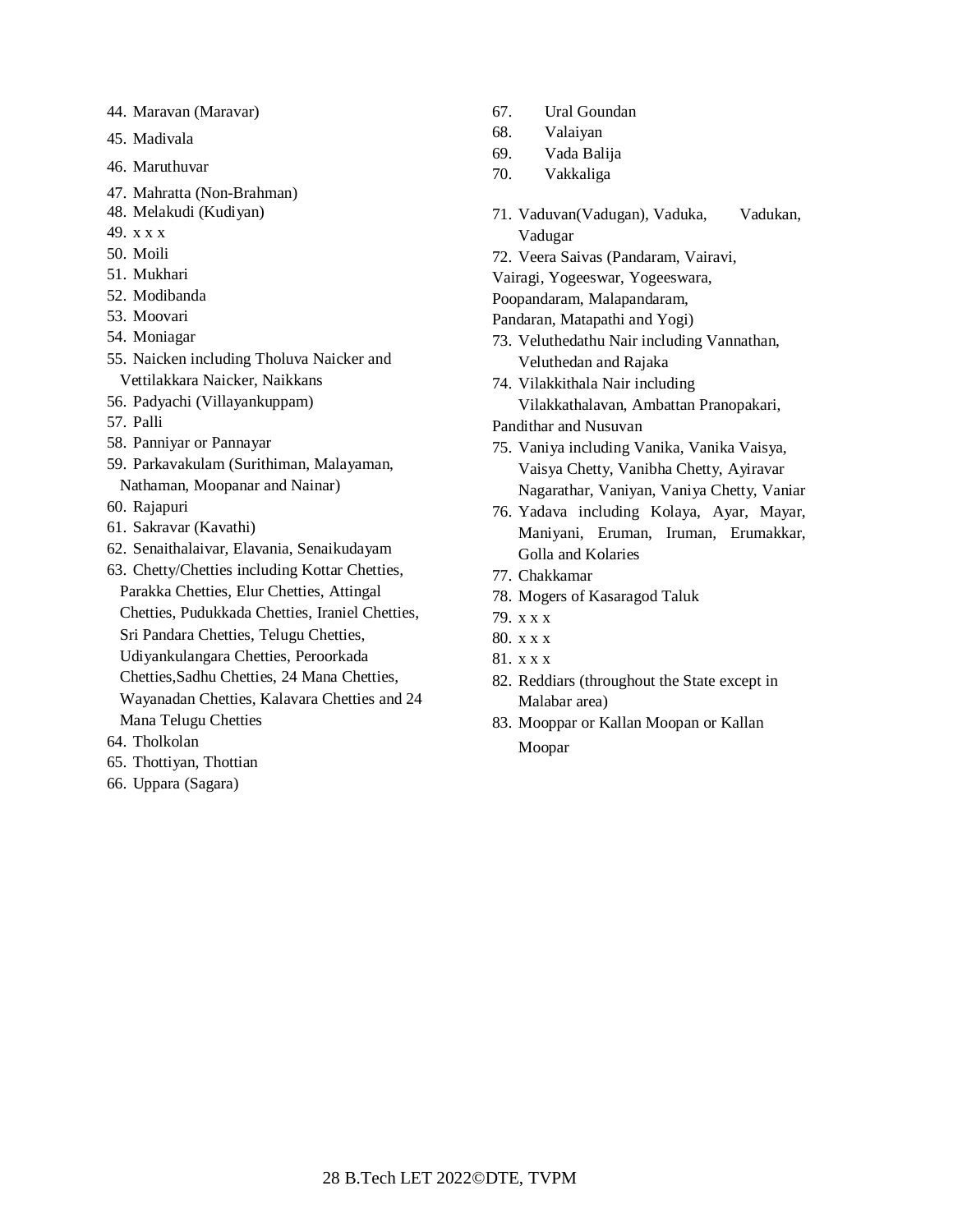44. Maravan (Maravar)
45. Madivala
46. Maruthuvar
47. Mahratta (Non-Brahman)
48. Melakudi (Kudiyan)
49. x x x
50. Moili
51. Mukhari
52. Modibanda
53. Moovari
54. Moniagar
55. Naicken including Tholuva Naicker and Vettilakkara Naicker, Naikkans
56. Padyachi (Villayankuppam)
57. Palli
58. Panniyar or Pannayar
59. Parkavakulam (Surithiman, Malayaman, Nathaman, Moopanar and Nainar)
60. Rajapuri
61. Sakravar (Kavathi)
62. Senaithalaivar, Elavania, Senaikudayam
63. Chetty/Chetties including Kottar Chetties, Parakka Chetties, Elur Chetties, Attingal Chetties, Pudukkada Chetties, Iraniel Chetties, Sri Pandara Chetties, Telugu Chetties, Udiyankulangara Chetties, Peroorkada Chetties,Sadhu Chetties, 24 Mana Chetties, Wayanadan Chetties, Kalavara Chetties and 24 Mana Telugu Chetties
64. Tholkolan
65. Thottiyan, Thottian
66. Uppara (Sagara)
67. Ural Goundan
68. Valaiyan
69. Vada Balija
70. Vakkaliga
71. Vaduvan(Vadugan), Vaduka, Vadukan, Vadugar
72. Veera Saivas (Pandaram, Vairavi, Vairagi, Yogeeswar, Yogeeswara, Poopandaram, Malapandaram, Pandaran, Matapathi and Yogi)
73. Veluthedathu Nair including Vannathan, Veluthedan and Rajaka
74. Vilakkithala Nair including Vilakkathalavan, Ambattan Pranopakari, Pandithar and Nusuvan
75. Vaniya including Vanika, Vanika Vaisya, Vaisya Chetty, Vanibha Chetty, Ayiravar Nagarathar, Vaniyan, Vaniya Chetty, Vaniar
76. Yadava including Kolaya, Ayar, Mayar, Maniyani, Eruman, Iruman, Erumakkar, Golla and Kolaries
77. Chakkamar
78. Mogers of Kasaragod Taluk
79. x x x
80. x x x
81. x x x
82. Reddiars (throughout the State except in Malabar area)
83. Mooppar or Kallan Moopan or Kallan Moopar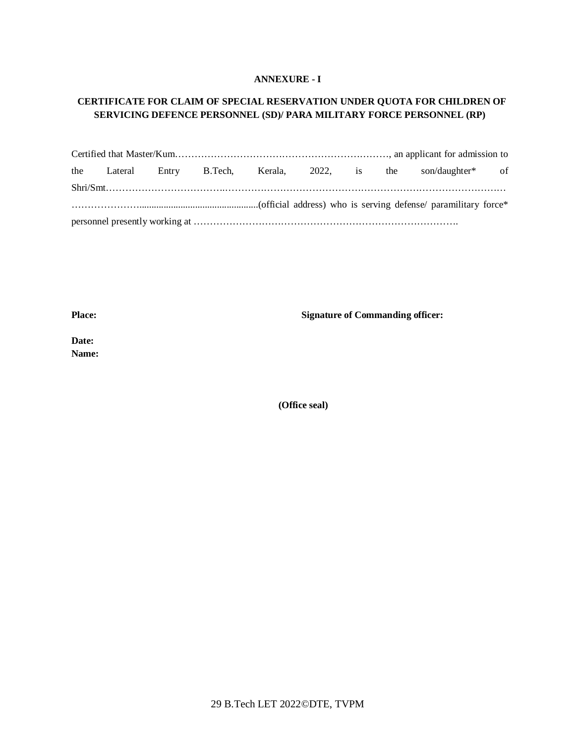**ANNEXURE - I**

**CERTIFICATE FOR CLAIM OF SPECIAL RESERVATION UNDER QUOTA FOR CHILDREN OF SERVICING DEFENCE PERSONNEL (SD)/ PARA MILITARY FORCE PERSONNEL (RP)**

Certified that Master/Kum…………………………………………………………., an applicant for admission to the Lateral Entry B.Tech, Kerala, 2022, is the son/daughter* of Shri/Smt………………………………………………………………………………………………………… …………………..................................................(official address) who is serving defense/ paramilitary force* personnel presently working at ……………………………………………………………………….

**Place:** **Signature of Commanding officer:**

**Date:**

**Name:**

**(Office seal)**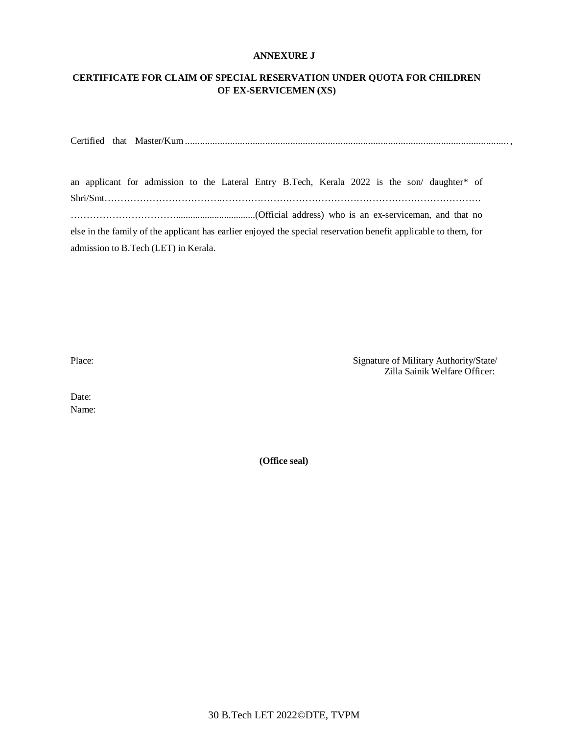**ANNEXURE J**

**CERTIFICATE FOR CLAIM OF SPECIAL RESERVATION UNDER QUOTA FOR CHILDREN OF EX-SERVICEMEN (XS)**

Certified that Master/Kum.................................................................................................................................,

an applicant for admission to the Lateral Entry B.Tech, Kerala 2022 is the son/ daughter* of Shri/Smt………………………………..…………………………………………………………………………
……………………………..................................(Official address) who is an ex-serviceman, and that no else in the family of the applicant has earlier enjoyed the special reservation benefit applicable to them, for admission to B.Tech (LET) in Kerala.

Place:

Signature of Military Authority/State/ Zilla Sainik Welfare Officer:

Date:

Name:

**(Office seal)**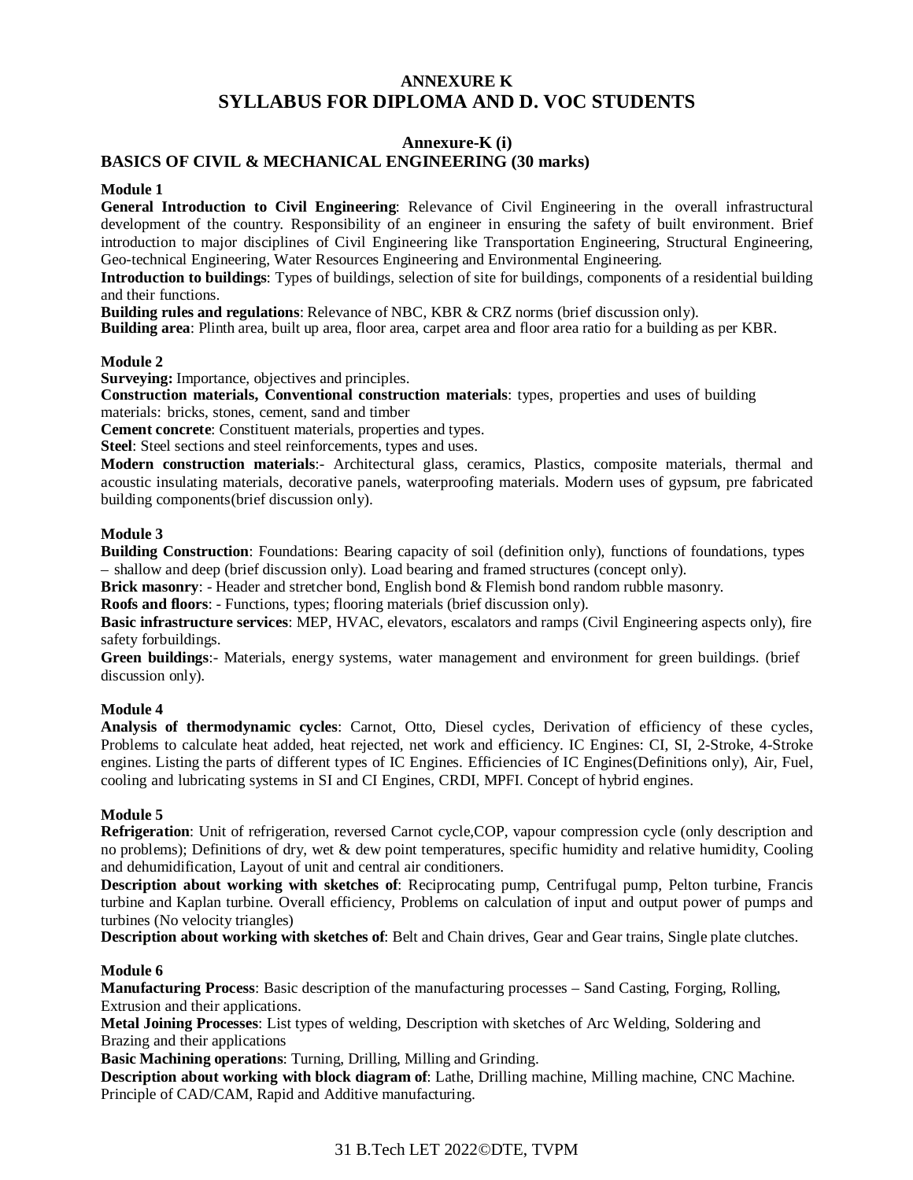# ANNEXURE K
# SYLLABUS FOR DIPLOMA AND D. VOC STUDENTS

## Annexure-K (i)
## BASICS OF CIVIL & MECHANICAL ENGINEERING (30 marks)

**Module 1**

**General Introduction to Civil Engineering**: Relevance of Civil Engineering in the overall infrastructural development of the country. Responsibility of an engineer in ensuring the safety of built environment. Brief introduction to major disciplines of Civil Engineering like Transportation Engineering, Structural Engineering, Geo-technical Engineering, Water Resources Engineering and Environmental Engineering.

**Introduction to buildings**: Types of buildings, selection of site for buildings, components of a residential building and their functions.

**Building rules and regulations**: Relevance of NBC, KBR & CRZ norms (brief discussion only).

**Building area**: Plinth area, built up area, floor area, carpet area and floor area ratio for a building as per KBR.

**Module 2**

**Surveying:** Importance, objectives and principles.

**Construction materials, Conventional construction materials**: types, properties and uses of building materials: bricks, stones, cement, sand and timber

**Cement concrete**: Constituent materials, properties and types.

**Steel**: Steel sections and steel reinforcements, types and uses.

**Modern construction materials**:- Architectural glass, ceramics, Plastics, composite materials, thermal and acoustic insulating materials, decorative panels, waterproofing materials. Modern uses of gypsum, pre fabricated building components(brief discussion only).

**Module 3**

**Building Construction**: Foundations: Bearing capacity of soil (definition only), functions of foundations, types – shallow and deep (brief discussion only). Load bearing and framed structures (concept only).

**Brick masonry**: - Header and stretcher bond, English bond & Flemish bond random rubble masonry.

**Roofs and floors**: - Functions, types; flooring materials (brief discussion only).

**Basic infrastructure services**: MEP, HVAC, elevators, escalators and ramps (Civil Engineering aspects only), fire safety forbuildings.

**Green buildings**:- Materials, energy systems, water management and environment for green buildings. (brief discussion only).

**Module 4**

**Analysis of thermodynamic cycles**: Carnot, Otto, Diesel cycles, Derivation of efficiency of these cycles, Problems to calculate heat added, heat rejected, net work and efficiency. IC Engines: CI, SI, 2-Stroke, 4-Stroke engines. Listing the parts of different types of IC Engines. Efficiencies of IC Engines(Definitions only), Air, Fuel, cooling and lubricating systems in SI and CI Engines, CRDI, MPFI. Concept of hybrid engines.

**Module 5**

**Refrigeration**: Unit of refrigeration, reversed Carnot cycle,COP, vapour compression cycle (only description and no problems); Definitions of dry, wet & dew point temperatures, specific humidity and relative humidity, Cooling and dehumidification, Layout of unit and central air conditioners.

**Description about working with sketches of**: Reciprocating pump, Centrifugal pump, Pelton turbine, Francis turbine and Kaplan turbine. Overall efficiency, Problems on calculation of input and output power of pumps and turbines (No velocity triangles)

**Description about working with sketches of**: Belt and Chain drives, Gear and Gear trains, Single plate clutches.

**Module 6**

**Manufacturing Process**: Basic description of the manufacturing processes – Sand Casting, Forging, Rolling, Extrusion and their applications.

**Metal Joining Processes**: List types of welding, Description with sketches of Arc Welding, Soldering and Brazing and their applications

**Basic Machining operations**: Turning, Drilling, Milling and Grinding.

**Description about working with block diagram of**: Lathe, Drilling machine, Milling machine, CNC Machine. Principle of CAD/CAM, Rapid and Additive manufacturing.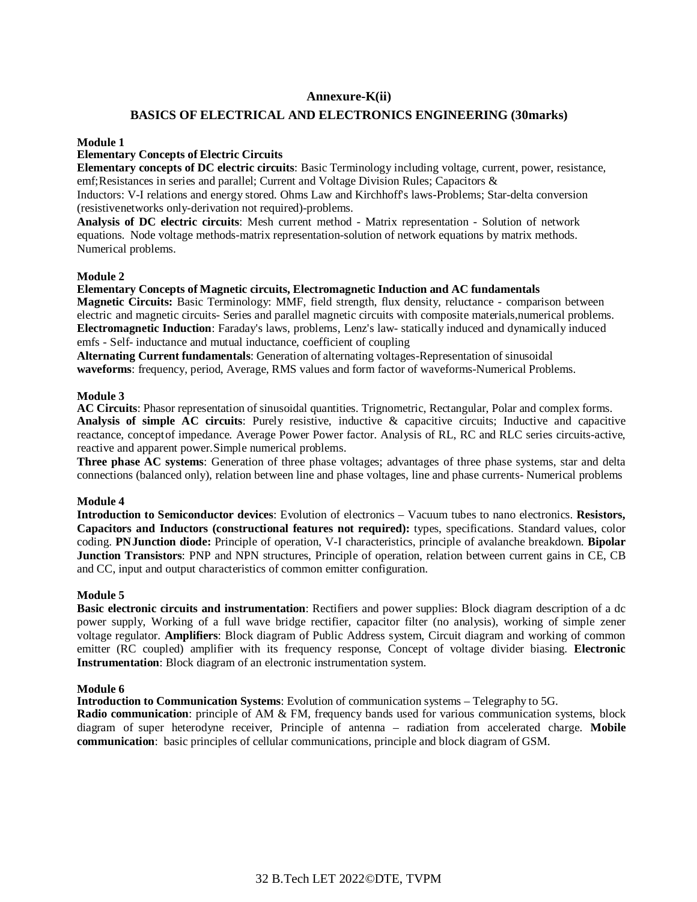## Annexure-K(ii)

## BASICS OF ELECTRICAL AND ELECTRONICS ENGINEERING (30marks)

**Module 1**

**Elementary Concepts of Electric Circuits**

**Elementary concepts of DC electric circuits**: Basic Terminology including voltage, current, power, resistance, emf;Resistances in series and parallel; Current and Voltage Division Rules; Capacitors & Inductors: V-I relations and energy stored. Ohms Law and Kirchhoff's laws-Problems; Star-delta conversion (resistivenetworks only-derivation not required)-problems.

**Analysis of DC electric circuits**: Mesh current method - Matrix representation - Solution of network equations. Node voltage methods-matrix representation-solution of network equations by matrix methods. Numerical problems.

**Module 2**

**Elementary Concepts of Magnetic circuits, Electromagnetic Induction and AC fundamentals**

**Magnetic Circuits:** Basic Terminology: MMF, field strength, flux density, reluctance - comparison between electric and magnetic circuits- Series and parallel magnetic circuits with composite materials,numerical problems.

**Electromagnetic Induction**: Faraday's laws, problems, Lenz's law- statically induced and dynamically induced emfs - Self- inductance and mutual inductance, coefficient of coupling

**Alternating Current fundamentals**: Generation of alternating voltages-Representation of sinusoidal **waveforms**: frequency, period, Average, RMS values and form factor of waveforms-Numerical Problems.

**Module 3**

**AC Circuits**: Phasor representation of sinusoidal quantities. Trignometric, Rectangular, Polar and complex forms.

**Analysis of simple AC circuits**: Purely resistive, inductive & capacitive circuits; Inductive and capacitive reactance, conceptof impedance. Average Power Power factor. Analysis of RL, RC and RLC series circuits-active, reactive and apparent power.Simple numerical problems.

**Three phase AC systems**: Generation of three phase voltages; advantages of three phase systems, star and delta connections (balanced only), relation between line and phase voltages, line and phase currents- Numerical problems

**Module 4**

**Introduction to Semiconductor devices**: Evolution of electronics – Vacuum tubes to nano electronics. **Resistors, Capacitors and Inductors (constructional features not required):** types, specifications. Standard values, color coding. **PN Junction diode:** Principle of operation, V-I characteristics, principle of avalanche breakdown. **Bipolar Junction Transistors**: PNP and NPN structures, Principle of operation, relation between current gains in CE, CB and CC, input and output characteristics of common emitter configuration.

**Module 5**

**Basic electronic circuits and instrumentation**: Rectifiers and power supplies: Block diagram description of a dc power supply, Working of a full wave bridge rectifier, capacitor filter (no analysis), working of simple zener voltage regulator. **Amplifiers**: Block diagram of Public Address system, Circuit diagram and working of common emitter (RC coupled) amplifier with its frequency response, Concept of voltage divider biasing. **Electronic Instrumentation**: Block diagram of an electronic instrumentation system.

**Module 6**

**Introduction to Communication Systems**: Evolution of communication systems – Telegraphy to 5G.

**Radio communication**: principle of AM & FM, frequency bands used for various communication systems, block diagram of super heterodyne receiver, Principle of antenna – radiation from accelerated charge. **Mobile communication**: basic principles of cellular communications, principle and block diagram of GSM.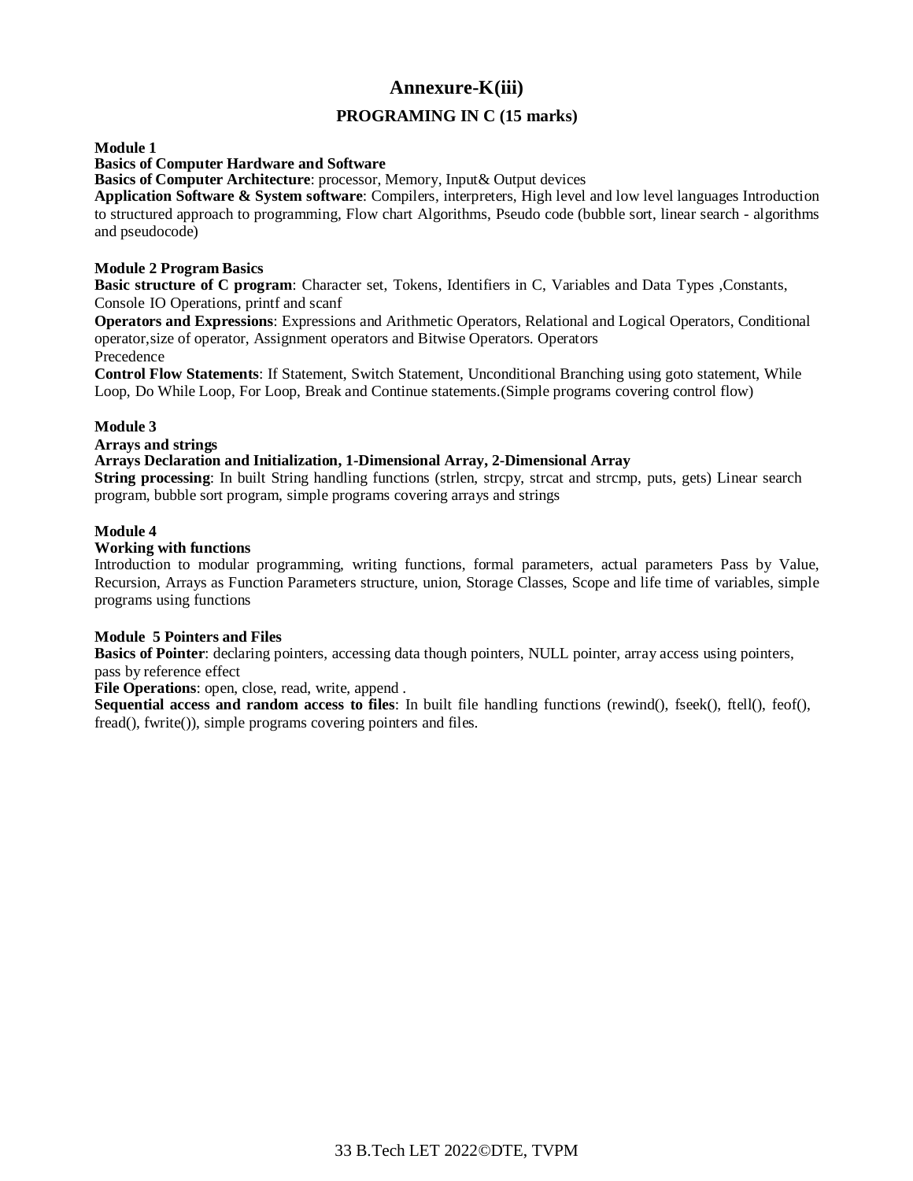# Annexure-K(iii)

## PROGRAMING IN C (15 marks)

**Module 1**

**Basics of Computer Hardware and Software**

**Basics of Computer Architecture**: processor, Memory, Input& Output devices

**Application Software & System software**: Compilers, interpreters, High level and low level languages Introduction to structured approach to programming, Flow chart Algorithms, Pseudo code (bubble sort, linear search - algorithms and pseudocode)

**Module 2 Program Basics**

**Basic structure of C program**: Character set, Tokens, Identifiers in C, Variables and Data Types ,Constants, Console IO Operations, printf and scanf

**Operators and Expressions**: Expressions and Arithmetic Operators, Relational and Logical Operators, Conditional operator,size of operator, Assignment operators and Bitwise Operators. Operators Precedence

**Control Flow Statements**: If Statement, Switch Statement, Unconditional Branching using goto statement, While Loop, Do While Loop, For Loop, Break and Continue statements.(Simple programs covering control flow)

**Module 3**

**Arrays and strings**

**Arrays Declaration and Initialization, 1-Dimensional Array, 2-Dimensional Array**

**String processing**: In built String handling functions (strlen, strcpy, strcat and strcmp, puts, gets) Linear search program, bubble sort program, simple programs covering arrays and strings

**Module 4**

**Working with functions**

Introduction to modular programming, writing functions, formal parameters, actual parameters Pass by Value, Recursion, Arrays as Function Parameters structure, union, Storage Classes, Scope and life time of variables, simple programs using functions

**Module 5 Pointers and Files**

**Basics of Pointer**: declaring pointers, accessing data though pointers, NULL pointer, array access using pointers, pass by reference effect

**File Operations**: open, close, read, write, append .

**Sequential access and random access to files**: In built file handling functions (rewind(), fseek(), ftell(), feof(), fread(), fwrite()), simple programs covering pointers and files.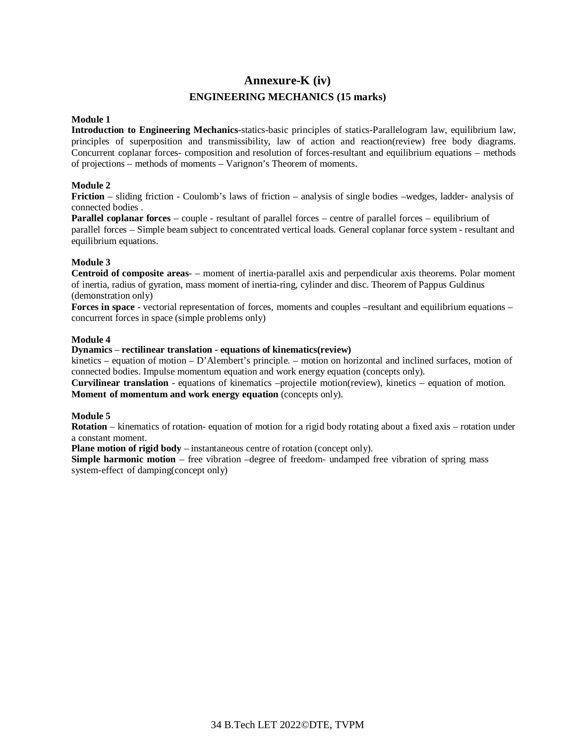# Annexure-K (iv)

## ENGINEERING MECHANICS (15 marks)

**Module 1**

**Introduction to Engineering Mechanics**-statics-basic principles of statics-Parallelogram law, equilibrium law, principles of superposition and transmissibility, law of action and reaction(review) free body diagrams. Concurrent coplanar forces- composition and resolution of forces-resultant and equilibrium equations – methods of projections – methods of moments – Varignon's Theorem of moments.

**Module 2**

**Friction** – sliding friction - Coulomb's laws of friction – analysis of single bodies –wedges, ladder- analysis of connected bodies .

**Parallel coplanar forces** – couple - resultant of parallel forces – centre of parallel forces – equilibrium of parallel forces – Simple beam subject to concentrated vertical loads. General coplanar force system - resultant and equilibrium equations.

**Module 3**

**Centroid of composite areas**- – moment of inertia-parallel axis and perpendicular axis theorems. Polar moment of inertia, radius of gyration, mass moment of inertia-ring, cylinder and disc. Theorem of Pappus Guldinus (demonstration only)

**Forces in space** - vectorial representation of forces, moments and couples –resultant and equilibrium equations – concurrent forces in space (simple problems only)

**Module 4**

**Dynamics** – **rectilinear translation - equations of kinematics(review)**

kinetics – equation of motion – D'Alembert's principle. – motion on horizontal and inclined surfaces, motion of connected bodies. Impulse momentum equation and work energy equation (concepts only).

**Curvilinear translation** - equations of kinematics –projectile motion(review), kinetics – equation of motion.

**Moment of momentum and work energy equation** (concepts only).

**Module 5**

**Rotation** – kinematics of rotation- equation of motion for a rigid body rotating about a fixed axis – rotation under a constant moment.

**Plane motion of rigid body** – instantaneous centre of rotation (concept only).

**Simple harmonic motion** – free vibration –degree of freedom- undamped free vibration of spring mass system-effect of damping(concept only)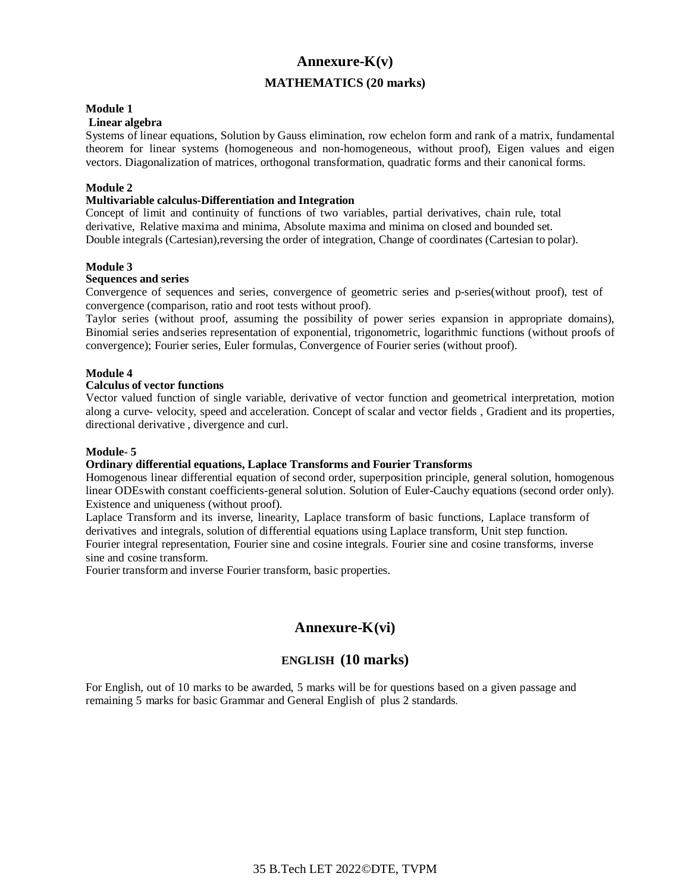# Annexure-K(v)

## MATHEMATICS (20 marks)

**Module 1**

**Linear algebra**

Systems of linear equations, Solution by Gauss elimination, row echelon form and rank of a matrix, fundamental theorem for linear systems (homogeneous and non-homogeneous, without proof), Eigen values and eigen vectors. Diagonalization of matrices, orthogonal transformation, quadratic forms and their canonical forms.

**Module 2**

**Multivariable calculus-Differentiation and Integration**

Concept of limit and continuity of functions of two variables, partial derivatives, chain rule, total derivative, Relative maxima and minima, Absolute maxima and minima on closed and bounded set. Double integrals (Cartesian),reversing the order of integration, Change of coordinates (Cartesian to polar).

**Module 3**

**Sequences and series**

Convergence of sequences and series, convergence of geometric series and p-series(without proof), test of convergence (comparison, ratio and root tests without proof).

Taylor series (without proof, assuming the possibility of power series expansion in appropriate domains), Binomial series andseries representation of exponential, trigonometric, logarithmic functions (without proofs of convergence); Fourier series, Euler formulas, Convergence of Fourier series (without proof).

**Module 4**

**Calculus of vector functions**

Vector valued function of single variable, derivative of vector function and geometrical interpretation, motion along a curve- velocity, speed and acceleration. Concept of scalar and vector fields , Gradient and its properties, directional derivative , divergence and curl.

**Module- 5**

**Ordinary differential equations, Laplace Transforms and Fourier Transforms**

Homogenous linear differential equation of second order, superposition principle, general solution, homogenous linear ODEswith constant coefficients-general solution. Solution of Euler-Cauchy equations (second order only). Existence and uniqueness (without proof).

Laplace Transform and its inverse, linearity, Laplace transform of basic functions, Laplace transform of derivatives and integrals, solution of differential equations using Laplace transform, Unit step function.

Fourier integral representation, Fourier sine and cosine integrals. Fourier sine and cosine transforms, inverse sine and cosine transform.

Fourier transform and inverse Fourier transform, basic properties.

# Annexure-K(vi)

## ENGLISH (10 marks)

For English, out of 10 marks to be awarded, 5 marks will be for questions based on a given passage and remaining 5 marks for basic Grammar and General English of plus 2 standards.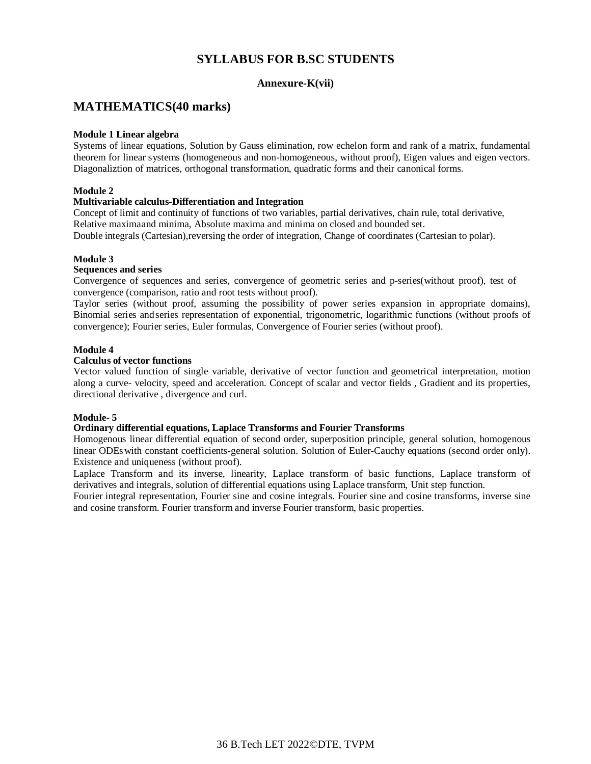# SYLLABUS FOR B.SC STUDENTS

**Annexure-K(vii)**

## MATHEMATICS(40 marks)

**Module 1 Linear algebra**

Systems of linear equations, Solution by Gauss elimination, row echelon form and rank of a matrix, fundamental theorem for linear systems (homogeneous and non-homogeneous, without proof), Eigen values and eigen vectors. Diagonaliztion of matrices, orthogonal transformation, quadratic forms and their canonical forms.

**Module 2**

**Multivariable calculus-Differentiation and Integration**

Concept of limit and continuity of functions of two variables, partial derivatives, chain rule, total derivative, Relative maximaand minima, Absolute maxima and minima on closed and bounded set.

Double integrals (Cartesian),reversing the order of integration, Change of coordinates (Cartesian to polar).

**Module 3**

**Sequences and series**

Convergence of sequences and series, convergence of geometric series and p-series(without proof), test of convergence (comparison, ratio and root tests without proof).

Taylor series (without proof, assuming the possibility of power series expansion in appropriate domains), Binomial series andseries representation of exponential, trigonometric, logarithmic functions (without proofs of convergence); Fourier series, Euler formulas, Convergence of Fourier series (without proof).

**Module 4**

**Calculus of vector functions**

Vector valued function of single variable, derivative of vector function and geometrical interpretation, motion along a curve- velocity, speed and acceleration. Concept of scalar and vector fields , Gradient and its properties, directional derivative , divergence and curl.

**Module- 5**

**Ordinary differential equations, Laplace Transforms and Fourier Transforms**

Homogenous linear differential equation of second order, superposition principle, general solution, homogenous linear ODEswith constant coefficients-general solution. Solution of Euler-Cauchy equations (second order only). Existence and uniqueness (without proof).

Laplace Transform and its inverse, linearity, Laplace transform of basic functions, Laplace transform of derivatives and integrals, solution of differential equations using Laplace transform, Unit step function.

Fourier integral representation, Fourier sine and cosine integrals. Fourier sine and cosine transforms, inverse sine and cosine transform. Fourier transform and inverse Fourier transform, basic properties.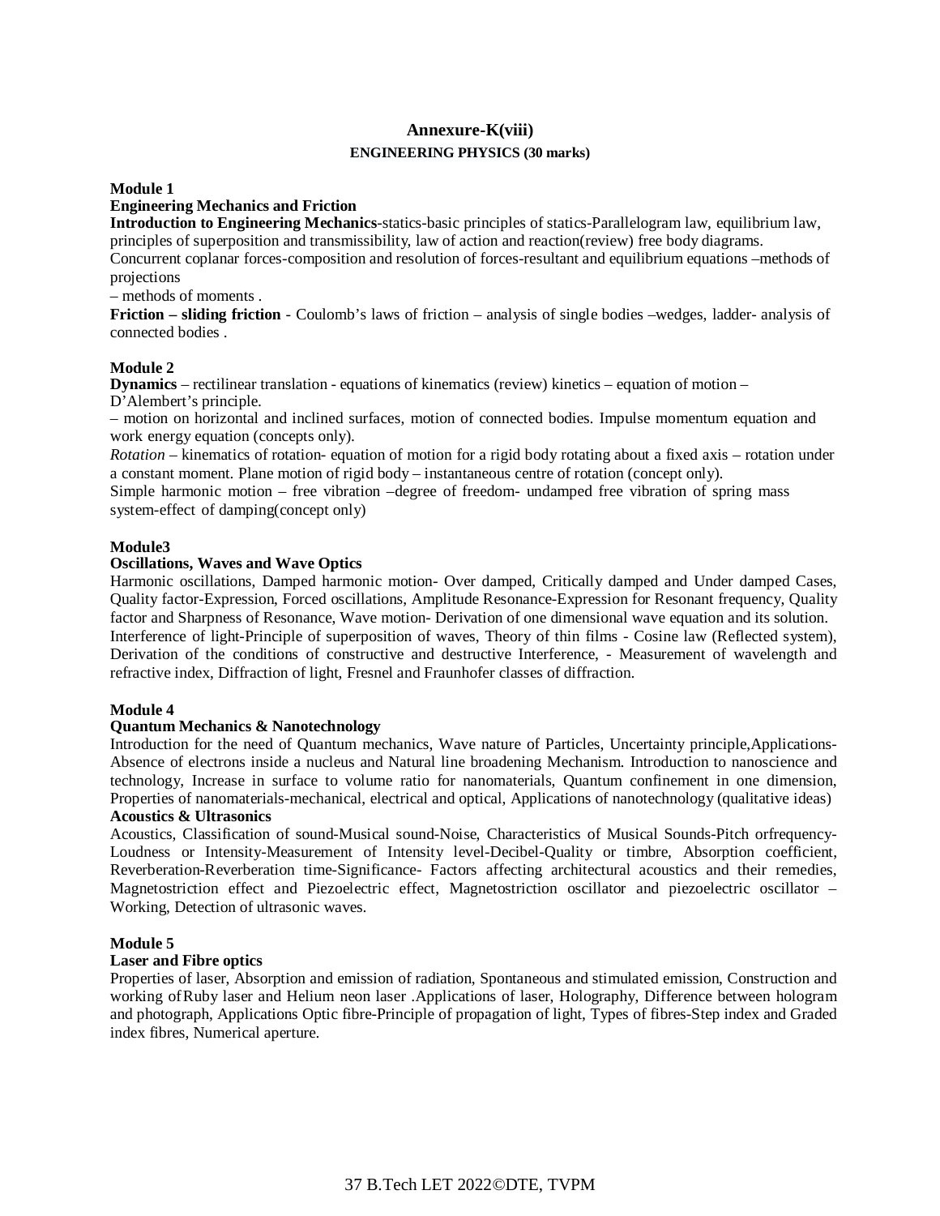## Annexure-K(viii)

### ENGINEERING PHYSICS (30 marks)

**Module 1**

**Engineering Mechanics and Friction**

**Introduction to Engineering Mechanics**-statics-basic principles of statics-Parallelogram law, equilibrium law, principles of superposition and transmissibility, law of action and reaction(review) free body diagrams. Concurrent coplanar forces-composition and resolution of forces-resultant and equilibrium equations –methods of projections

– methods of moments .

**Friction – sliding friction** - Coulomb's laws of friction – analysis of single bodies –wedges, ladder- analysis of connected bodies .

**Module 2**

**Dynamics** – rectilinear translation - equations of kinematics (review) kinetics – equation of motion – D'Alembert's principle.

– motion on horizontal and inclined surfaces, motion of connected bodies. Impulse momentum equation and work energy equation (concepts only).

*Rotation* – kinematics of rotation- equation of motion for a rigid body rotating about a fixed axis – rotation under a constant moment. Plane motion of rigid body – instantaneous centre of rotation (concept only).

Simple harmonic motion – free vibration –degree of freedom- undamped free vibration of spring mass system-effect of damping(concept only)

**Module3**

**Oscillations, Waves and Wave Optics**

Harmonic oscillations, Damped harmonic motion- Over damped, Critically damped and Under damped Cases, Quality factor-Expression, Forced oscillations, Amplitude Resonance-Expression for Resonant frequency, Quality factor and Sharpness of Resonance, Wave motion- Derivation of one dimensional wave equation and its solution. Interference of light-Principle of superposition of waves, Theory of thin films - Cosine law (Reflected system), Derivation of the conditions of constructive and destructive Interference, - Measurement of wavelength and refractive index, Diffraction of light, Fresnel and Fraunhofer classes of diffraction.

**Module 4**

**Quantum Mechanics & Nanotechnology**

Introduction for the need of Quantum mechanics, Wave nature of Particles, Uncertainty principle,Applications- Absence of electrons inside a nucleus and Natural line broadening Mechanism. Introduction to nanoscience and technology, Increase in surface to volume ratio for nanomaterials, Quantum confinement in one dimension, Properties of nanomaterials-mechanical, electrical and optical, Applications of nanotechnology (qualitative ideas)

**Acoustics & Ultrasonics**

Acoustics, Classification of sound-Musical sound-Noise, Characteristics of Musical Sounds-Pitch orfrequency-Loudness or Intensity-Measurement of Intensity level-Decibel-Quality or timbre, Absorption coefficient, Reverberation-Reverberation time-Significance- Factors affecting architectural acoustics and their remedies, Magnetostriction effect and Piezoelectric effect, Magnetostriction oscillator and piezoelectric oscillator – Working, Detection of ultrasonic waves.

**Module 5**

**Laser and Fibre optics**

Properties of laser, Absorption and emission of radiation, Spontaneous and stimulated emission, Construction and working ofRuby laser and Helium neon laser .Applications of laser, Holography, Difference between hologram and photograph, Applications Optic fibre-Principle of propagation of light, Types of fibres-Step index and Graded index fibres, Numerical aperture.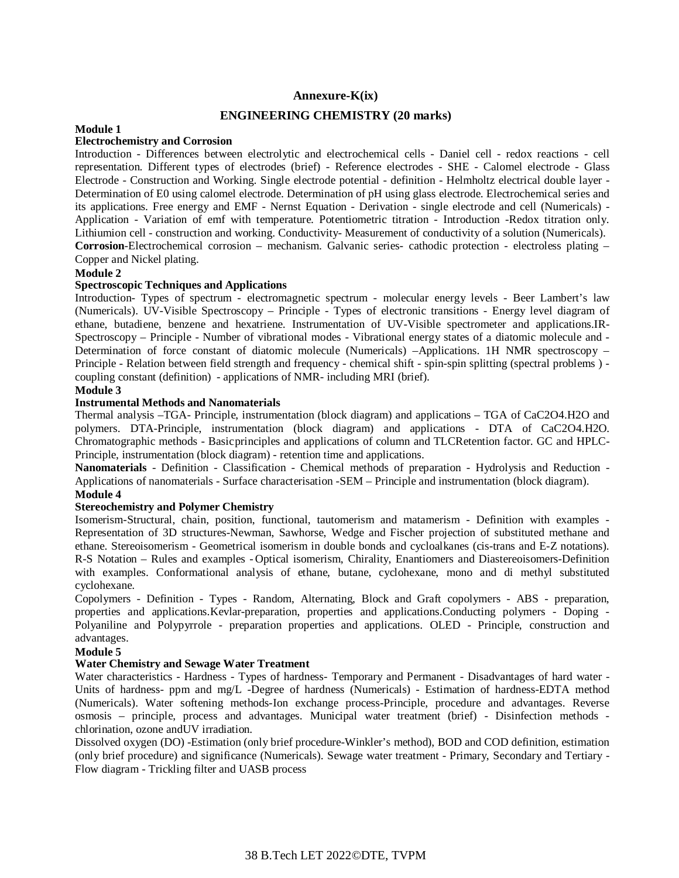## Annexure-K(ix)

## ENGINEERING CHEMISTRY (20 marks)

**Module 1**

**Electrochemistry and Corrosion**

Introduction - Differences between electrolytic and electrochemical cells - Daniel cell - redox reactions - cell representation. Different types of electrodes (brief) - Reference electrodes - SHE - Calomel electrode - Glass Electrode - Construction and Working. Single electrode potential - definition - Helmholtz electrical double layer - Determination of E0 using calomel electrode. Determination of pH using glass electrode. Electrochemical series and its applications. Free energy and EMF - Nernst Equation - Derivation - single electrode and cell (Numericals) - Application - Variation of emf with temperature. Potentiometric titration - Introduction -Redox titration only. Lithiumion cell - construction and working. Conductivity- Measurement of conductivity of a solution (Numericals).

**Corrosion**-Electrochemical corrosion – mechanism. Galvanic series- cathodic protection - electroless plating – Copper and Nickel plating.

**Module 2**

**Spectroscopic Techniques and Applications**

Introduction- Types of spectrum - electromagnetic spectrum - molecular energy levels - Beer Lambert's law (Numericals). UV-Visible Spectroscopy – Principle - Types of electronic transitions - Energy level diagram of ethane, butadiene, benzene and hexatriene. Instrumentation of UV-Visible spectrometer and applications.IR-Spectroscopy – Principle - Number of vibrational modes - Vibrational energy states of a diatomic molecule and - Determination of force constant of diatomic molecule (Numericals) –Applications. 1H NMR spectroscopy – Principle - Relation between field strength and frequency - chemical shift - spin-spin splitting (spectral problems ) - coupling constant (definition) - applications of NMR- including MRI (brief).

**Module 3**

**Instrumental Methods and Nanomaterials**

Thermal analysis –TGA- Principle, instrumentation (block diagram) and applications – TGA of $CaC_2O_4.H_2O$ and polymers. DTA-Principle, instrumentation (block diagram) and applications - DTA of $CaC_2O_4.H_2O$. Chromatographic methods - Basicprinciples and applications of column and TLCRetention factor. GC and HPLC-Principle, instrumentation (block diagram) - retention time and applications.

**Nanomaterials** - Definition - Classification - Chemical methods of preparation - Hydrolysis and Reduction - Applications of nanomaterials - Surface characterisation -SEM – Principle and instrumentation (block diagram).

**Module 4**

**Stereochemistry and Polymer Chemistry**

Isomerism-Structural, chain, position, functional, tautomerism and matamerism - Definition with examples - Representation of 3D structures-Newman, Sawhorse, Wedge and Fischer projection of substituted methane and ethane. Stereoisomerism - Geometrical isomerism in double bonds and cycloalkanes (cis-trans and E-Z notations). R-S Notation – Rules and examples - Optical isomerism, Chirality, Enantiomers and Diastereoisomers-Definition with examples. Conformational analysis of ethane, butane, cyclohexane, mono and di methyl substituted cyclohexane.

Copolymers - Definition - Types - Random, Alternating, Block and Graft copolymers - ABS - preparation, properties and applications.Kevlar-preparation, properties and applications.Conducting polymers - Doping - Polyaniline and Polypyrrole - preparation properties and applications. OLED - Principle, construction and advantages.

**Module 5**

**Water Chemistry and Sewage Water Treatment**

Water characteristics - Hardness - Types of hardness- Temporary and Permanent - Disadvantages of hard water - Units of hardness- ppm and mg/L -Degree of hardness (Numericals) - Estimation of hardness-EDTA method (Numericals). Water softening methods-Ion exchange process-Principle, procedure and advantages. Reverse osmosis – principle, process and advantages. Municipal water treatment (brief) - Disinfection methods - chlorination, ozone andUV irradiation.

Dissolved oxygen (DO) -Estimation (only brief procedure-Winkler's method), BOD and COD definition, estimation (only brief procedure) and significance (Numericals). Sewage water treatment - Primary, Secondary and Tertiary - Flow diagram - Trickling filter and UASB process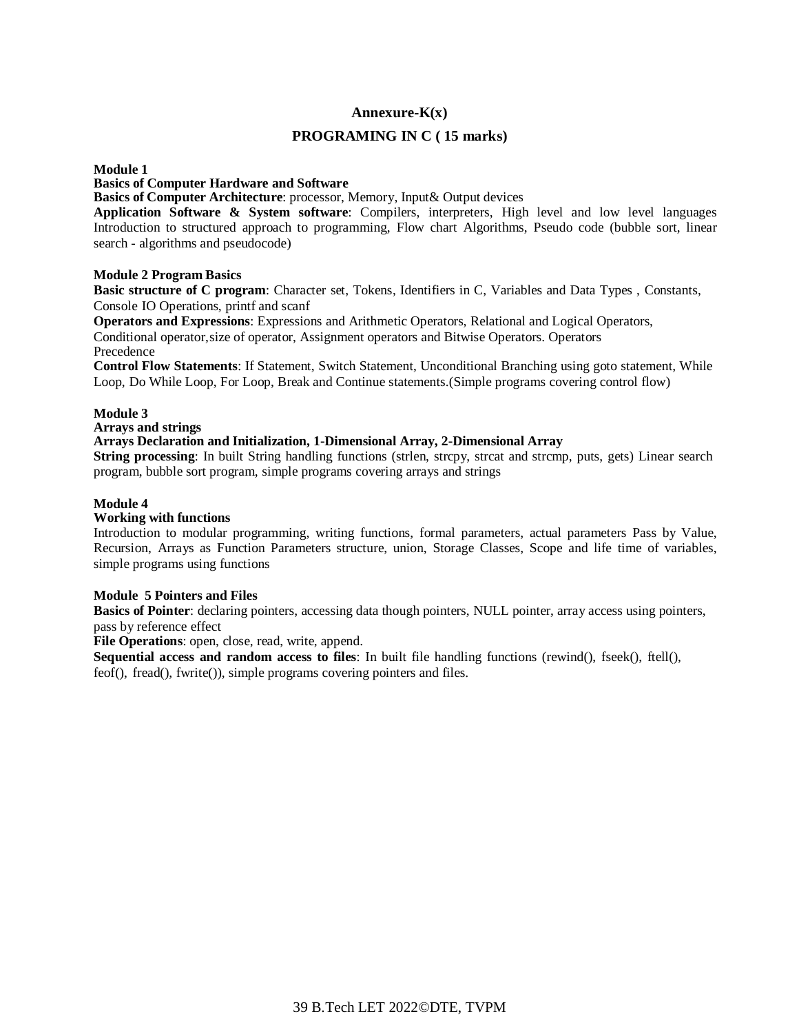## Annexure-K(x)

## PROGRAMING IN C ( 15 marks)

**Module 1**
**Basics of Computer Hardware and Software**
**Basics of Computer Architecture**: processor, Memory, Input& Output devices
**Application Software & System software**: Compilers, interpreters, High level and low level languages Introduction to structured approach to programming, Flow chart Algorithms, Pseudo code (bubble sort, linear search - algorithms and pseudocode)

**Module 2 Program Basics**
**Basic structure of C program**: Character set, Tokens, Identifiers in C, Variables and Data Types , Constants, Console IO Operations, printf and scanf
**Operators and Expressions**: Expressions and Arithmetic Operators, Relational and Logical Operators, Conditional operator,size of operator, Assignment operators and Bitwise Operators. Operators Precedence
**Control Flow Statements**: If Statement, Switch Statement, Unconditional Branching using goto statement, While Loop, Do While Loop, For Loop, Break and Continue statements.(Simple programs covering control flow)

**Module 3**
**Arrays and strings**
**Arrays Declaration and Initialization, 1-Dimensional Array, 2-Dimensional Array**
**String processing**: In built String handling functions (strlen, strcpy, strcat and strcmp, puts, gets) Linear search program, bubble sort program, simple programs covering arrays and strings

**Module 4**
**Working with functions**
Introduction to modular programming, writing functions, formal parameters, actual parameters Pass by Value, Recursion, Arrays as Function Parameters structure, union, Storage Classes, Scope and life time of variables, simple programs using functions

**Module 5 Pointers and Files**
**Basics of Pointer**: declaring pointers, accessing data though pointers, NULL pointer, array access using pointers, pass by reference effect
**File Operations**: open, close, read, write, append.
**Sequential access and random access to files**: In built file handling functions (rewind(), fseek(), ftell(), feof(), fread(), fwrite()), simple programs covering pointers and files.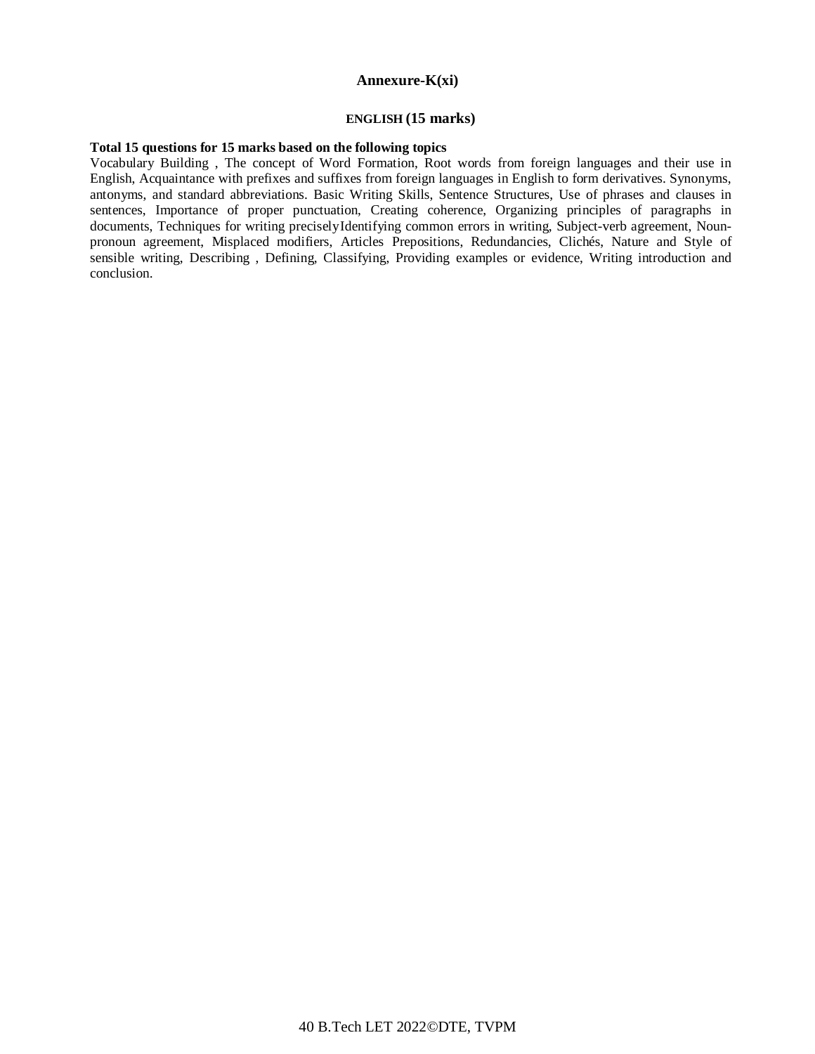## Annexure-K(xi)

### ENGLISH (15 marks)

**Total 15 questions for 15 marks based on the following topics**

Vocabulary Building , The concept of Word Formation, Root words from foreign languages and their use in English, Acquaintance with prefixes and suffixes from foreign languages in English to form derivatives. Synonyms, antonyms, and standard abbreviations. Basic Writing Skills, Sentence Structures, Use of phrases and clauses in sentences, Importance of proper punctuation, Creating coherence, Organizing principles of paragraphs in documents, Techniques for writing preciselyIdentifying common errors in writing, Subject-verb agreement, Noun-pronoun agreement, Misplaced modifiers, Articles Prepositions, Redundancies, Clichés, Nature and Style of sensible writing, Describing , Defining, Classifying, Providing examples or evidence, Writing introduction and conclusion.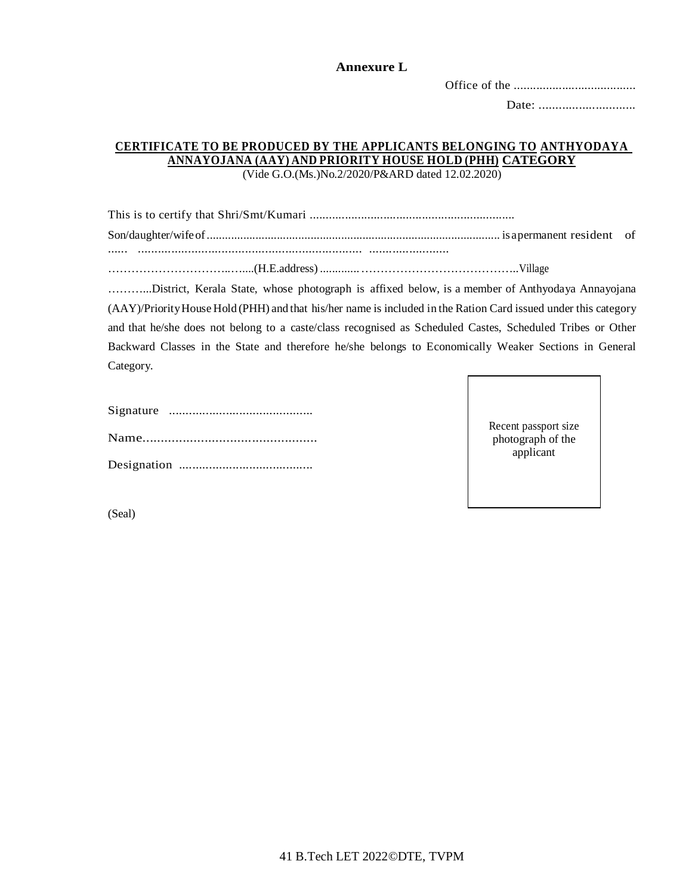**Annexure L**

Office of the ......................................

Date: .............................

**CERTIFICATE TO BE PRODUCED BY THE APPLICANTS BELONGING TO ANTHYODAYA ANNAYOJANA (AAY) AND PRIORITY HOUSE HOLD (PHH) CATEGORY**

(Vide G.O.(Ms.)No.2/2020/P&ARD dated 12.02.2020)

This is to certify that Shri/Smt/Kumari ................................................................

Son/daughter/wife of ................................................................................................ is a permanent resident of ...... .................................................................... .........................

…………………………..…....(H.E.address) ............ …………………………………..Village

………...District, Kerala State, whose photograph is affixed below, is a member of Anthyodaya Annayojana (AAY)/Priority House Hold (PHH) and that his/her name is included in the Ration Card issued under this category and that he/she does not belong to a caste/class recognised as Scheduled Castes, Scheduled Tribes or Other Backward Classes in the State and therefore he/she belongs to Economically Weaker Sections in General Category.

Signature ...........................................

Name.................................................

Designation ........................................

Recent passport size photograph of the applicant

(Seal)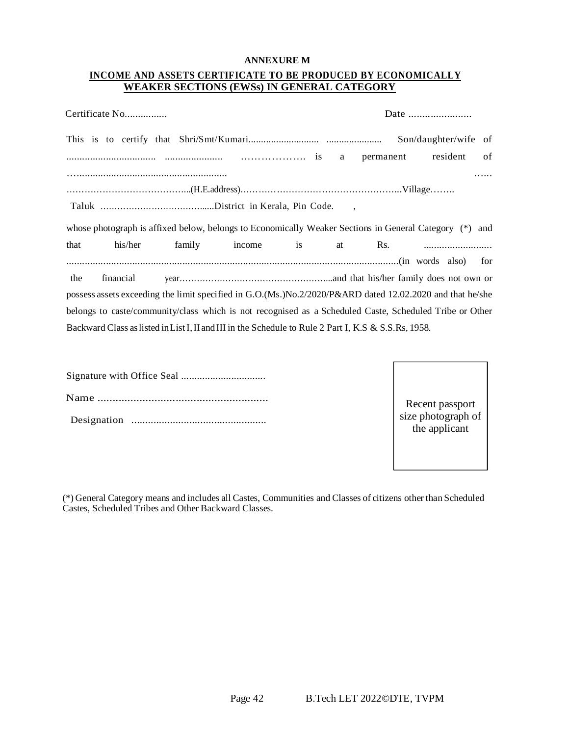**ANNEXURE M**

**INCOME AND ASSETS CERTIFICATE TO BE PRODUCED BY ECONOMICALLY WEAKER SECTIONS (EWSs) IN GENERAL CATEGORY**

Certificate No................ Date .......................

This is to certify that Shri/Smt/Kumari............................ ...................... Son/daughter/wife of .................................. ...................... ………………. is a permanent resident of …......................................................... …... …………………………………...(H.E.address)……………………………………………...Village…….. Taluk …………………………….....District in Kerala, Pin Code. ,

whose photograph is affixed below, belongs to Economically Weaker Sections in General Category (*) and that his/her family income is at Rs. ......................... ..........................................................................................................................(in words also) for the financial year……………………………………………...and that his/her family does not own or possess assets exceeding the limit specified in G.O.(Ms.)No.2/2020/P&ARD dated 12.02.2020 and that he/she belongs to caste/community/class which is not recognised as a Scheduled Caste, Scheduled Tribe or Other Backward Class as listed in List I, II and III in the Schedule to Rule 2 Part I, K.S & S.S.Rs, 1958.

Signature with Office Seal ................................

Name .........................................................

Designation .................................................

Recent passport size photograph of the applicant

(*) General Category means and includes all Castes, Communities and Classes of citizens other than Scheduled Castes, Scheduled Tribes and Other Backward Classes.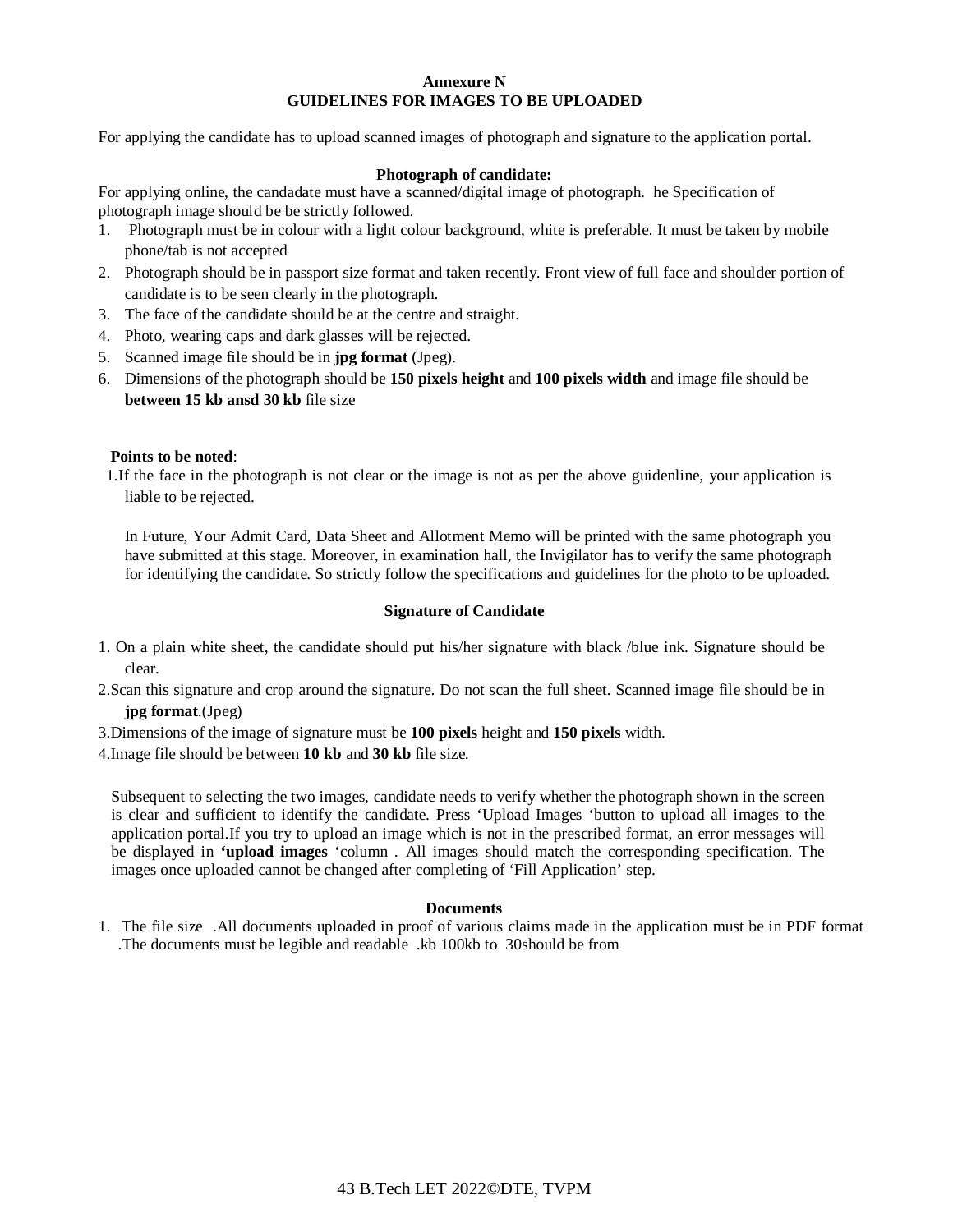**Annexure N**
**GUIDELINES FOR IMAGES TO BE UPLOADED**

For applying the candidate has to upload scanned images of photograph and signature to the application portal.

**Photograph of candidate:**

For applying online, the candadate must have a scanned/digital image of photograph. he Specification of photograph image should be be strictly followed.

1. Photograph must be in colour with a light colour background, white is preferable. It must be taken by mobile phone/tab is not accepted
2. Photograph should be in passport size format and taken recently. Front view of full face and shoulder portion of candidate is to be seen clearly in the photograph.
3. The face of the candidate should be at the centre and straight.
4. Photo, wearing caps and dark glasses will be rejected.
5. Scanned image file should be in **jpg format** (Jpeg).
6. Dimensions of the photograph should be **150 pixels height** and **100 pixels width** and image file should be **between 15 kb ansd 30 kb** file size

**Points to be noted**:

1.If the face in the photograph is not clear or the image is not as per the above guidenline, your application is liable to be rejected.

In Future, Your Admit Card, Data Sheet and Allotment Memo will be printed with the same photograph you have submitted at this stage. Moreover, in examination hall, the Invigilator has to verify the same photograph for identifying the candidate. So strictly follow the specifications and guidelines for the photo to be uploaded.

**Signature of Candidate**

1. On a plain white sheet, the candidate should put his/her signature with black /blue ink. Signature should be clear.
2. Scan this signature and crop around the signature. Do not scan the full sheet. Scanned image file should be in **jpg format**.(Jpeg)
3. Dimensions of the image of signature must be **100 pixels** height and **150 pixels** width.
4. Image file should be between **10 kb** and **30 kb** file size.

Subsequent to selecting the two images, candidate needs to verify whether the photograph shown in the screen is clear and sufficient to identify the candidate. Press 'Upload Images 'button to upload all images to the application portal.If you try to upload an image which is not in the prescribed format, an error messages will be displayed in **'upload images** 'column . All images should match the corresponding specification. The images once uploaded cannot be changed after completing of 'Fill Application' step.

**Documents**

1. The file size .All documents uploaded in proof of various claims made in the application must be in PDF format .The documents must be legible and readable .kb 100kb to 30should be from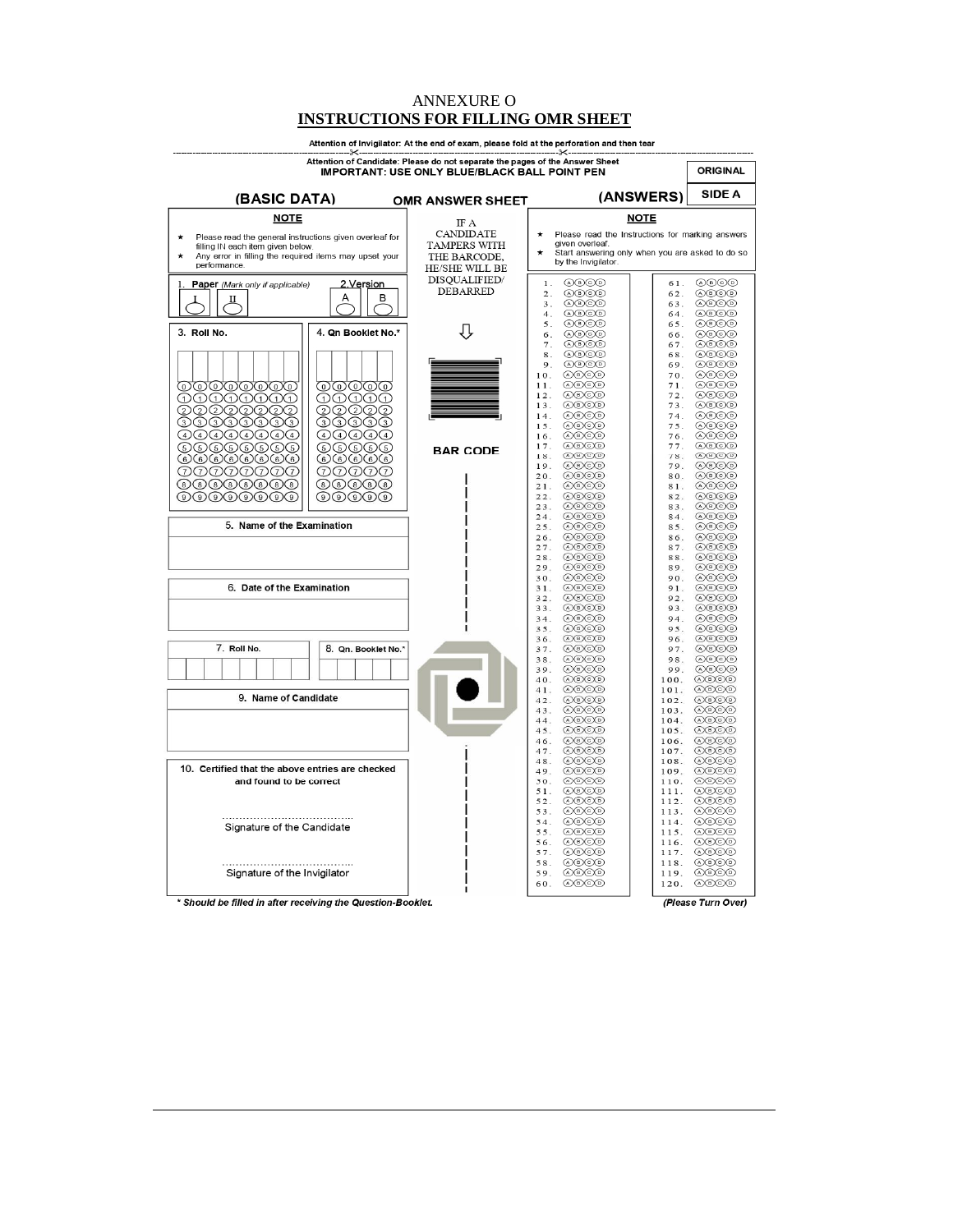# ANNEXURE O

## INSTRUCTIONS FOR FILLING OMR SHEET

Attention of Invigilator: At the end of exam, please fold at the perforation and then tear

Attention of Candidate: Please do not separate the pages of the Answer Sheet

**IMPORTANT: USE ONLY BLUE/BLACK BALL POINT PEN**

**ORIGINAL**

**SIDE A**

**(BASIC DATA)** **OMR ANSWER SHEET** **(ANSWERS)**

**NOTE**

- ★ Please read the general instructions given overleaf for filling IN each item given below.
- ★ Any error in filling the required items may upset your performance.

IF A CANDIDATE TAMPERS WITH THE BARCODE, HE/SHE WILL BE DISQUALIFIED/ DEBARRED

**NOTE**

- ★ Please read the Instructions for marking answers given overleaf.
- ★ Start answering only when you are asked to do so by the Invigilator.

1. **Paper** *(Mark only if applicable)* I II

2. **Version** A B

3. **Roll No.** (0–9 bubbles for each of 8 digits)

4. **Qn Booklet No.*** (0–9 bubbles for each of 5 digits)

BAR CODE

5. **Name of the Examination**

6. **Date of the Examination**

7. **Roll No.**

8. **Qn. Booklet No.***

9. **Name of Candidate**

10. **Certified that the above entries are checked and found to be correct**

………………………………
Signature of the Candidate

………………………………
Signature of the Invigilator

Answers: Questions 1–120, each with options (A) (B) (C) (D)

*\* Should be filled in after receiving the Question-Booklet.*

*(Please Turn Over)*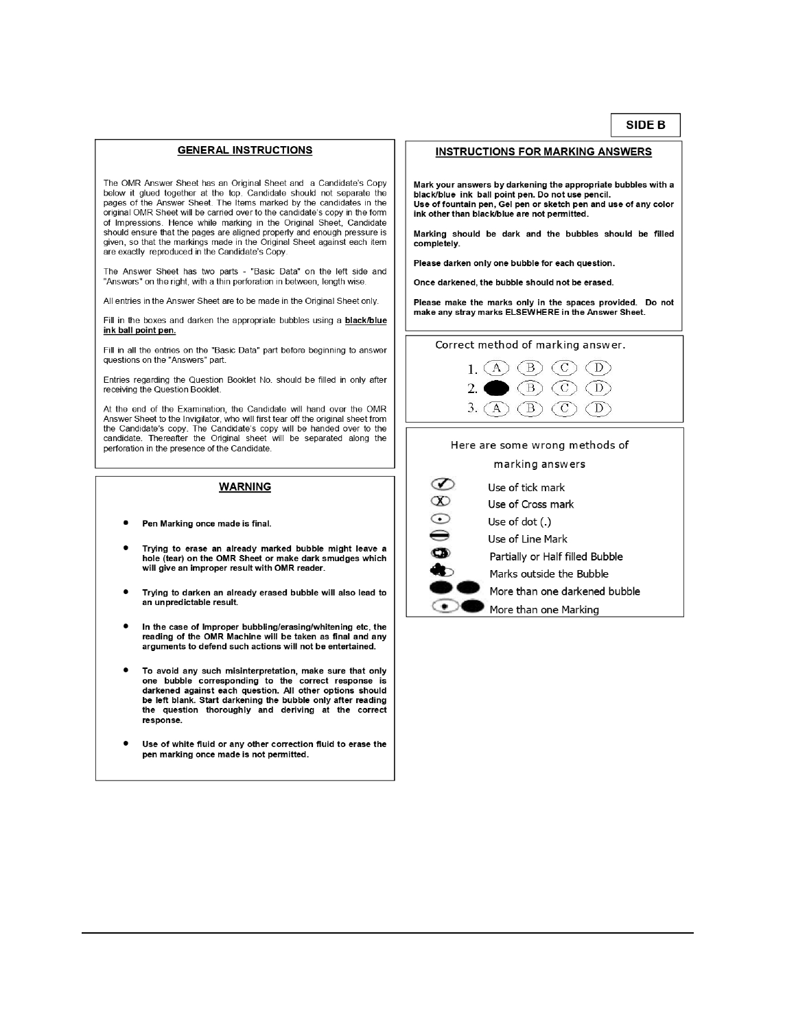**SIDE B**

## GENERAL INSTRUCTIONS

The OMR Answer Sheet has an Original Sheet and a Candidate's Copy below it glued together at the top. Candidate should not separate the pages of the Answer Sheet. The Items marked by the candidates in the original OMR Sheet will be carried over to the candidate's copy in the form of Impressions. Hence while marking in the Original Sheet, Candidate should ensure that the pages are aligned properly and enough pressure is given, so that the markings made in the Original Sheet against each item are exactly reproduced in the Candidate's Copy.

The Answer Sheet has two parts - "Basic Data" on the left side and "Answers" on the right, with a thin perforation in between, length wise.

All entries in the Answer Sheet are to be made in the Original Sheet only.

Fill in the boxes and darken the appropriate bubbles using a **black/blue ink ball point pen.**

Fill in all the entries on the "Basic Data" part before beginning to answer questions on the "Answers" part.

Entries regarding the Question Booklet No. should be filled in only after receiving the Question Booklet.

At the end of the Examination, the Candidate will hand over the OMR Answer Sheet to the Invigilator, who will first tear off the original sheet from the Candidate's copy. The Candidate's copy will be handed over to the candidate. Thereafter the Original sheet will be separated along the perforation in the presence of the Candidate.

## WARNING

- **Pen Marking once made is final.**
- **Trying to erase an already marked bubble might leave a hole (tear) on the OMR Sheet or make dark smudges which will give an improper result with OMR reader.**
- **Trying to darken an already erased bubble will also lead to an unpredictable result.**
- **In the case of Improper bubbling/erasing/whitening etc, the reading of the OMR Machine will be taken as final and any arguments to defend such actions will not be entertained.**
- **To avoid any such misinterpretation, make sure that only one bubble corresponding to the correct response is darkened against each question. All other options should be left blank. Start darkening the bubble only after reading the question thoroughly and deriving at the correct response.**
- **Use of white fluid or any other correction fluid to erase the pen marking once made is not permitted.**

## INSTRUCTIONS FOR MARKING ANSWERS

**Mark your answers by darkening the appropriate bubbles with a black/blue ink ball point pen. Do not use pencil.**
**Use of fountain pen, Gel pen or sketch pen and use of any color ink other than black/blue are not permitted.**

**Marking should be dark and the bubbles should be filled completely.**

**Please darken only one bubble for each question.**

**Once darkened, the bubble should not be erased.**

**Please make the marks only in the spaces provided. Do not make any stray marks ELSEWHERE in the Answer Sheet.**

Correct method of marking answer.

1. (A) (B) (C) (D)
2. ● (B) (C) (D)
3. (A) (B) (C) (D)

Here are some wrong methods of marking answers

- Use of tick mark
- Use of Cross mark
- Use of dot (.)
- Use of Line Mark
- Partially or Half filled Bubble
- Marks outside the Bubble
- More than one darkened bubble
- More than one Marking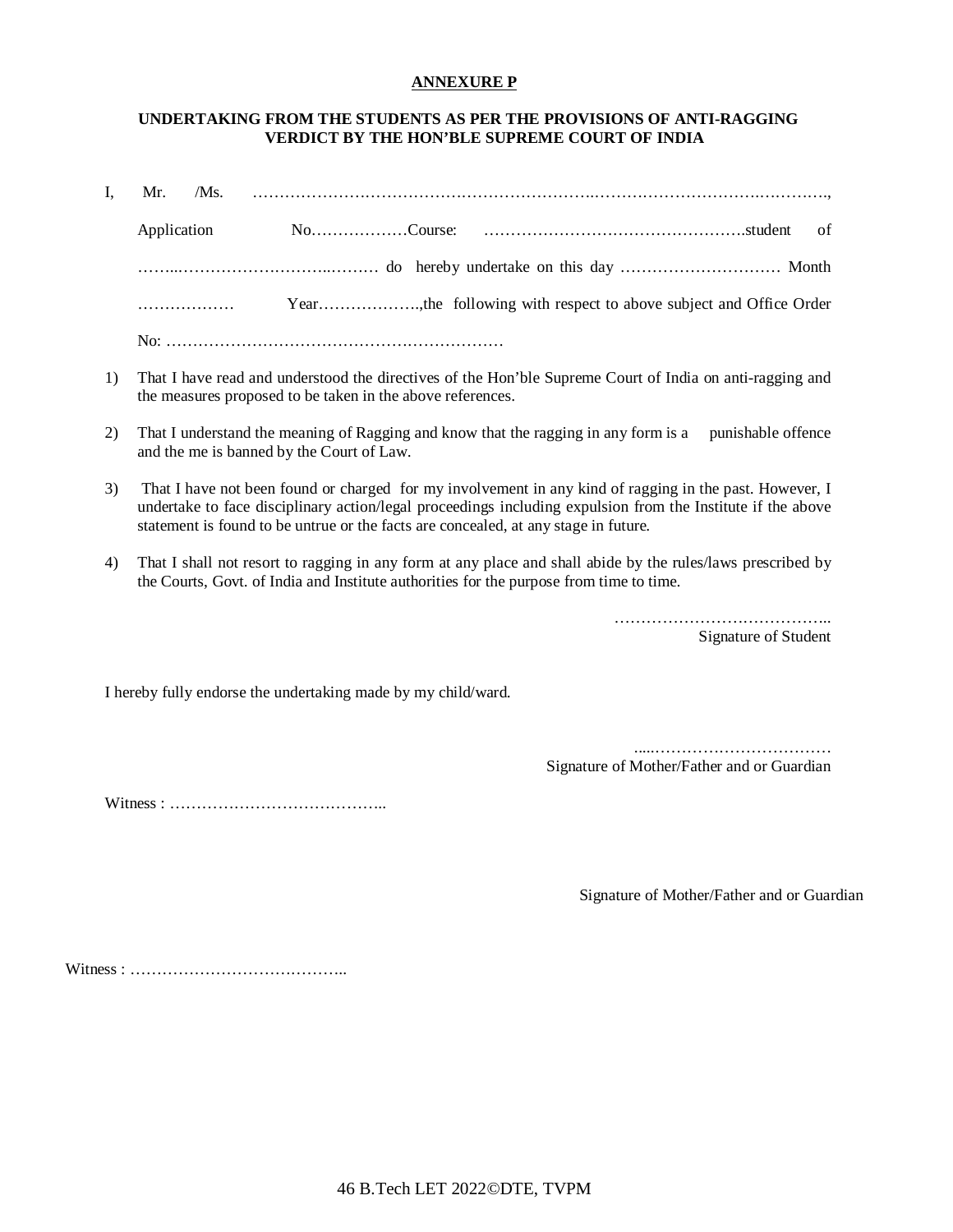**ANNEXURE P**

**UNDERTAKING FROM THE STUDENTS AS PER THE PROVISIONS OF ANTI-RAGGING VERDICT BY THE HON'BLE SUPREME COURT OF INDIA**

I, Mr. /Ms. …………………………………………………………………………………………………………,

Application No………………Course: ………………………………………….student of ……..……………………….……… do hereby undertake on this day ………………………… Month ……………… Year………………..,the following with respect to above subject and Office Order No: ………………………………………………………

1) That I have read and understood the directives of the Hon'ble Supreme Court of India on anti-ragging and the measures proposed to be taken in the above references.

2) That I understand the meaning of Ragging and know that the ragging in any form is a punishable offence and the me is banned by the Court of Law.

3) That I have not been found or charged for my involvement in any kind of ragging in the past. However, I undertake to face disciplinary action/legal proceedings including expulsion from the Institute if the above statement is found to be untrue or the facts are concealed, at any stage in future.

4) That I shall not resort to ragging in any form at any place and shall abide by the rules/laws prescribed by the Courts, Govt. of India and Institute authorities for the purpose from time to time.

…………………………………..
Signature of Student

I hereby fully endorse the undertaking made by my child/ward.

.....……………………………
Signature of Mother/Father and or Guardian

Witness : …………………………………..

Signature of Mother/Father and or Guardian

Witness : …………………………………..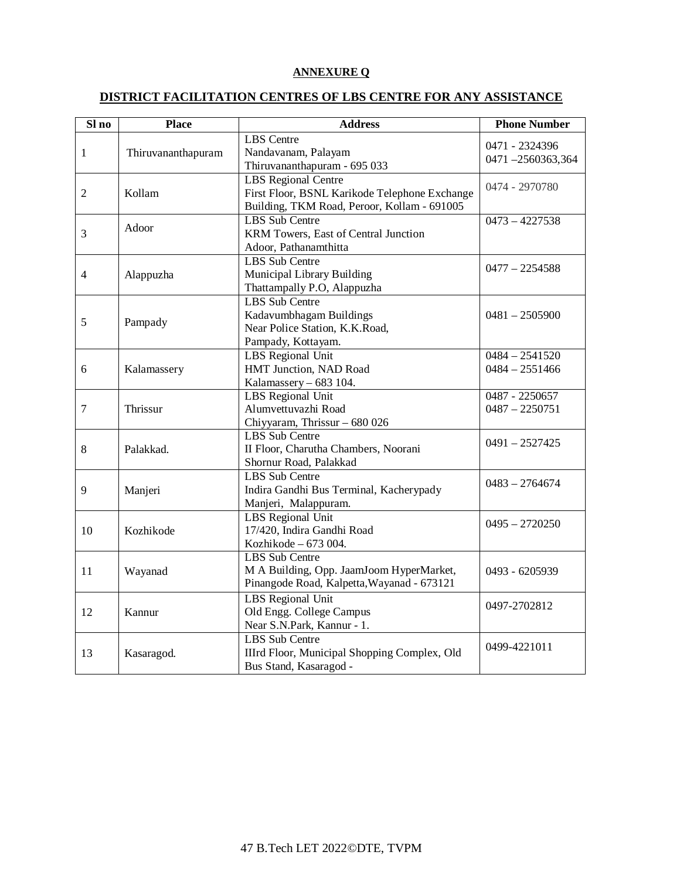**ANNEXURE Q**

## DISTRICT FACILITATION CENTRES OF LBS CENTRE FOR ANY ASSISTANCE

| Sl no | Place | Address | Phone Number |
|---|---|---|---|
| 1 | Thiruvananthapuram | LBS Centre<br>Nandavanam, Palayam<br>Thiruvananthapuram - 695 033 | 0471 - 2324396<br>0471 –2560363,364 |
| 2 | Kollam | LBS Regional Centre<br>First Floor, BSNL Karikode Telephone Exchange Building, TKM Road, Peroor, Kollam - 691005 | 0474 - 2970780 |
| 3 | Adoor | LBS Sub Centre<br>KRM Towers, East of Central Junction<br>Adoor, Pathanamthitta | 0473 – 4227538 |
| 4 | Alappuzha | LBS Sub Centre<br>Municipal Library Building<br>Thattampally P.O, Alappuzha | 0477 – 2254588 |
| 5 | Pampady | LBS Sub Centre<br>Kadavumbhagam Buildings<br>Near Police Station, K.K.Road,<br>Pampady, Kottayam. | 0481 – 2505900 |
| 6 | Kalamassery | LBS Regional Unit<br>HMT Junction, NAD Road<br>Kalamassery – 683 104. | 0484 – 2541520<br>0484 – 2551466 |
| 7 | Thrissur | LBS Regional Unit<br>Alumvettuvazhi Road<br>Chiyyaram, Thrissur – 680 026 | 0487 - 2250657<br>0487 – 2250751 |
| 8 | Palakkad. | LBS Sub Centre<br>II Floor, Charutha Chambers, Noorani<br>Shornur Road, Palakkad | 0491 – 2527425 |
| 9 | Manjeri | LBS Sub Centre<br>Indira Gandhi Bus Terminal, Kacherypady<br>Manjeri, Malappuram. | 0483 – 2764674 |
| 10 | Kozhikode | LBS Regional Unit<br>17/420, Indira Gandhi Road<br>Kozhikode – 673 004. | 0495 – 2720250 |
| 11 | Wayanad | LBS Sub Centre<br>M A Building, Opp. JaamJoom HyperMarket, Pinangode Road, Kalpetta,Wayanad - 673121 | 0493 - 6205939 |
| 12 | Kannur | LBS Regional Unit<br>Old Engg. College Campus<br>Near S.N.Park, Kannur - 1. | 0497-2702812 |
| 13 | Kasaragod. | LBS Sub Centre<br>IIIrd Floor, Municipal Shopping Complex, Old Bus Stand, Kasaragod - | 0499-4221011 |